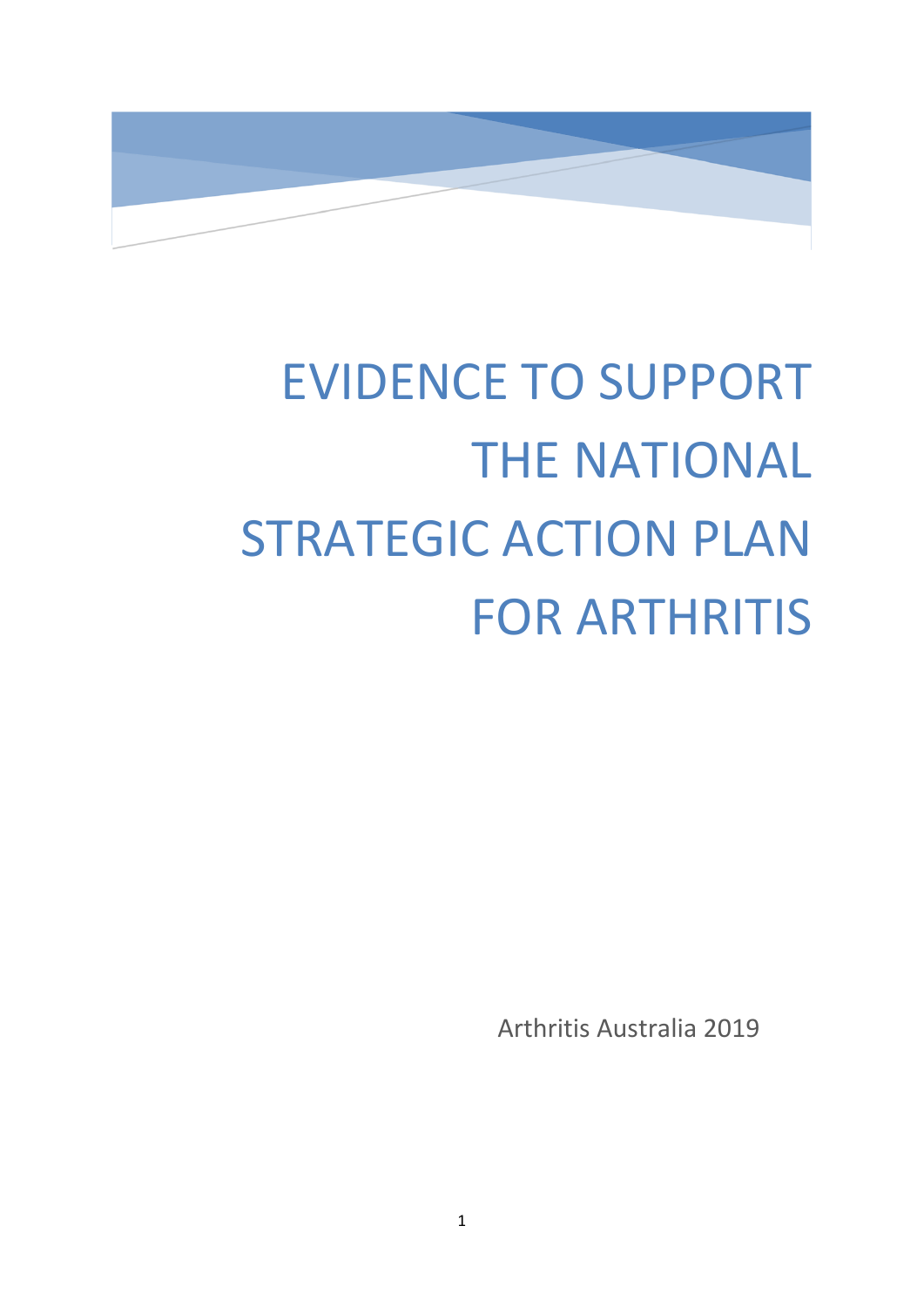# EVIDENCE TO SUPPORT THE NATIONAL STRATEGIC ACTION PLAN FOR ARTHRITIS

Arthritis Australia 2019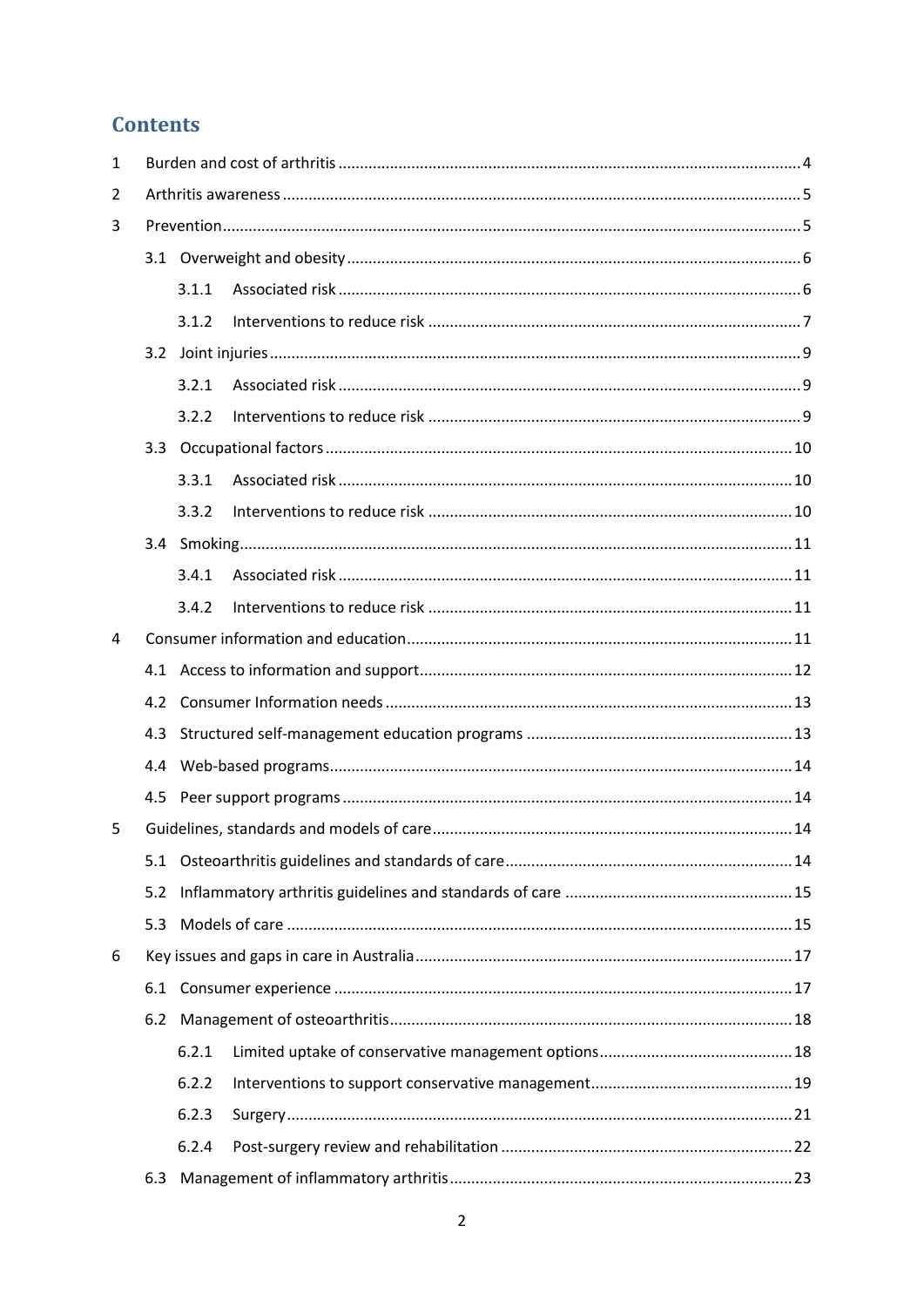## Contents

1 Burden and cost of arthritis ........................................................................................... 4

2 Arthritis awareness ........................................................................................... 5

3 Prevention ........................................................................................... 5

 3.1 Overweight and obesity ........................................................................................... 6

  3.1.1 Associated risk ........................................................................................... 6

  3.1.2 Interventions to reduce risk ........................................................................................... 7

 3.2 Joint injuries ........................................................................................... 9

  3.2.1 Associated risk ........................................................................................... 9

  3.2.2 Interventions to reduce risk ........................................................................................... 9

 3.3 Occupational factors ........................................................................................... 10

  3.3.1 Associated risk ........................................................................................... 10

  3.3.2 Interventions to reduce risk ........................................................................................... 10

 3.4 Smoking ........................................................................................... 11

  3.4.1 Associated risk ........................................................................................... 11

  3.4.2 Interventions to reduce risk ........................................................................................... 11

4 Consumer information and education ........................................................................................... 11

 4.1 Access to information and support ........................................................................................... 12

 4.2 Consumer Information needs ........................................................................................... 13

 4.3 Structured self-management education programs ........................................................................................... 13

 4.4 Web-based programs ........................................................................................... 14

 4.5 Peer support programs ........................................................................................... 14

5 Guidelines, standards and models of care ........................................................................................... 14

 5.1 Osteoarthritis guidelines and standards of care ........................................................................................... 14

 5.2 Inflammatory arthritis guidelines and standards of care ........................................................................................... 15

 5.3 Models of care ........................................................................................... 15

6 Key issues and gaps in care in Australia ........................................................................................... 17

 6.1 Consumer experience ........................................................................................... 17

 6.2 Management of osteoarthritis ........................................................................................... 18

  6.2.1 Limited uptake of conservative management options ........................................................................................... 18

  6.2.2 Interventions to support conservative management ........................................................................................... 19

  6.2.3 Surgery ........................................................................................... 21

  6.2.4 Post-surgery review and rehabilitation ........................................................................................... 22

 6.3 Management of inflammatory arthritis ........................................................................................... 23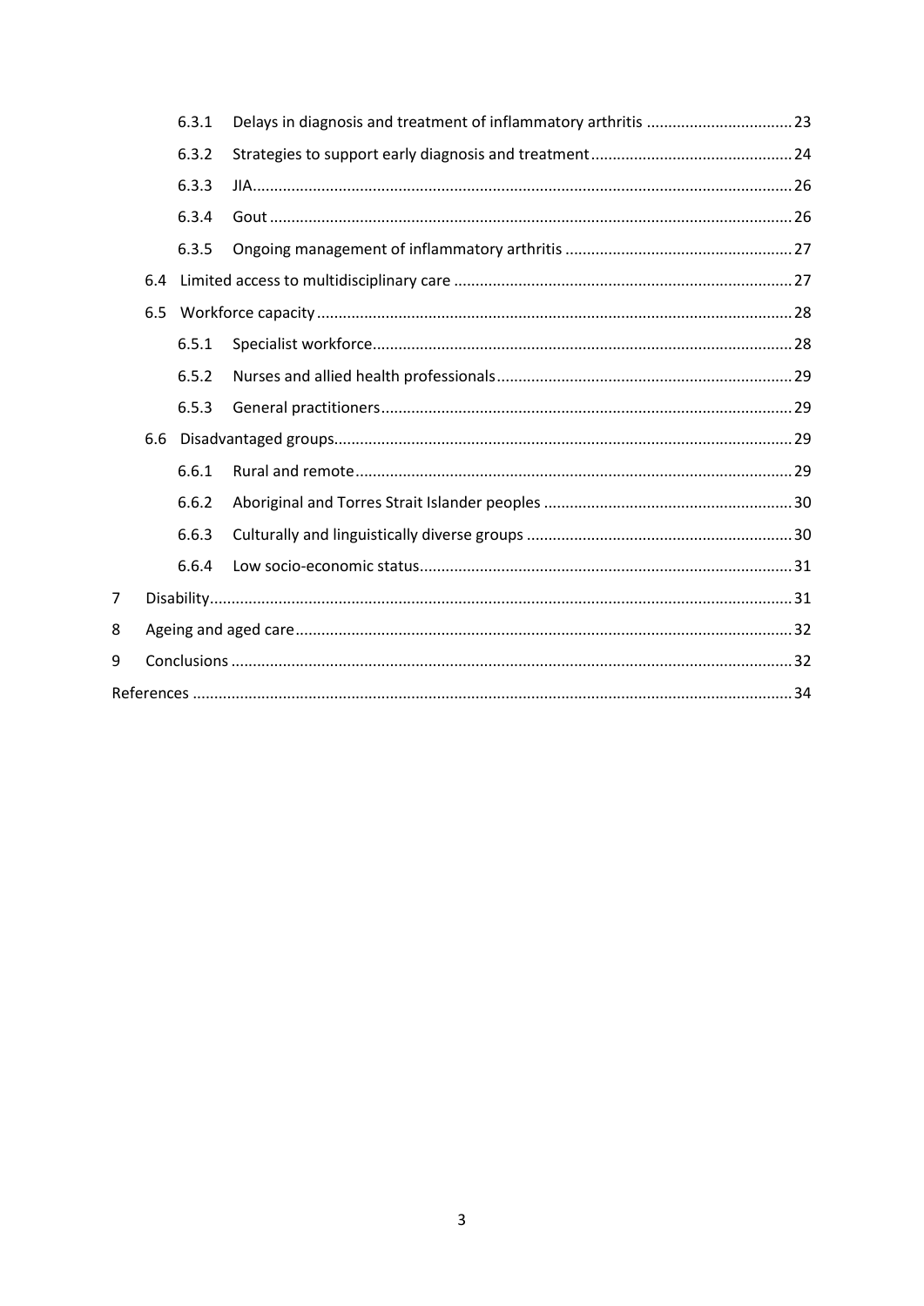- 6.3.1 Delays in diagnosis and treatment of inflammatory arthritis ....... 23
- 6.3.2 Strategies to support early diagnosis and treatment ....... 24
- 6.3.3 JIA ....... 26
- 6.3.4 Gout ....... 26
- 6.3.5 Ongoing management of inflammatory arthritis ....... 27
- 6.4 Limited access to multidisciplinary care ....... 27
- 6.5 Workforce capacity ....... 28
  - 6.5.1 Specialist workforce ....... 28
  - 6.5.2 Nurses and allied health professionals ....... 29
  - 6.5.3 General practitioners ....... 29
- 6.6 Disadvantaged groups ....... 29
  - 6.6.1 Rural and remote ....... 29
  - 6.6.2 Aboriginal and Torres Strait Islander peoples ....... 30
  - 6.6.3 Culturally and linguistically diverse groups ....... 30
  - 6.6.4 Low socio-economic status ....... 31

7 Disability ....... 31

8 Ageing and aged care ....... 32

9 Conclusions ....... 32

References ....... 34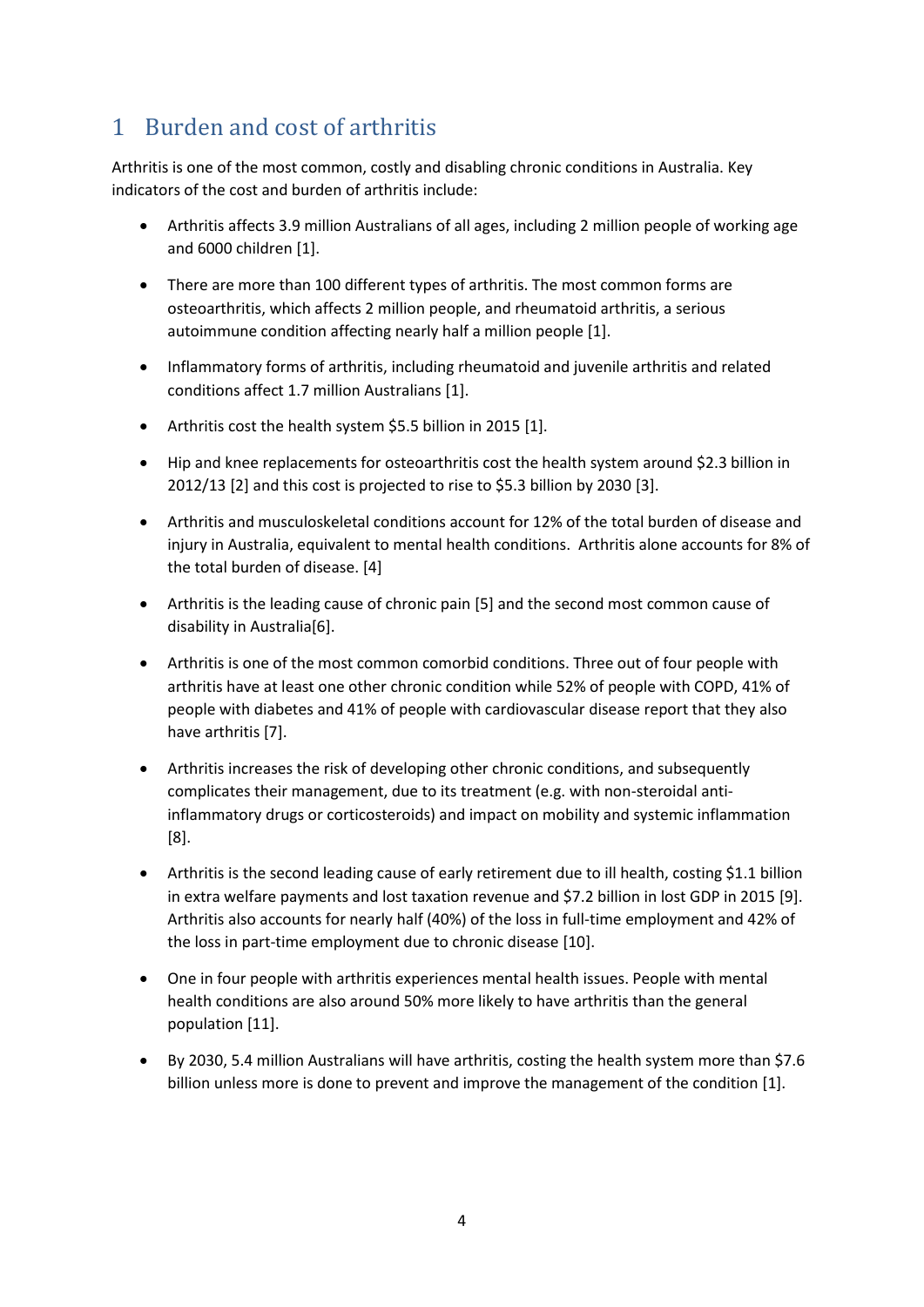# 1 Burden and cost of arthritis

Arthritis is one of the most common, costly and disabling chronic conditions in Australia. Key indicators of the cost and burden of arthritis include:

- Arthritis affects 3.9 million Australians of all ages, including 2 million people of working age and 6000 children [1].
- There are more than 100 different types of arthritis. The most common forms are osteoarthritis, which affects 2 million people, and rheumatoid arthritis, a serious autoimmune condition affecting nearly half a million people [1].
- Inflammatory forms of arthritis, including rheumatoid and juvenile arthritis and related conditions affect 1.7 million Australians [1].
- Arthritis cost the health system $5.5 billion in 2015 [1].
- Hip and knee replacements for osteoarthritis cost the health system around $2.3 billion in 2012/13 [2] and this cost is projected to rise to $5.3 billion by 2030 [3].
- Arthritis and musculoskeletal conditions account for 12% of the total burden of disease and injury in Australia, equivalent to mental health conditions. Arthritis alone accounts for 8% of the total burden of disease. [4]
- Arthritis is the leading cause of chronic pain [5] and the second most common cause of disability in Australia[6].
- Arthritis is one of the most common comorbid conditions. Three out of four people with arthritis have at least one other chronic condition while 52% of people with COPD, 41% of people with diabetes and 41% of people with cardiovascular disease report that they also have arthritis [7].
- Arthritis increases the risk of developing other chronic conditions, and subsequently complicates their management, due to its treatment (e.g. with non-steroidal anti-inflammatory drugs or corticosteroids) and impact on mobility and systemic inflammation [8].
- Arthritis is the second leading cause of early retirement due to ill health, costing $1.1 billion in extra welfare payments and lost taxation revenue and $7.2 billion in lost GDP in 2015 [9]. Arthritis also accounts for nearly half (40%) of the loss in full-time employment and 42% of the loss in part-time employment due to chronic disease [10].
- One in four people with arthritis experiences mental health issues. People with mental health conditions are also around 50% more likely to have arthritis than the general population [11].
- By 2030, 5.4 million Australians will have arthritis, costing the health system more than $7.6 billion unless more is done to prevent and improve the management of the condition [1].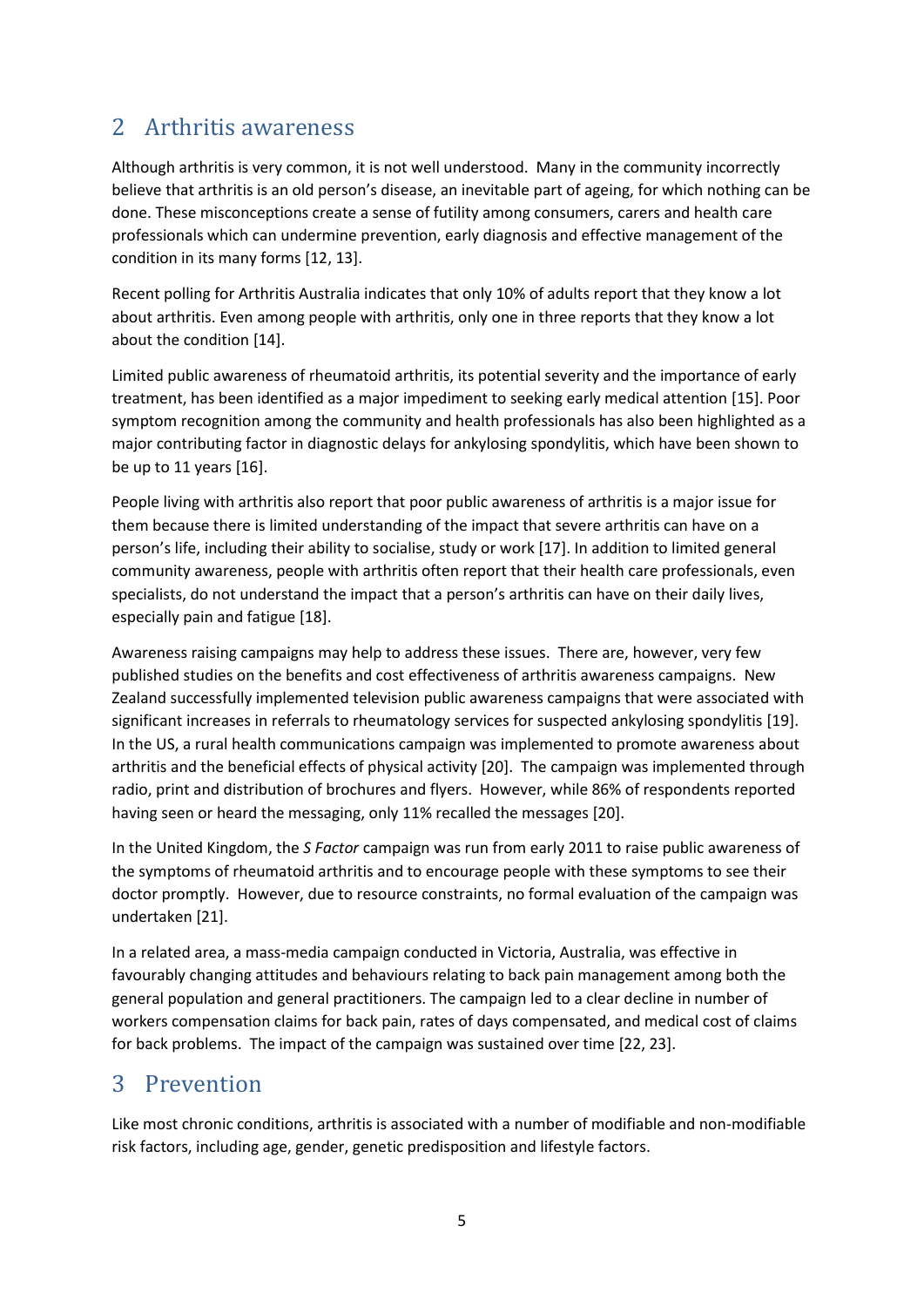## 2 Arthritis awareness

Although arthritis is very common, it is not well understood. Many in the community incorrectly believe that arthritis is an old person's disease, an inevitable part of ageing, for which nothing can be done. These misconceptions create a sense of futility among consumers, carers and health care professionals which can undermine prevention, early diagnosis and effective management of the condition in its many forms [12, 13].

Recent polling for Arthritis Australia indicates that only 10% of adults report that they know a lot about arthritis. Even among people with arthritis, only one in three reports that they know a lot about the condition [14].

Limited public awareness of rheumatoid arthritis, its potential severity and the importance of early treatment, has been identified as a major impediment to seeking early medical attention [15]. Poor symptom recognition among the community and health professionals has also been highlighted as a major contributing factor in diagnostic delays for ankylosing spondylitis, which have been shown to be up to 11 years [16].

People living with arthritis also report that poor public awareness of arthritis is a major issue for them because there is limited understanding of the impact that severe arthritis can have on a person's life, including their ability to socialise, study or work [17]. In addition to limited general community awareness, people with arthritis often report that their health care professionals, even specialists, do not understand the impact that a person's arthritis can have on their daily lives, especially pain and fatigue [18].

Awareness raising campaigns may help to address these issues. There are, however, very few published studies on the benefits and cost effectiveness of arthritis awareness campaigns. New Zealand successfully implemented television public awareness campaigns that were associated with significant increases in referrals to rheumatology services for suspected ankylosing spondylitis [19]. In the US, a rural health communications campaign was implemented to promote awareness about arthritis and the beneficial effects of physical activity [20]. The campaign was implemented through radio, print and distribution of brochures and flyers. However, while 86% of respondents reported having seen or heard the messaging, only 11% recalled the messages [20].

In the United Kingdom, the *S Factor* campaign was run from early 2011 to raise public awareness of the symptoms of rheumatoid arthritis and to encourage people with these symptoms to see their doctor promptly. However, due to resource constraints, no formal evaluation of the campaign was undertaken [21].

In a related area, a mass-media campaign conducted in Victoria, Australia, was effective in favourably changing attitudes and behaviours relating to back pain management among both the general population and general practitioners. The campaign led to a clear decline in number of workers compensation claims for back pain, rates of days compensated, and medical cost of claims for back problems. The impact of the campaign was sustained over time [22, 23].

## 3 Prevention

Like most chronic conditions, arthritis is associated with a number of modifiable and non-modifiable risk factors, including age, gender, genetic predisposition and lifestyle factors.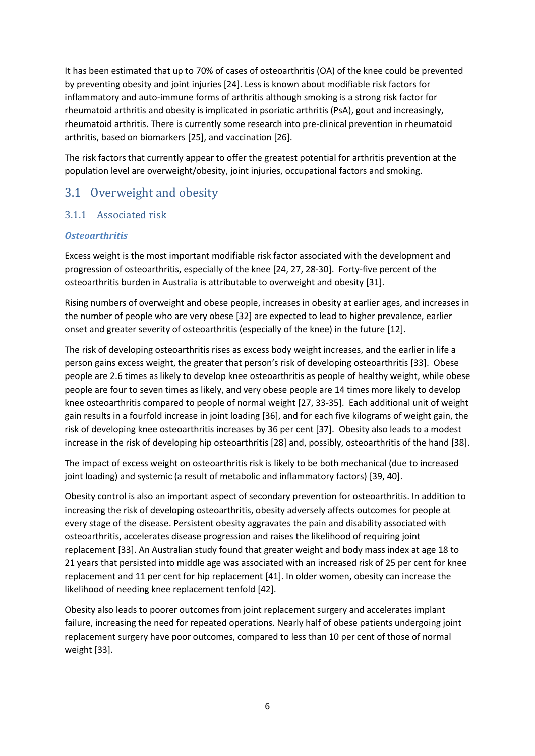It has been estimated that up to 70% of cases of osteoarthritis (OA) of the knee could be prevented by preventing obesity and joint injuries [24]. Less is known about modifiable risk factors for inflammatory and auto-immune forms of arthritis although smoking is a strong risk factor for rheumatoid arthritis and obesity is implicated in psoriatic arthritis (PsA), gout and increasingly, rheumatoid arthritis. There is currently some research into pre-clinical prevention in rheumatoid arthritis, based on biomarkers [25], and vaccination [26].

The risk factors that currently appear to offer the greatest potential for arthritis prevention at the population level are overweight/obesity, joint injuries, occupational factors and smoking.

## 3.1 Overweight and obesity

### 3.1.1 Associated risk

***Osteoarthritis***

Excess weight is the most important modifiable risk factor associated with the development and progression of osteoarthritis, especially of the knee [24, 27, 28-30]. Forty-five percent of the osteoarthritis burden in Australia is attributable to overweight and obesity [31].

Rising numbers of overweight and obese people, increases in obesity at earlier ages, and increases in the number of people who are very obese [32] are expected to lead to higher prevalence, earlier onset and greater severity of osteoarthritis (especially of the knee) in the future [12].

The risk of developing osteoarthritis rises as excess body weight increases, and the earlier in life a person gains excess weight, the greater that person's risk of developing osteoarthritis [33]. Obese people are 2.6 times as likely to develop knee osteoarthritis as people of healthy weight, while obese people are four to seven times as likely, and very obese people are 14 times more likely to develop knee osteoarthritis compared to people of normal weight [27, 33-35]. Each additional unit of weight gain results in a fourfold increase in joint loading [36], and for each five kilograms of weight gain, the risk of developing knee osteoarthritis increases by 36 per cent [37]. Obesity also leads to a modest increase in the risk of developing hip osteoarthritis [28] and, possibly, osteoarthritis of the hand [38].

The impact of excess weight on osteoarthritis risk is likely to be both mechanical (due to increased joint loading) and systemic (a result of metabolic and inflammatory factors) [39, 40].

Obesity control is also an important aspect of secondary prevention for osteoarthritis. In addition to increasing the risk of developing osteoarthritis, obesity adversely affects outcomes for people at every stage of the disease. Persistent obesity aggravates the pain and disability associated with osteoarthritis, accelerates disease progression and raises the likelihood of requiring joint replacement [33]. An Australian study found that greater weight and body mass index at age 18 to 21 years that persisted into middle age was associated with an increased risk of 25 per cent for knee replacement and 11 per cent for hip replacement [41]. In older women, obesity can increase the likelihood of needing knee replacement tenfold [42].

Obesity also leads to poorer outcomes from joint replacement surgery and accelerates implant failure, increasing the need for repeated operations. Nearly half of obese patients undergoing joint replacement surgery have poor outcomes, compared to less than 10 per cent of those of normal weight [33].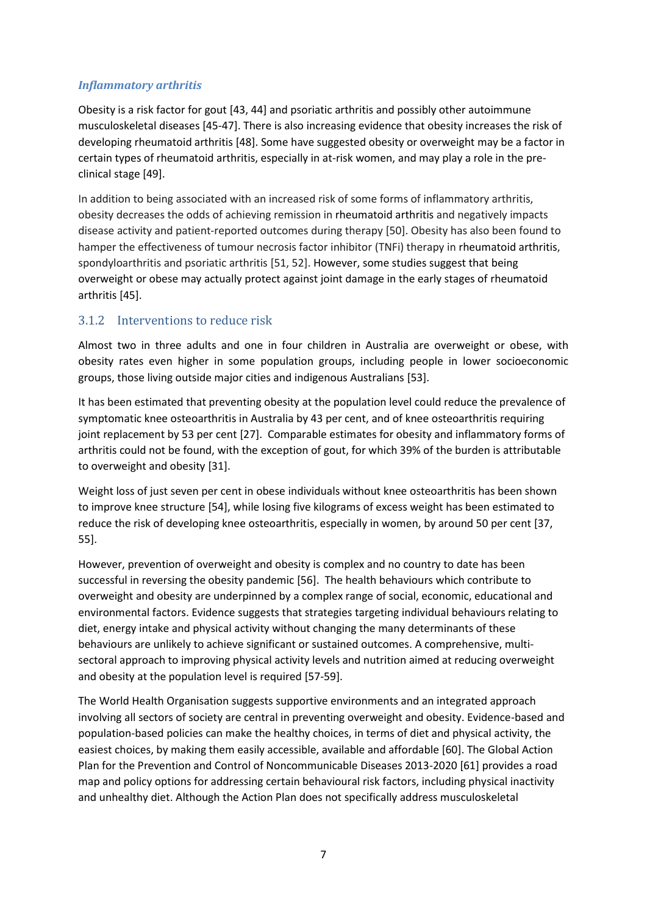#### *Inflammatory arthritis*

Obesity is a risk factor for gout [43, 44] and psoriatic arthritis and possibly other autoimmune musculoskeletal diseases [45-47]. There is also increasing evidence that obesity increases the risk of developing rheumatoid arthritis [48]. Some have suggested obesity or overweight may be a factor in certain types of rheumatoid arthritis, especially in at-risk women, and may play a role in the pre-clinical stage [49].

In addition to being associated with an increased risk of some forms of inflammatory arthritis, obesity decreases the odds of achieving remission in rheumatoid arthritis and negatively impacts disease activity and patient-reported outcomes during therapy [50]. Obesity has also been found to hamper the effectiveness of tumour necrosis factor inhibitor (TNFi) therapy in rheumatoid arthritis, spondyloarthritis and psoriatic arthritis [51, 52]. However, some studies suggest that being overweight or obese may actually protect against joint damage in the early stages of rheumatoid arthritis [45].

### 3.1.2 Interventions to reduce risk

Almost two in three adults and one in four children in Australia are overweight or obese, with obesity rates even higher in some population groups, including people in lower socioeconomic groups, those living outside major cities and indigenous Australians [53].

It has been estimated that preventing obesity at the population level could reduce the prevalence of symptomatic knee osteoarthritis in Australia by 43 per cent, and of knee osteoarthritis requiring joint replacement by 53 per cent [27]. Comparable estimates for obesity and inflammatory forms of arthritis could not be found, with the exception of gout, for which 39% of the burden is attributable to overweight and obesity [31].

Weight loss of just seven per cent in obese individuals without knee osteoarthritis has been shown to improve knee structure [54], while losing five kilograms of excess weight has been estimated to reduce the risk of developing knee osteoarthritis, especially in women, by around 50 per cent [37, 55].

However, prevention of overweight and obesity is complex and no country to date has been successful in reversing the obesity pandemic [56]. The health behaviours which contribute to overweight and obesity are underpinned by a complex range of social, economic, educational and environmental factors. Evidence suggests that strategies targeting individual behaviours relating to diet, energy intake and physical activity without changing the many determinants of these behaviours are unlikely to achieve significant or sustained outcomes. A comprehensive, multi-sectoral approach to improving physical activity levels and nutrition aimed at reducing overweight and obesity at the population level is required [57-59].

The World Health Organisation suggests supportive environments and an integrated approach involving all sectors of society are central in preventing overweight and obesity. Evidence-based and population-based policies can make the healthy choices, in terms of diet and physical activity, the easiest choices, by making them easily accessible, available and affordable [60]. The Global Action Plan for the Prevention and Control of Noncommunicable Diseases 2013-2020 [61] provides a road map and policy options for addressing certain behavioural risk factors, including physical inactivity and unhealthy diet. Although the Action Plan does not specifically address musculoskeletal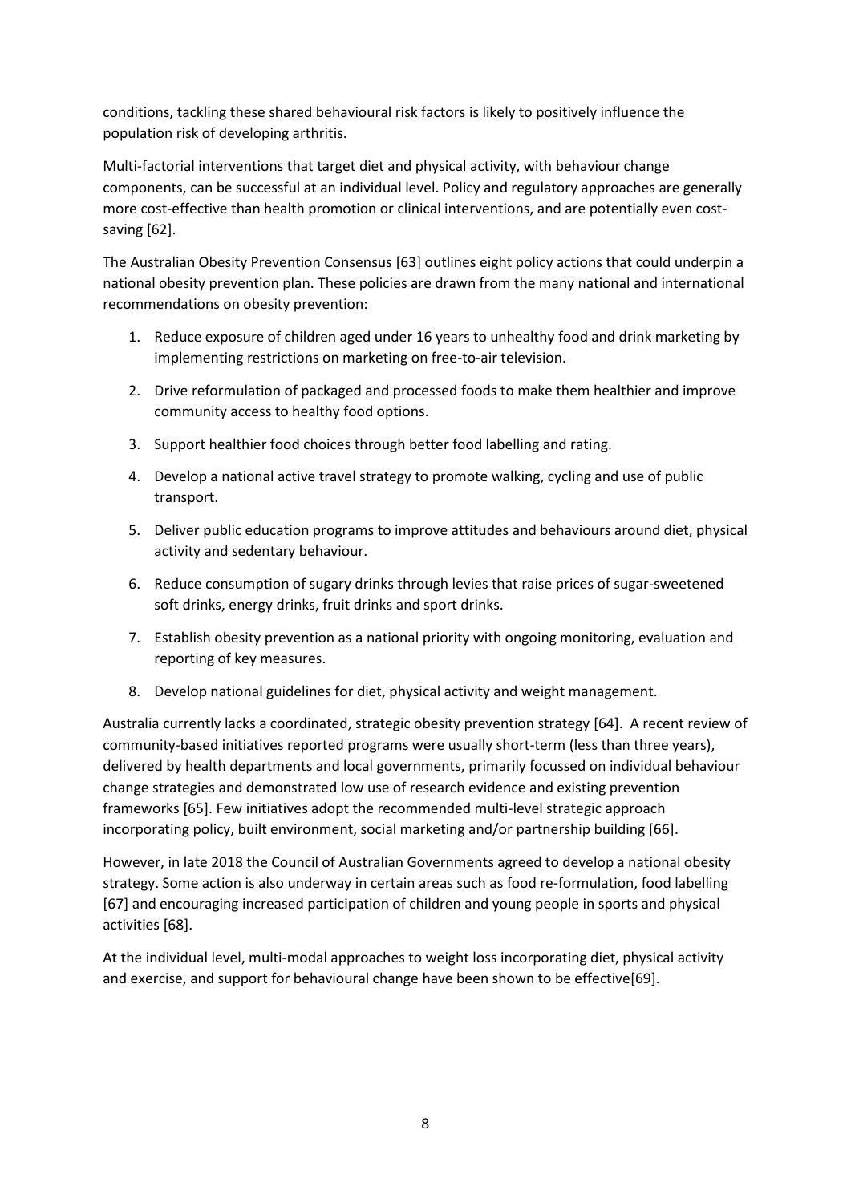conditions, tackling these shared behavioural risk factors is likely to positively influence the population risk of developing arthritis.

Multi-factorial interventions that target diet and physical activity, with behaviour change components, can be successful at an individual level. Policy and regulatory approaches are generally more cost-effective than health promotion or clinical interventions, and are potentially even cost-saving [62].

The Australian Obesity Prevention Consensus [63] outlines eight policy actions that could underpin a national obesity prevention plan. These policies are drawn from the many national and international recommendations on obesity prevention:

1. Reduce exposure of children aged under 16 years to unhealthy food and drink marketing by implementing restrictions on marketing on free-to-air television.
2. Drive reformulation of packaged and processed foods to make them healthier and improve community access to healthy food options.
3. Support healthier food choices through better food labelling and rating.
4. Develop a national active travel strategy to promote walking, cycling and use of public transport.
5. Deliver public education programs to improve attitudes and behaviours around diet, physical activity and sedentary behaviour.
6. Reduce consumption of sugary drinks through levies that raise prices of sugar-sweetened soft drinks, energy drinks, fruit drinks and sport drinks.
7. Establish obesity prevention as a national priority with ongoing monitoring, evaluation and reporting of key measures.
8. Develop national guidelines for diet, physical activity and weight management.

Australia currently lacks a coordinated, strategic obesity prevention strategy [64]. A recent review of community-based initiatives reported programs were usually short-term (less than three years), delivered by health departments and local governments, primarily focussed on individual behaviour change strategies and demonstrated low use of research evidence and existing prevention frameworks [65]. Few initiatives adopt the recommended multi-level strategic approach incorporating policy, built environment, social marketing and/or partnership building [66].

However, in late 2018 the Council of Australian Governments agreed to develop a national obesity strategy. Some action is also underway in certain areas such as food re-formulation, food labelling [67] and encouraging increased participation of children and young people in sports and physical activities [68].

At the individual level, multi-modal approaches to weight loss incorporating diet, physical activity and exercise, and support for behavioural change have been shown to be effective[69].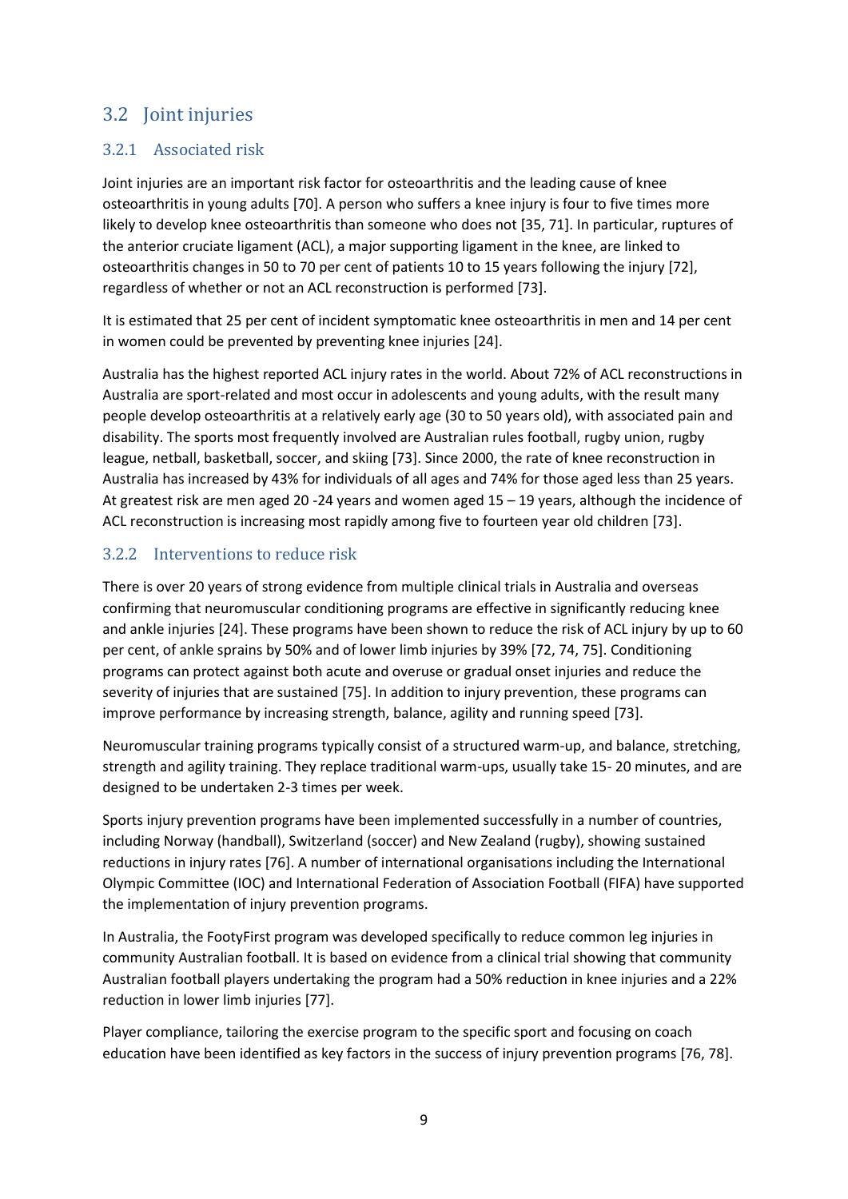## 3.2 Joint injuries

### 3.2.1 Associated risk

Joint injuries are an important risk factor for osteoarthritis and the leading cause of knee osteoarthritis in young adults [70]. A person who suffers a knee injury is four to five times more likely to develop knee osteoarthritis than someone who does not [35, 71]. In particular, ruptures of the anterior cruciate ligament (ACL), a major supporting ligament in the knee, are linked to osteoarthritis changes in 50 to 70 per cent of patients 10 to 15 years following the injury [72], regardless of whether or not an ACL reconstruction is performed [73].

It is estimated that 25 per cent of incident symptomatic knee osteoarthritis in men and 14 per cent in women could be prevented by preventing knee injuries [24].

Australia has the highest reported ACL injury rates in the world. About 72% of ACL reconstructions in Australia are sport-related and most occur in adolescents and young adults, with the result many people develop osteoarthritis at a relatively early age (30 to 50 years old), with associated pain and disability. The sports most frequently involved are Australian rules football, rugby union, rugby league, netball, basketball, soccer, and skiing [73]. Since 2000, the rate of knee reconstruction in Australia has increased by 43% for individuals of all ages and 74% for those aged less than 25 years. At greatest risk are men aged 20 -24 years and women aged 15 – 19 years, although the incidence of ACL reconstruction is increasing most rapidly among five to fourteen year old children [73].

### 3.2.2 Interventions to reduce risk

There is over 20 years of strong evidence from multiple clinical trials in Australia and overseas confirming that neuromuscular conditioning programs are effective in significantly reducing knee and ankle injuries [24]. These programs have been shown to reduce the risk of ACL injury by up to 60 per cent, of ankle sprains by 50% and of lower limb injuries by 39% [72, 74, 75]. Conditioning programs can protect against both acute and overuse or gradual onset injuries and reduce the severity of injuries that are sustained [75]. In addition to injury prevention, these programs can improve performance by increasing strength, balance, agility and running speed [73].

Neuromuscular training programs typically consist of a structured warm-up, and balance, stretching, strength and agility training. They replace traditional warm-ups, usually take 15- 20 minutes, and are designed to be undertaken 2-3 times per week.

Sports injury prevention programs have been implemented successfully in a number of countries, including Norway (handball), Switzerland (soccer) and New Zealand (rugby), showing sustained reductions in injury rates [76]. A number of international organisations including the International Olympic Committee (IOC) and International Federation of Association Football (FIFA) have supported the implementation of injury prevention programs.

In Australia, the FootyFirst program was developed specifically to reduce common leg injuries in community Australian football. It is based on evidence from a clinical trial showing that community Australian football players undertaking the program had a 50% reduction in knee injuries and a 22% reduction in lower limb injuries [77].

Player compliance, tailoring the exercise program to the specific sport and focusing on coach education have been identified as key factors in the success of injury prevention programs [76, 78].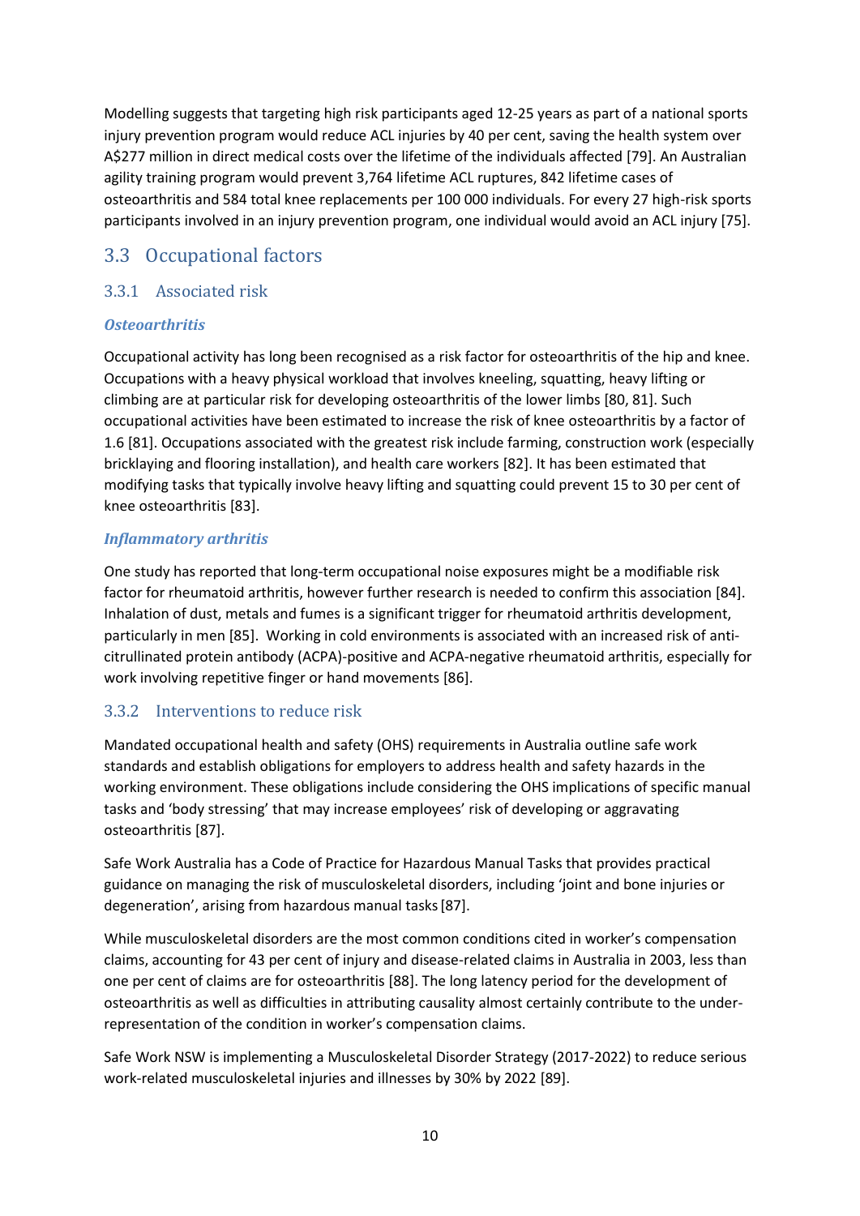Modelling suggests that targeting high risk participants aged 12-25 years as part of a national sports injury prevention program would reduce ACL injuries by 40 per cent, saving the health system over A$277 million in direct medical costs over the lifetime of the individuals affected [79]. An Australian agility training program would prevent 3,764 lifetime ACL ruptures, 842 lifetime cases of osteoarthritis and 584 total knee replacements per 100 000 individuals. For every 27 high-risk sports participants involved in an injury prevention program, one individual would avoid an ACL injury [75].

## 3.3 Occupational factors

### 3.3.1 Associated risk

#### *Osteoarthritis*

Occupational activity has long been recognised as a risk factor for osteoarthritis of the hip and knee. Occupations with a heavy physical workload that involves kneeling, squatting, heavy lifting or climbing are at particular risk for developing osteoarthritis of the lower limbs [80, 81]. Such occupational activities have been estimated to increase the risk of knee osteoarthritis by a factor of 1.6 [81]. Occupations associated with the greatest risk include farming, construction work (especially bricklaying and flooring installation), and health care workers [82]. It has been estimated that modifying tasks that typically involve heavy lifting and squatting could prevent 15 to 30 per cent of knee osteoarthritis [83].

#### *Inflammatory arthritis*

One study has reported that long-term occupational noise exposures might be a modifiable risk factor for rheumatoid arthritis, however further research is needed to confirm this association [84]. Inhalation of dust, metals and fumes is a significant trigger for rheumatoid arthritis development, particularly in men [85]. Working in cold environments is associated with an increased risk of anti-citrullinated protein antibody (ACPA)-positive and ACPA-negative rheumatoid arthritis, especially for work involving repetitive finger or hand movements [86].

### 3.3.2 Interventions to reduce risk

Mandated occupational health and safety (OHS) requirements in Australia outline safe work standards and establish obligations for employers to address health and safety hazards in the working environment. These obligations include considering the OHS implications of specific manual tasks and 'body stressing' that may increase employees' risk of developing or aggravating osteoarthritis [87].

Safe Work Australia has a Code of Practice for Hazardous Manual Tasks that provides practical guidance on managing the risk of musculoskeletal disorders, including 'joint and bone injuries or degeneration', arising from hazardous manual tasks [87].

While musculoskeletal disorders are the most common conditions cited in worker's compensation claims, accounting for 43 per cent of injury and disease-related claims in Australia in 2003, less than one per cent of claims are for osteoarthritis [88]. The long latency period for the development of osteoarthritis as well as difficulties in attributing causality almost certainly contribute to the under-representation of the condition in worker's compensation claims.

Safe Work NSW is implementing a Musculoskeletal Disorder Strategy (2017-2022) to reduce serious work-related musculoskeletal injuries and illnesses by 30% by 2022 [89].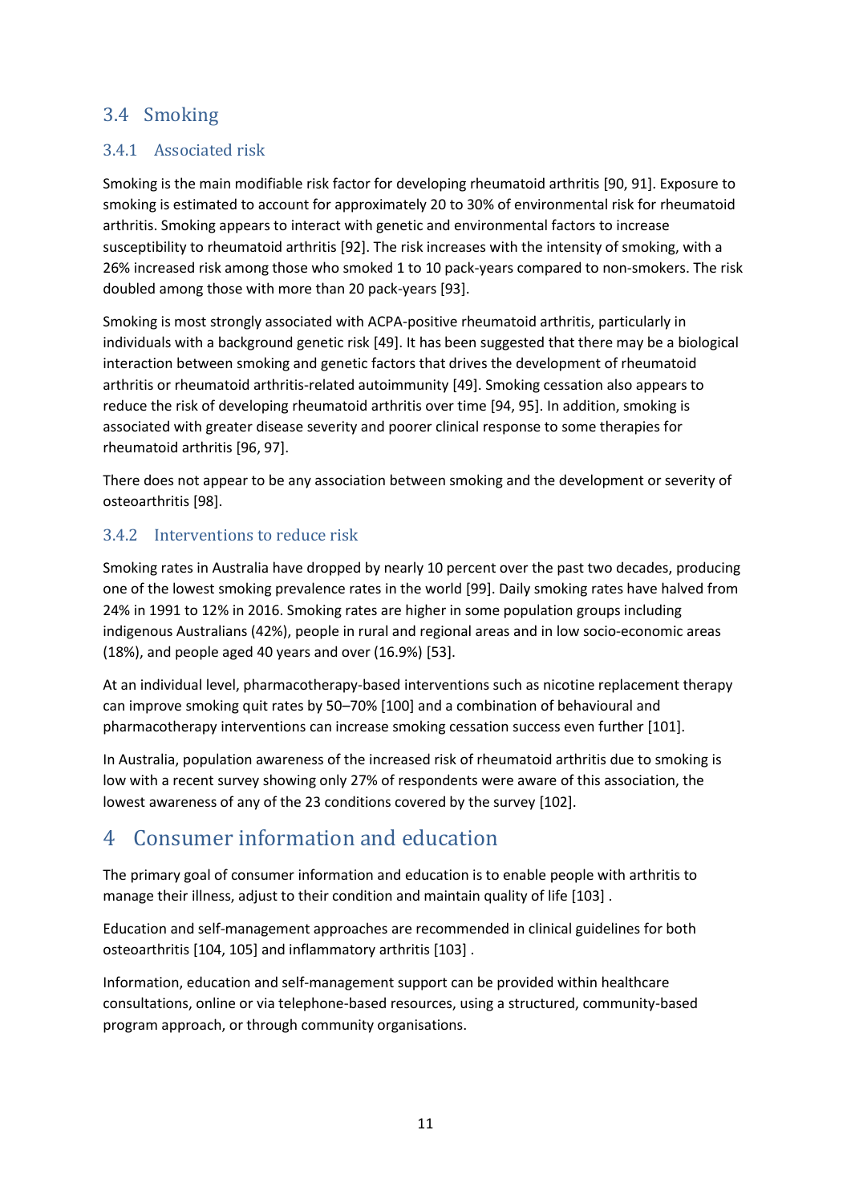## 3.4 Smoking

### 3.4.1 Associated risk

Smoking is the main modifiable risk factor for developing rheumatoid arthritis [90, 91]. Exposure to smoking is estimated to account for approximately 20 to 30% of environmental risk for rheumatoid arthritis. Smoking appears to interact with genetic and environmental factors to increase susceptibility to rheumatoid arthritis [92]. The risk increases with the intensity of smoking, with a 26% increased risk among those who smoked 1 to 10 pack-years compared to non-smokers. The risk doubled among those with more than 20 pack-years [93].

Smoking is most strongly associated with ACPA-positive rheumatoid arthritis, particularly in individuals with a background genetic risk [49]. It has been suggested that there may be a biological interaction between smoking and genetic factors that drives the development of rheumatoid arthritis or rheumatoid arthritis-related autoimmunity [49]. Smoking cessation also appears to reduce the risk of developing rheumatoid arthritis over time [94, 95]. In addition, smoking is associated with greater disease severity and poorer clinical response to some therapies for rheumatoid arthritis [96, 97].

There does not appear to be any association between smoking and the development or severity of osteoarthritis [98].

### 3.4.2 Interventions to reduce risk

Smoking rates in Australia have dropped by nearly 10 percent over the past two decades, producing one of the lowest smoking prevalence rates in the world [99]. Daily smoking rates have halved from 24% in 1991 to 12% in 2016. Smoking rates are higher in some population groups including indigenous Australians (42%), people in rural and regional areas and in low socio-economic areas (18%), and people aged 40 years and over (16.9%) [53].

At an individual level, pharmacotherapy-based interventions such as nicotine replacement therapy can improve smoking quit rates by 50–70% [100] and a combination of behavioural and pharmacotherapy interventions can increase smoking cessation success even further [101].

In Australia, population awareness of the increased risk of rheumatoid arthritis due to smoking is low with a recent survey showing only 27% of respondents were aware of this association, the lowest awareness of any of the 23 conditions covered by the survey [102].

# 4 Consumer information and education

The primary goal of consumer information and education is to enable people with arthritis to manage their illness, adjust to their condition and maintain quality of life [103] .

Education and self-management approaches are recommended in clinical guidelines for both osteoarthritis [104, 105] and inflammatory arthritis [103] .

Information, education and self-management support can be provided within healthcare consultations, online or via telephone-based resources, using a structured, community-based program approach, or through community organisations.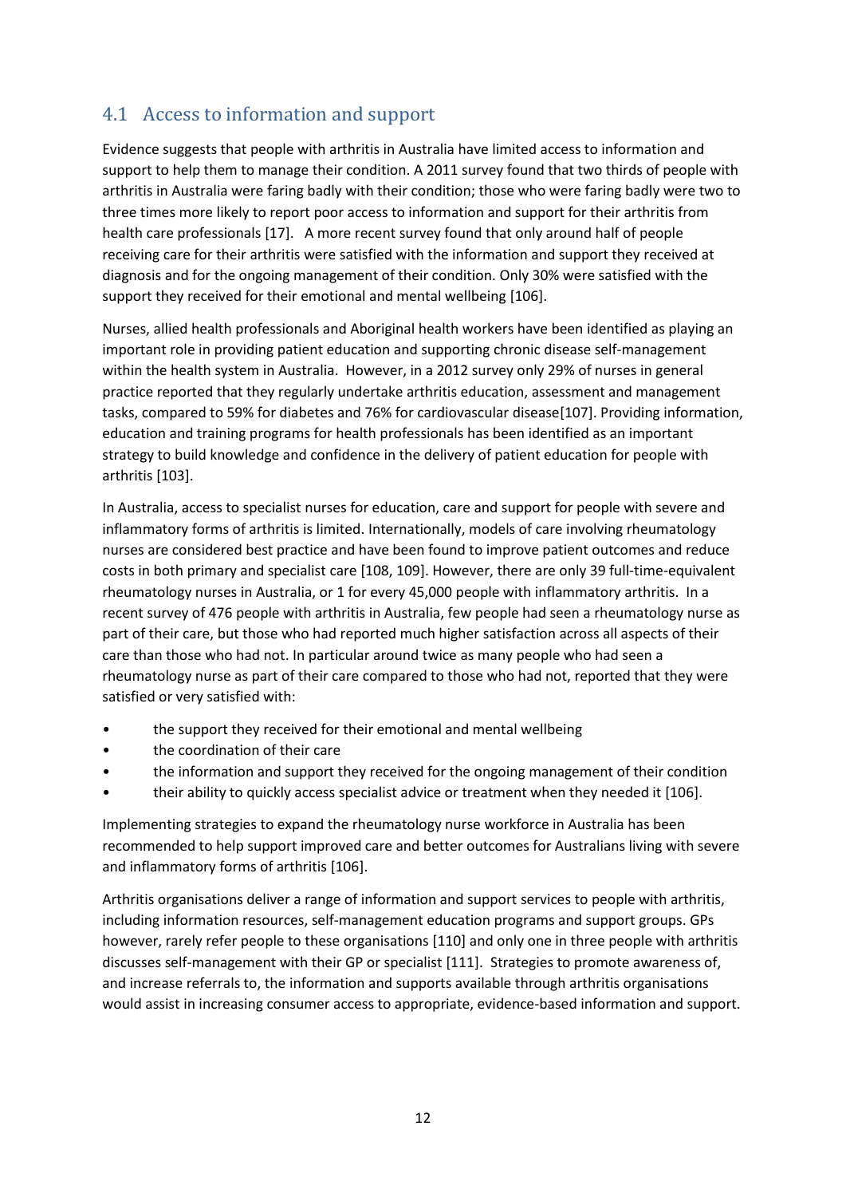## 4.1 Access to information and support

Evidence suggests that people with arthritis in Australia have limited access to information and support to help them to manage their condition. A 2011 survey found that two thirds of people with arthritis in Australia were faring badly with their condition; those who were faring badly were two to three times more likely to report poor access to information and support for their arthritis from health care professionals [17]. A more recent survey found that only around half of people receiving care for their arthritis were satisfied with the information and support they received at diagnosis and for the ongoing management of their condition. Only 30% were satisfied with the support they received for their emotional and mental wellbeing [106].

Nurses, allied health professionals and Aboriginal health workers have been identified as playing an important role in providing patient education and supporting chronic disease self-management within the health system in Australia. However, in a 2012 survey only 29% of nurses in general practice reported that they regularly undertake arthritis education, assessment and management tasks, compared to 59% for diabetes and 76% for cardiovascular disease[107]. Providing information, education and training programs for health professionals has been identified as an important strategy to build knowledge and confidence in the delivery of patient education for people with arthritis [103].

In Australia, access to specialist nurses for education, care and support for people with severe and inflammatory forms of arthritis is limited. Internationally, models of care involving rheumatology nurses are considered best practice and have been found to improve patient outcomes and reduce costs in both primary and specialist care [108, 109]. However, there are only 39 full-time-equivalent rheumatology nurses in Australia, or 1 for every 45,000 people with inflammatory arthritis. In a recent survey of 476 people with arthritis in Australia, few people had seen a rheumatology nurse as part of their care, but those who had reported much higher satisfaction across all aspects of their care than those who had not. In particular around twice as many people who had seen a rheumatology nurse as part of their care compared to those who had not, reported that they were satisfied or very satisfied with:

- the support they received for their emotional and mental wellbeing
- the coordination of their care
- the information and support they received for the ongoing management of their condition
- their ability to quickly access specialist advice or treatment when they needed it [106].

Implementing strategies to expand the rheumatology nurse workforce in Australia has been recommended to help support improved care and better outcomes for Australians living with severe and inflammatory forms of arthritis [106].

Arthritis organisations deliver a range of information and support services to people with arthritis, including information resources, self-management education programs and support groups. GPs however, rarely refer people to these organisations [110] and only one in three people with arthritis discusses self-management with their GP or specialist [111]. Strategies to promote awareness of, and increase referrals to, the information and supports available through arthritis organisations would assist in increasing consumer access to appropriate, evidence-based information and support.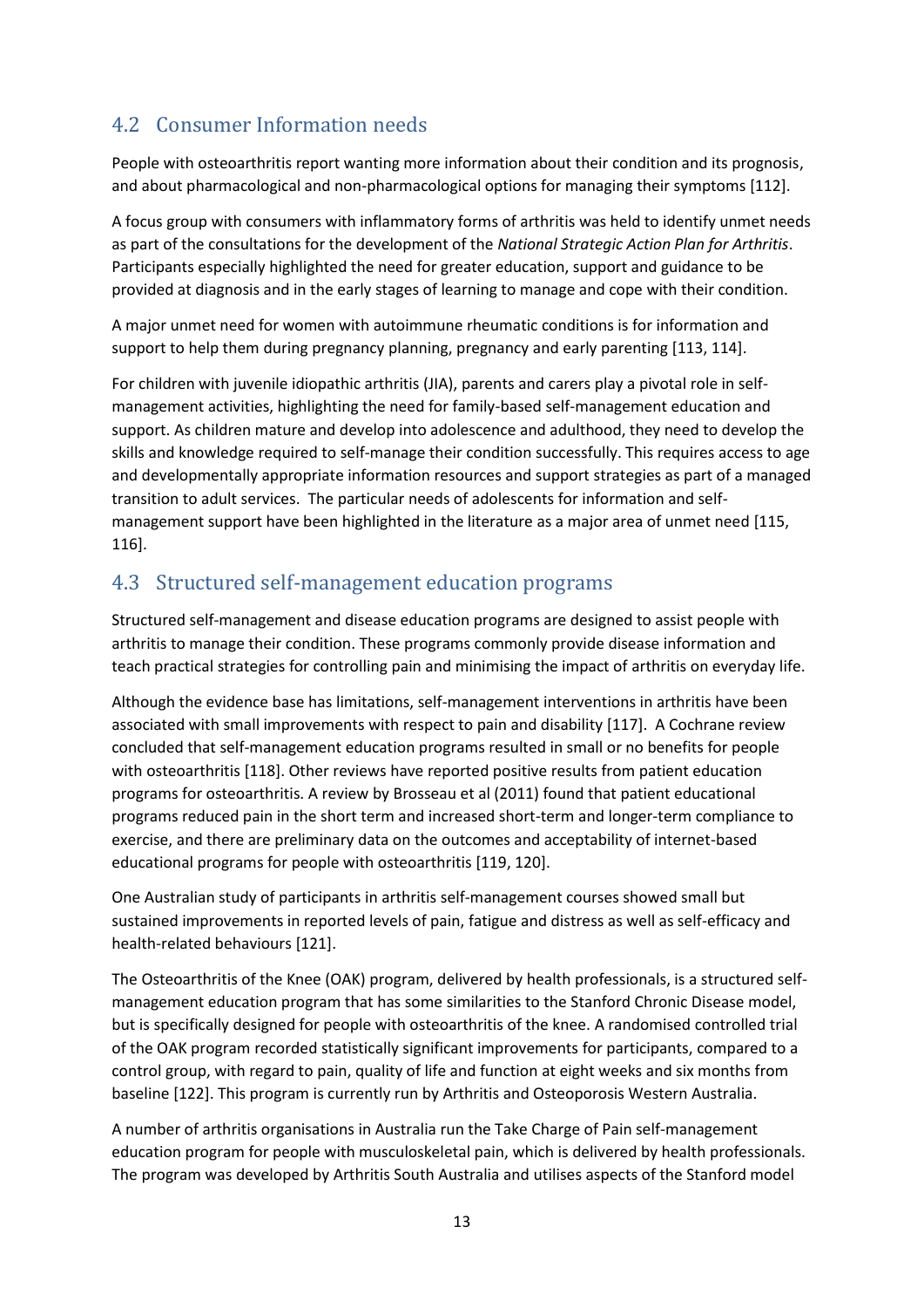## 4.2 Consumer Information needs

People with osteoarthritis report wanting more information about their condition and its prognosis, and about pharmacological and non-pharmacological options for managing their symptoms [112].

A focus group with consumers with inflammatory forms of arthritis was held to identify unmet needs as part of the consultations for the development of the *National Strategic Action Plan for Arthritis*. Participants especially highlighted the need for greater education, support and guidance to be provided at diagnosis and in the early stages of learning to manage and cope with their condition.

A major unmet need for women with autoimmune rheumatic conditions is for information and support to help them during pregnancy planning, pregnancy and early parenting [113, 114].

For children with juvenile idiopathic arthritis (JIA), parents and carers play a pivotal role in self-management activities, highlighting the need for family-based self-management education and support. As children mature and develop into adolescence and adulthood, they need to develop the skills and knowledge required to self-manage their condition successfully. This requires access to age and developmentally appropriate information resources and support strategies as part of a managed transition to adult services. The particular needs of adolescents for information and self-management support have been highlighted in the literature as a major area of unmet need [115, 116].

## 4.3 Structured self-management education programs

Structured self-management and disease education programs are designed to assist people with arthritis to manage their condition. These programs commonly provide disease information and teach practical strategies for controlling pain and minimising the impact of arthritis on everyday life.

Although the evidence base has limitations, self-management interventions in arthritis have been associated with small improvements with respect to pain and disability [117]. A Cochrane review concluded that self-management education programs resulted in small or no benefits for people with osteoarthritis [118]. Other reviews have reported positive results from patient education programs for osteoarthritis. A review by Brosseau et al (2011) found that patient educational programs reduced pain in the short term and increased short-term and longer-term compliance to exercise, and there are preliminary data on the outcomes and acceptability of internet-based educational programs for people with osteoarthritis [119, 120].

One Australian study of participants in arthritis self-management courses showed small but sustained improvements in reported levels of pain, fatigue and distress as well as self-efficacy and health-related behaviours [121].

The Osteoarthritis of the Knee (OAK) program, delivered by health professionals, is a structured self-management education program that has some similarities to the Stanford Chronic Disease model, but is specifically designed for people with osteoarthritis of the knee. A randomised controlled trial of the OAK program recorded statistically significant improvements for participants, compared to a control group, with regard to pain, quality of life and function at eight weeks and six months from baseline [122]. This program is currently run by Arthritis and Osteoporosis Western Australia.

A number of arthritis organisations in Australia run the Take Charge of Pain self-management education program for people with musculoskeletal pain, which is delivered by health professionals. The program was developed by Arthritis South Australia and utilises aspects of the Stanford model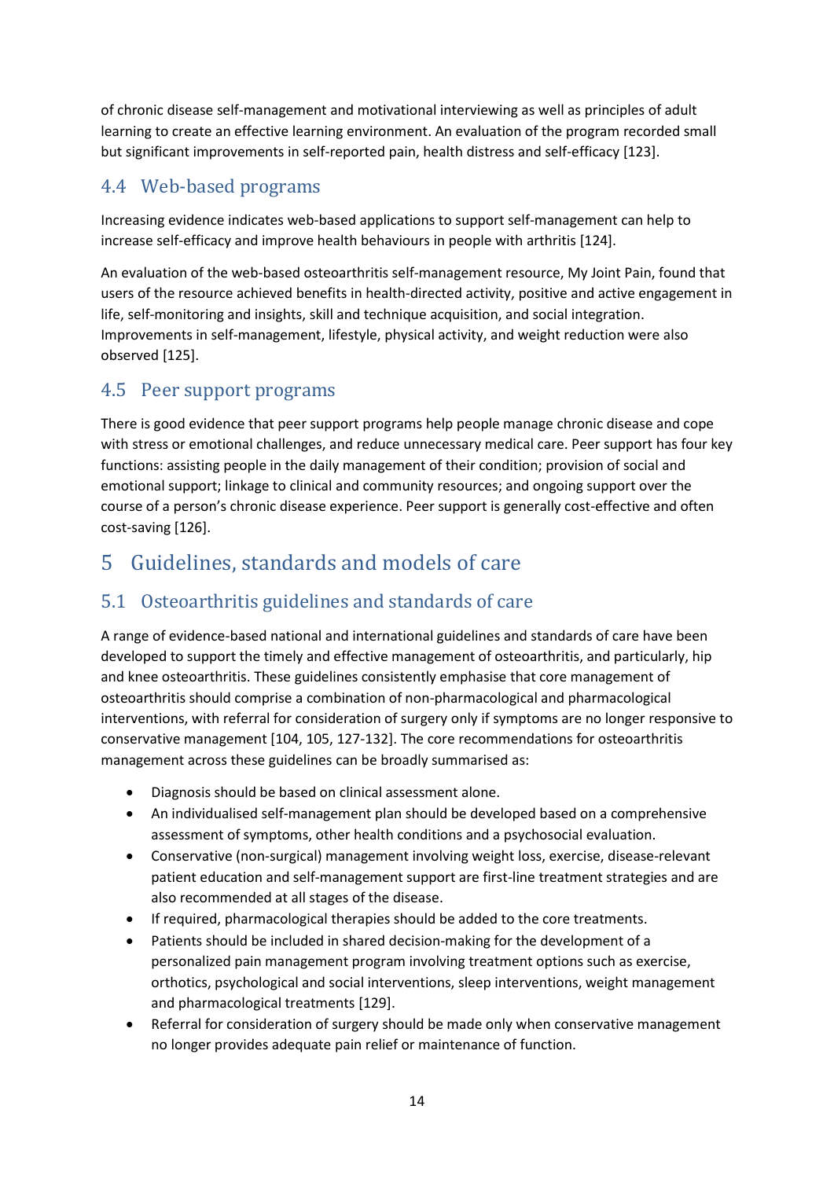of chronic disease self-management and motivational interviewing as well as principles of adult learning to create an effective learning environment. An evaluation of the program recorded small but significant improvements in self-reported pain, health distress and self-efficacy [123].

### 4.4 Web-based programs

Increasing evidence indicates web-based applications to support self-management can help to increase self-efficacy and improve health behaviours in people with arthritis [124].

An evaluation of the web-based osteoarthritis self-management resource, My Joint Pain, found that users of the resource achieved benefits in health-directed activity, positive and active engagement in life, self-monitoring and insights, skill and technique acquisition, and social integration. Improvements in self-management, lifestyle, physical activity, and weight reduction were also observed [125].

### 4.5 Peer support programs

There is good evidence that peer support programs help people manage chronic disease and cope with stress or emotional challenges, and reduce unnecessary medical care. Peer support has four key functions: assisting people in the daily management of their condition; provision of social and emotional support; linkage to clinical and community resources; and ongoing support over the course of a person's chronic disease experience. Peer support is generally cost-effective and often cost-saving [126].

## 5 Guidelines, standards and models of care

### 5.1 Osteoarthritis guidelines and standards of care

A range of evidence-based national and international guidelines and standards of care have been developed to support the timely and effective management of osteoarthritis, and particularly, hip and knee osteoarthritis. These guidelines consistently emphasise that core management of osteoarthritis should comprise a combination of non-pharmacological and pharmacological interventions, with referral for consideration of surgery only if symptoms are no longer responsive to conservative management [104, 105, 127-132]. The core recommendations for osteoarthritis management across these guidelines can be broadly summarised as:

- Diagnosis should be based on clinical assessment alone.
- An individualised self-management plan should be developed based on a comprehensive assessment of symptoms, other health conditions and a psychosocial evaluation.
- Conservative (non-surgical) management involving weight loss, exercise, disease-relevant patient education and self-management support are first-line treatment strategies and are also recommended at all stages of the disease.
- If required, pharmacological therapies should be added to the core treatments.
- Patients should be included in shared decision-making for the development of a personalized pain management program involving treatment options such as exercise, orthotics, psychological and social interventions, sleep interventions, weight management and pharmacological treatments [129].
- Referral for consideration of surgery should be made only when conservative management no longer provides adequate pain relief or maintenance of function.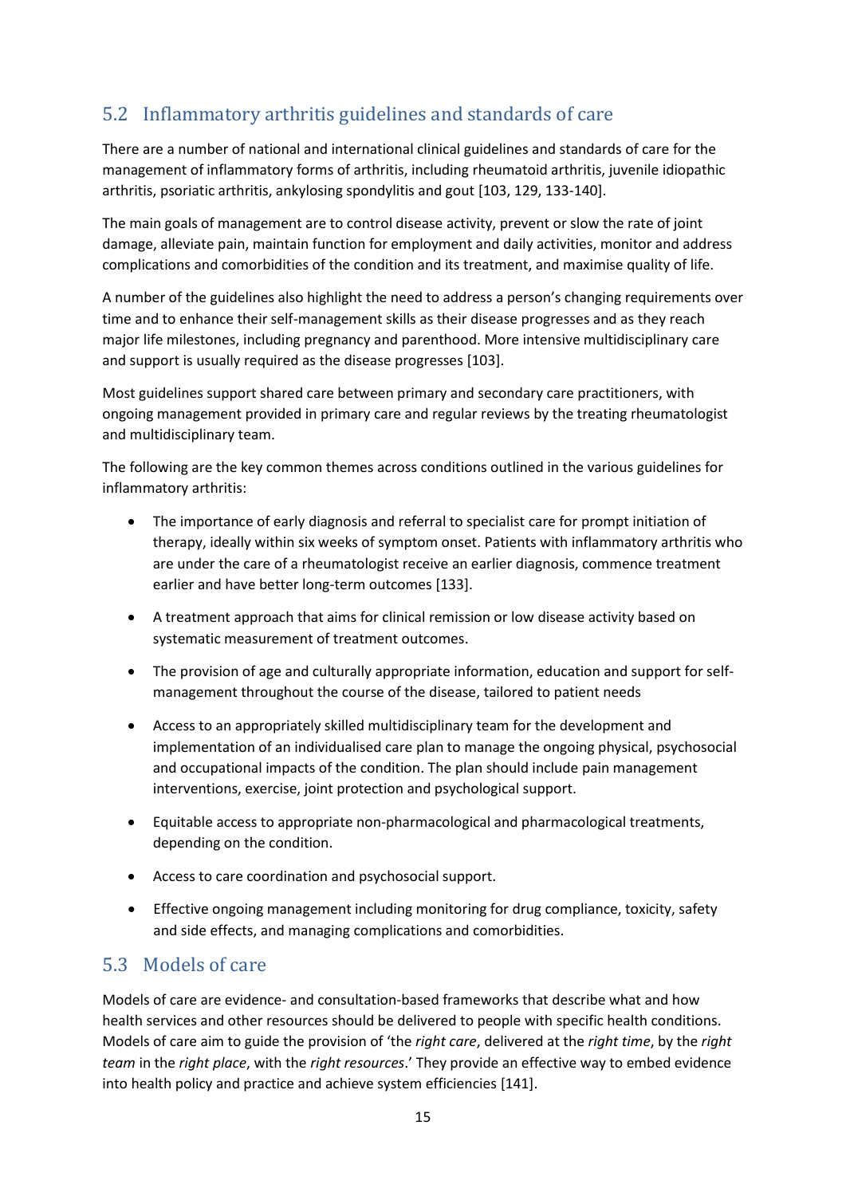## 5.2 Inflammatory arthritis guidelines and standards of care

There are a number of national and international clinical guidelines and standards of care for the management of inflammatory forms of arthritis, including rheumatoid arthritis, juvenile idiopathic arthritis, psoriatic arthritis, ankylosing spondylitis and gout [103, 129, 133-140].

The main goals of management are to control disease activity, prevent or slow the rate of joint damage, alleviate pain, maintain function for employment and daily activities, monitor and address complications and comorbidities of the condition and its treatment, and maximise quality of life.

A number of the guidelines also highlight the need to address a person's changing requirements over time and to enhance their self-management skills as their disease progresses and as they reach major life milestones, including pregnancy and parenthood. More intensive multidisciplinary care and support is usually required as the disease progresses [103].

Most guidelines support shared care between primary and secondary care practitioners, with ongoing management provided in primary care and regular reviews by the treating rheumatologist and multidisciplinary team.

The following are the key common themes across conditions outlined in the various guidelines for inflammatory arthritis:

- The importance of early diagnosis and referral to specialist care for prompt initiation of therapy, ideally within six weeks of symptom onset. Patients with inflammatory arthritis who are under the care of a rheumatologist receive an earlier diagnosis, commence treatment earlier and have better long-term outcomes [133].
- A treatment approach that aims for clinical remission or low disease activity based on systematic measurement of treatment outcomes.
- The provision of age and culturally appropriate information, education and support for self-management throughout the course of the disease, tailored to patient needs
- Access to an appropriately skilled multidisciplinary team for the development and implementation of an individualised care plan to manage the ongoing physical, psychosocial and occupational impacts of the condition. The plan should include pain management interventions, exercise, joint protection and psychological support.
- Equitable access to appropriate non-pharmacological and pharmacological treatments, depending on the condition.
- Access to care coordination and psychosocial support.
- Effective ongoing management including monitoring for drug compliance, toxicity, safety and side effects, and managing complications and comorbidities.

## 5.3 Models of care

Models of care are evidence- and consultation-based frameworks that describe what and how health services and other resources should be delivered to people with specific health conditions. Models of care aim to guide the provision of 'the *right care*, delivered at the *right time*, by the *right team* in the *right place*, with the *right resources*.' They provide an effective way to embed evidence into health policy and practice and achieve system efficiencies [141].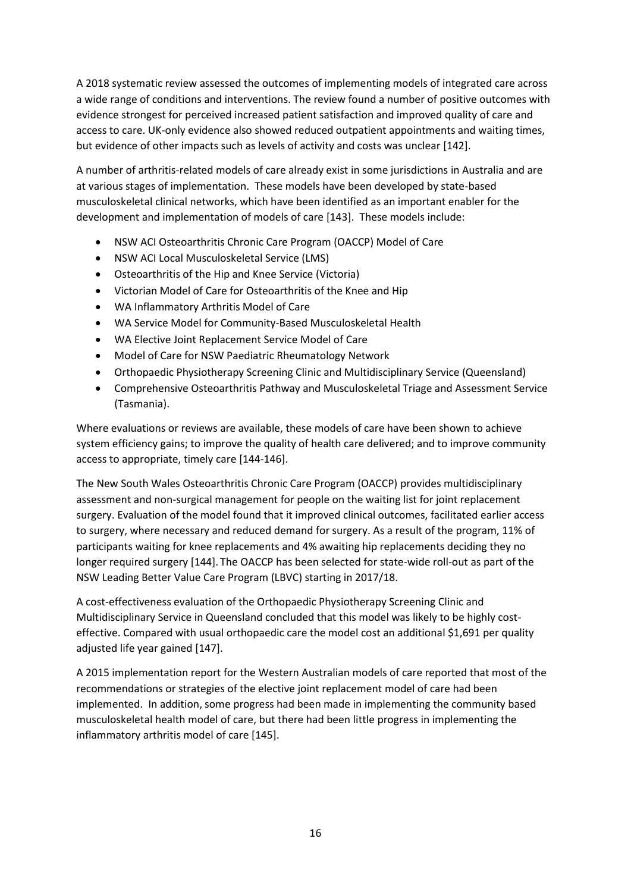A 2018 systematic review assessed the outcomes of implementing models of integrated care across a wide range of conditions and interventions. The review found a number of positive outcomes with evidence strongest for perceived increased patient satisfaction and improved quality of care and access to care. UK-only evidence also showed reduced outpatient appointments and waiting times, but evidence of other impacts such as levels of activity and costs was unclear [142].

A number of arthritis-related models of care already exist in some jurisdictions in Australia and are at various stages of implementation. These models have been developed by state-based musculoskeletal clinical networks, which have been identified as an important enabler for the development and implementation of models of care [143]. These models include:

- NSW ACI Osteoarthritis Chronic Care Program (OACCP) Model of Care
- NSW ACI Local Musculoskeletal Service (LMS)
- Osteoarthritis of the Hip and Knee Service (Victoria)
- Victorian Model of Care for Osteoarthritis of the Knee and Hip
- WA Inflammatory Arthritis Model of Care
- WA Service Model for Community-Based Musculoskeletal Health
- WA Elective Joint Replacement Service Model of Care
- Model of Care for NSW Paediatric Rheumatology Network
- Orthopaedic Physiotherapy Screening Clinic and Multidisciplinary Service (Queensland)
- Comprehensive Osteoarthritis Pathway and Musculoskeletal Triage and Assessment Service (Tasmania).

Where evaluations or reviews are available, these models of care have been shown to achieve system efficiency gains; to improve the quality of health care delivered; and to improve community access to appropriate, timely care [144-146].

The New South Wales Osteoarthritis Chronic Care Program (OACCP) provides multidisciplinary assessment and non-surgical management for people on the waiting list for joint replacement surgery. Evaluation of the model found that it improved clinical outcomes, facilitated earlier access to surgery, where necessary and reduced demand for surgery. As a result of the program, 11% of participants waiting for knee replacements and 4% awaiting hip replacements deciding they no longer required surgery [144]. The OACCP has been selected for state-wide roll-out as part of the NSW Leading Better Value Care Program (LBVC) starting in 2017/18.

A cost-effectiveness evaluation of the Orthopaedic Physiotherapy Screening Clinic and Multidisciplinary Service in Queensland concluded that this model was likely to be highly cost-effective. Compared with usual orthopaedic care the model cost an additional $1,691 per quality adjusted life year gained [147].

A 2015 implementation report for the Western Australian models of care reported that most of the recommendations or strategies of the elective joint replacement model of care had been implemented. In addition, some progress had been made in implementing the community based musculoskeletal health model of care, but there had been little progress in implementing the inflammatory arthritis model of care [145].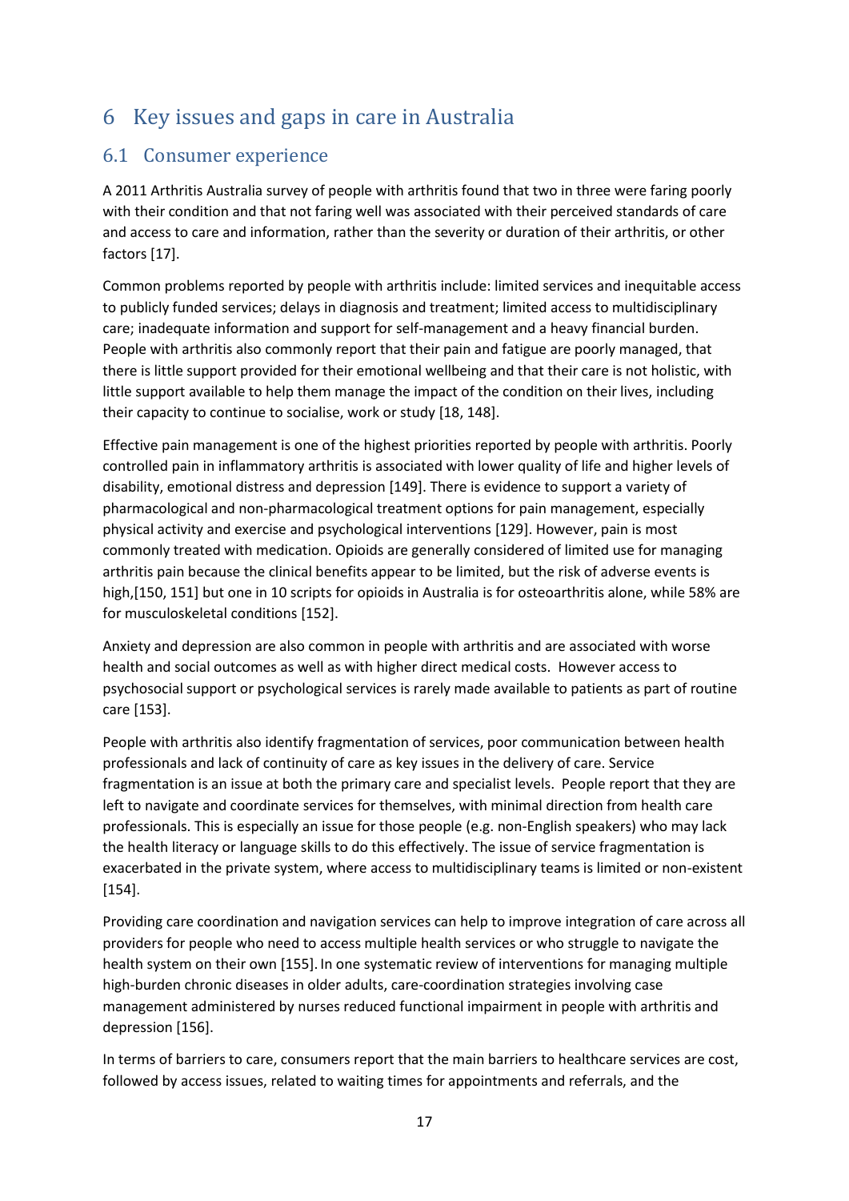# 6 Key issues and gaps in care in Australia

## 6.1 Consumer experience

A 2011 Arthritis Australia survey of people with arthritis found that two in three were faring poorly with their condition and that not faring well was associated with their perceived standards of care and access to care and information, rather than the severity or duration of their arthritis, or other factors [17].

Common problems reported by people with arthritis include: limited services and inequitable access to publicly funded services; delays in diagnosis and treatment; limited access to multidisciplinary care; inadequate information and support for self-management and a heavy financial burden. People with arthritis also commonly report that their pain and fatigue are poorly managed, that there is little support provided for their emotional wellbeing and that their care is not holistic, with little support available to help them manage the impact of the condition on their lives, including their capacity to continue to socialise, work or study [18, 148].

Effective pain management is one of the highest priorities reported by people with arthritis. Poorly controlled pain in inflammatory arthritis is associated with lower quality of life and higher levels of disability, emotional distress and depression [149]. There is evidence to support a variety of pharmacological and non-pharmacological treatment options for pain management, especially physical activity and exercise and psychological interventions [129]. However, pain is most commonly treated with medication. Opioids are generally considered of limited use for managing arthritis pain because the clinical benefits appear to be limited, but the risk of adverse events is high,[150, 151] but one in 10 scripts for opioids in Australia is for osteoarthritis alone, while 58% are for musculoskeletal conditions [152].

Anxiety and depression are also common in people with arthritis and are associated with worse health and social outcomes as well as with higher direct medical costs. However access to psychosocial support or psychological services is rarely made available to patients as part of routine care [153].

People with arthritis also identify fragmentation of services, poor communication between health professionals and lack of continuity of care as key issues in the delivery of care. Service fragmentation is an issue at both the primary care and specialist levels. People report that they are left to navigate and coordinate services for themselves, with minimal direction from health care professionals. This is especially an issue for those people (e.g. non-English speakers) who may lack the health literacy or language skills to do this effectively. The issue of service fragmentation is exacerbated in the private system, where access to multidisciplinary teams is limited or non-existent [154].

Providing care coordination and navigation services can help to improve integration of care across all providers for people who need to access multiple health services or who struggle to navigate the health system on their own [155]. In one systematic review of interventions for managing multiple high-burden chronic diseases in older adults, care-coordination strategies involving case management administered by nurses reduced functional impairment in people with arthritis and depression [156].

In terms of barriers to care, consumers report that the main barriers to healthcare services are cost, followed by access issues, related to waiting times for appointments and referrals, and the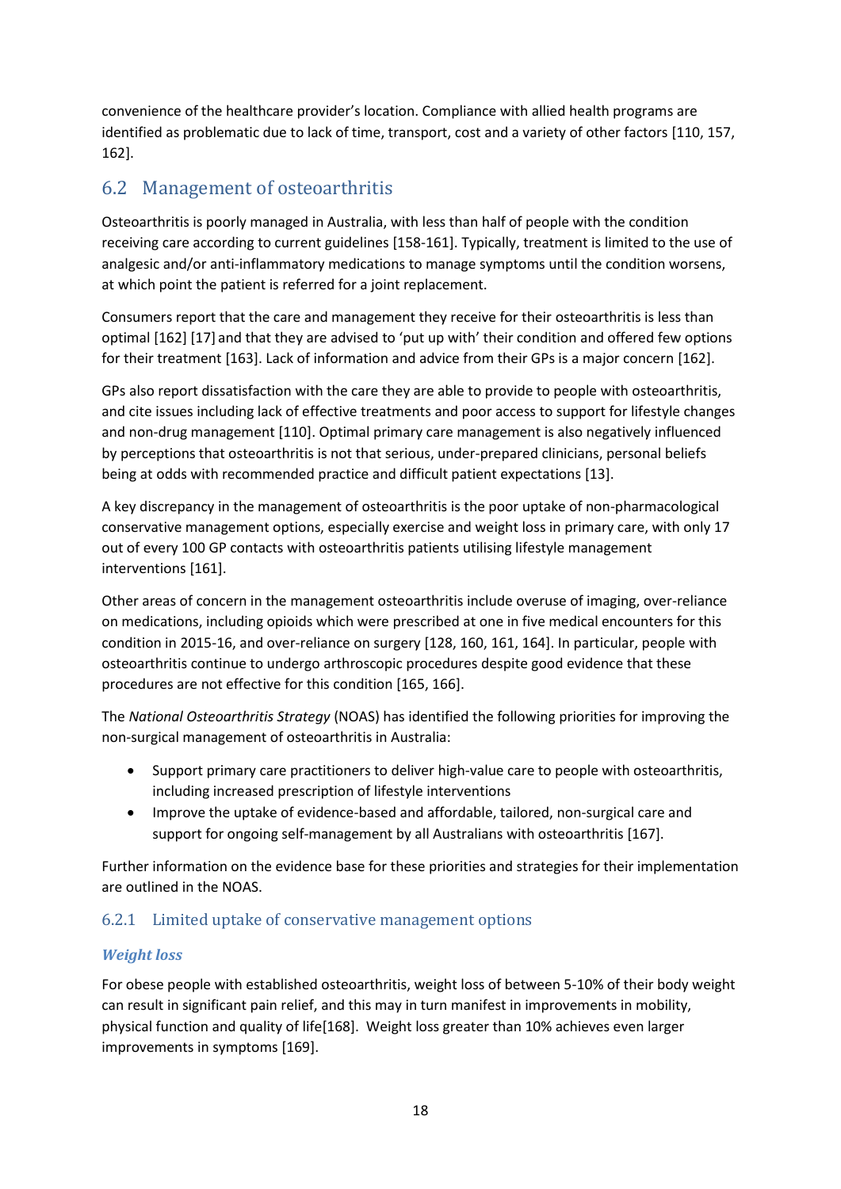convenience of the healthcare provider's location. Compliance with allied health programs are identified as problematic due to lack of time, transport, cost and a variety of other factors [110, 157, 162].

## 6.2 Management of osteoarthritis

Osteoarthritis is poorly managed in Australia, with less than half of people with the condition receiving care according to current guidelines [158-161]. Typically, treatment is limited to the use of analgesic and/or anti-inflammatory medications to manage symptoms until the condition worsens, at which point the patient is referred for a joint replacement.

Consumers report that the care and management they receive for their osteoarthritis is less than optimal [162] [17] and that they are advised to 'put up with' their condition and offered few options for their treatment [163]. Lack of information and advice from their GPs is a major concern [162].

GPs also report dissatisfaction with the care they are able to provide to people with osteoarthritis, and cite issues including lack of effective treatments and poor access to support for lifestyle changes and non-drug management [110]. Optimal primary care management is also negatively influenced by perceptions that osteoarthritis is not that serious, under-prepared clinicians, personal beliefs being at odds with recommended practice and difficult patient expectations [13].

A key discrepancy in the management of osteoarthritis is the poor uptake of non-pharmacological conservative management options, especially exercise and weight loss in primary care, with only 17 out of every 100 GP contacts with osteoarthritis patients utilising lifestyle management interventions [161].

Other areas of concern in the management osteoarthritis include overuse of imaging, over-reliance on medications, including opioids which were prescribed at one in five medical encounters for this condition in 2015-16, and over-reliance on surgery [128, 160, 161, 164]. In particular, people with osteoarthritis continue to undergo arthroscopic procedures despite good evidence that these procedures are not effective for this condition [165, 166].

The *National Osteoarthritis Strategy* (NOAS) has identified the following priorities for improving the non-surgical management of osteoarthritis in Australia:

- Support primary care practitioners to deliver high-value care to people with osteoarthritis, including increased prescription of lifestyle interventions
- Improve the uptake of evidence-based and affordable, tailored, non-surgical care and support for ongoing self-management by all Australians with osteoarthritis [167].

Further information on the evidence base for these priorities and strategies for their implementation are outlined in the NOAS.

### 6.2.1 Limited uptake of conservative management options

#### *Weight loss*

For obese people with established osteoarthritis, weight loss of between 5-10% of their body weight can result in significant pain relief, and this may in turn manifest in improvements in mobility, physical function and quality of life[168]. Weight loss greater than 10% achieves even larger improvements in symptoms [169].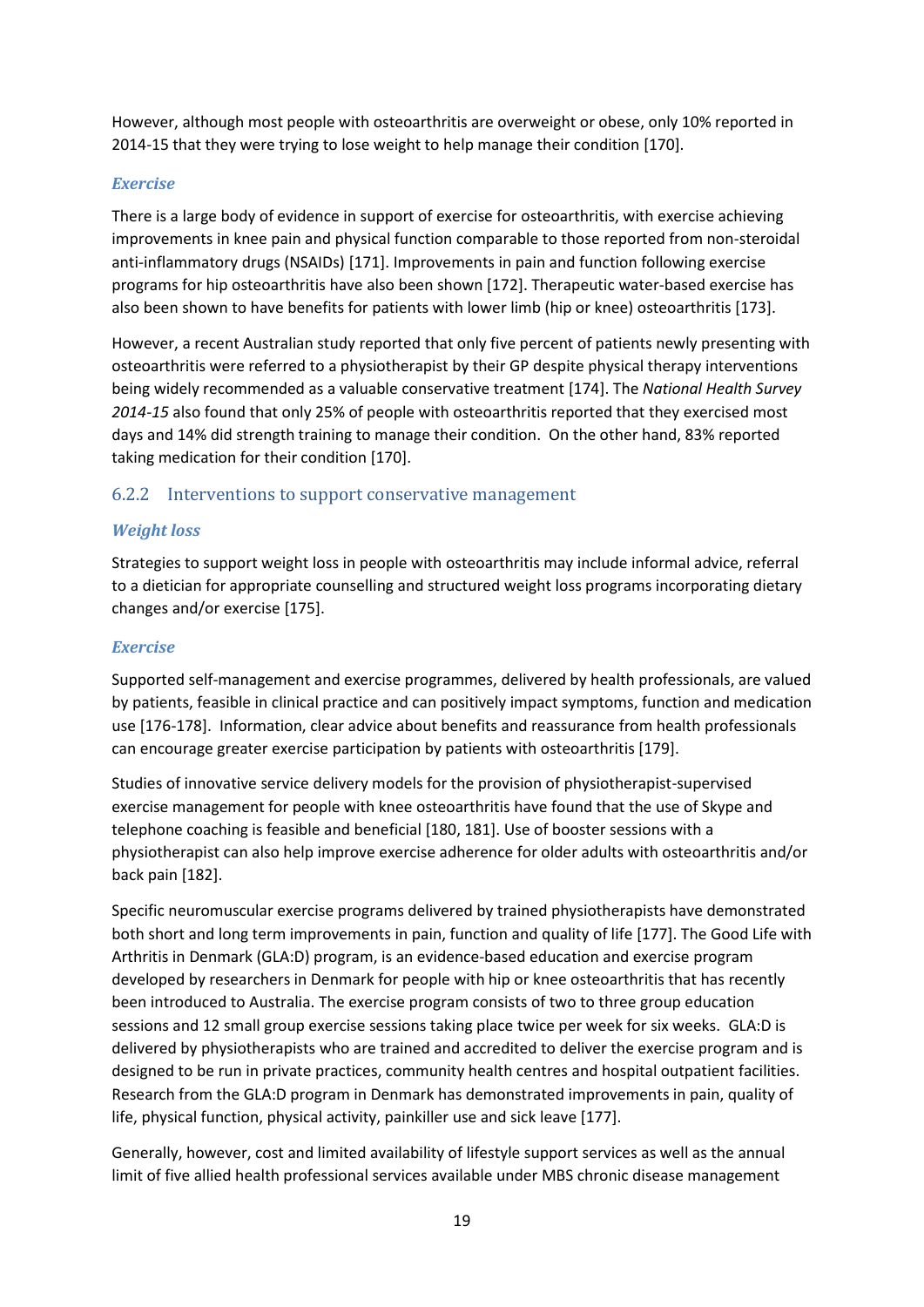However, although most people with osteoarthritis are overweight or obese, only 10% reported in 2014-15 that they were trying to lose weight to help manage their condition [170].

#### *Exercise*

There is a large body of evidence in support of exercise for osteoarthritis, with exercise achieving improvements in knee pain and physical function comparable to those reported from non-steroidal anti-inflammatory drugs (NSAIDs) [171]. Improvements in pain and function following exercise programs for hip osteoarthritis have also been shown [172]. Therapeutic water-based exercise has also been shown to have benefits for patients with lower limb (hip or knee) osteoarthritis [173].

However, a recent Australian study reported that only five percent of patients newly presenting with osteoarthritis were referred to a physiotherapist by their GP despite physical therapy interventions being widely recommended as a valuable conservative treatment [174]. The *National Health Survey 2014-15* also found that only 25% of people with osteoarthritis reported that they exercised most days and 14% did strength training to manage their condition. On the other hand, 83% reported taking medication for their condition [170].

### 6.2.2 Interventions to support conservative management

#### *Weight loss*

Strategies to support weight loss in people with osteoarthritis may include informal advice, referral to a dietician for appropriate counselling and structured weight loss programs incorporating dietary changes and/or exercise [175].

#### *Exercise*

Supported self-management and exercise programmes, delivered by health professionals, are valued by patients, feasible in clinical practice and can positively impact symptoms, function and medication use [176-178]. Information, clear advice about benefits and reassurance from health professionals can encourage greater exercise participation by patients with osteoarthritis [179].

Studies of innovative service delivery models for the provision of physiotherapist-supervised exercise management for people with knee osteoarthritis have found that the use of Skype and telephone coaching is feasible and beneficial [180, 181]. Use of booster sessions with a physiotherapist can also help improve exercise adherence for older adults with osteoarthritis and/or back pain [182].

Specific neuromuscular exercise programs delivered by trained physiotherapists have demonstrated both short and long term improvements in pain, function and quality of life [177]. The Good Life with Arthritis in Denmark (GLA:D) program, is an evidence-based education and exercise program developed by researchers in Denmark for people with hip or knee osteoarthritis that has recently been introduced to Australia. The exercise program consists of two to three group education sessions and 12 small group exercise sessions taking place twice per week for six weeks. GLA:D is delivered by physiotherapists who are trained and accredited to deliver the exercise program and is designed to be run in private practices, community health centres and hospital outpatient facilities. Research from the GLA:D program in Denmark has demonstrated improvements in pain, quality of life, physical function, physical activity, painkiller use and sick leave [177].

Generally, however, cost and limited availability of lifestyle support services as well as the annual limit of five allied health professional services available under MBS chronic disease management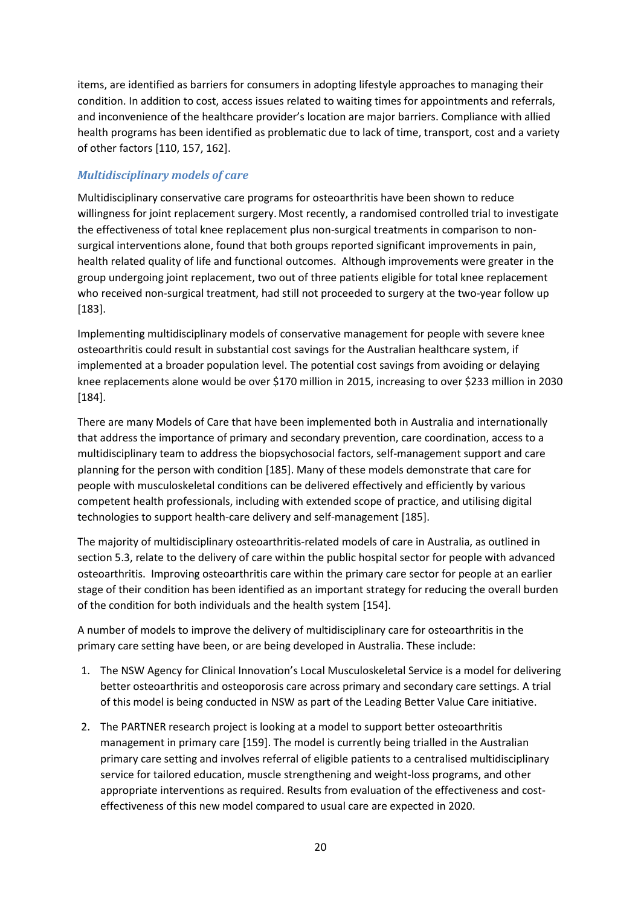items, are identified as barriers for consumers in adopting lifestyle approaches to managing their condition. In addition to cost, access issues related to waiting times for appointments and referrals, and inconvenience of the healthcare provider's location are major barriers. Compliance with allied health programs has been identified as problematic due to lack of time, transport, cost and a variety of other factors [110, 157, 162].

### *Multidisciplinary models of care*

Multidisciplinary conservative care programs for osteoarthritis have been shown to reduce willingness for joint replacement surgery. Most recently, a randomised controlled trial to investigate the effectiveness of total knee replacement plus non-surgical treatments in comparison to non-surgical interventions alone, found that both groups reported significant improvements in pain, health related quality of life and functional outcomes. Although improvements were greater in the group undergoing joint replacement, two out of three patients eligible for total knee replacement who received non-surgical treatment, had still not proceeded to surgery at the two-year follow up [183].

Implementing multidisciplinary models of conservative management for people with severe knee osteoarthritis could result in substantial cost savings for the Australian healthcare system, if implemented at a broader population level. The potential cost savings from avoiding or delaying knee replacements alone would be over $170 million in 2015, increasing to over $233 million in 2030 [184].

There are many Models of Care that have been implemented both in Australia and internationally that address the importance of primary and secondary prevention, care coordination, access to a multidisciplinary team to address the biopsychosocial factors, self-management support and care planning for the person with condition [185]. Many of these models demonstrate that care for people with musculoskeletal conditions can be delivered effectively and efficiently by various competent health professionals, including with extended scope of practice, and utilising digital technologies to support health-care delivery and self-management [185].

The majority of multidisciplinary osteoarthritis-related models of care in Australia, as outlined in section 5.3, relate to the delivery of care within the public hospital sector for people with advanced osteoarthritis. Improving osteoarthritis care within the primary care sector for people at an earlier stage of their condition has been identified as an important strategy for reducing the overall burden of the condition for both individuals and the health system [154].

A number of models to improve the delivery of multidisciplinary care for osteoarthritis in the primary care setting have been, or are being developed in Australia. These include:

1. The NSW Agency for Clinical Innovation's Local Musculoskeletal Service is a model for delivering better osteoarthritis and osteoporosis care across primary and secondary care settings. A trial of this model is being conducted in NSW as part of the Leading Better Value Care initiative.
2. The PARTNER research project is looking at a model to support better osteoarthritis management in primary care [159]. The model is currently being trialled in the Australian primary care setting and involves referral of eligible patients to a centralised multidisciplinary service for tailored education, muscle strengthening and weight-loss programs, and other appropriate interventions as required. Results from evaluation of the effectiveness and cost-effectiveness of this new model compared to usual care are expected in 2020.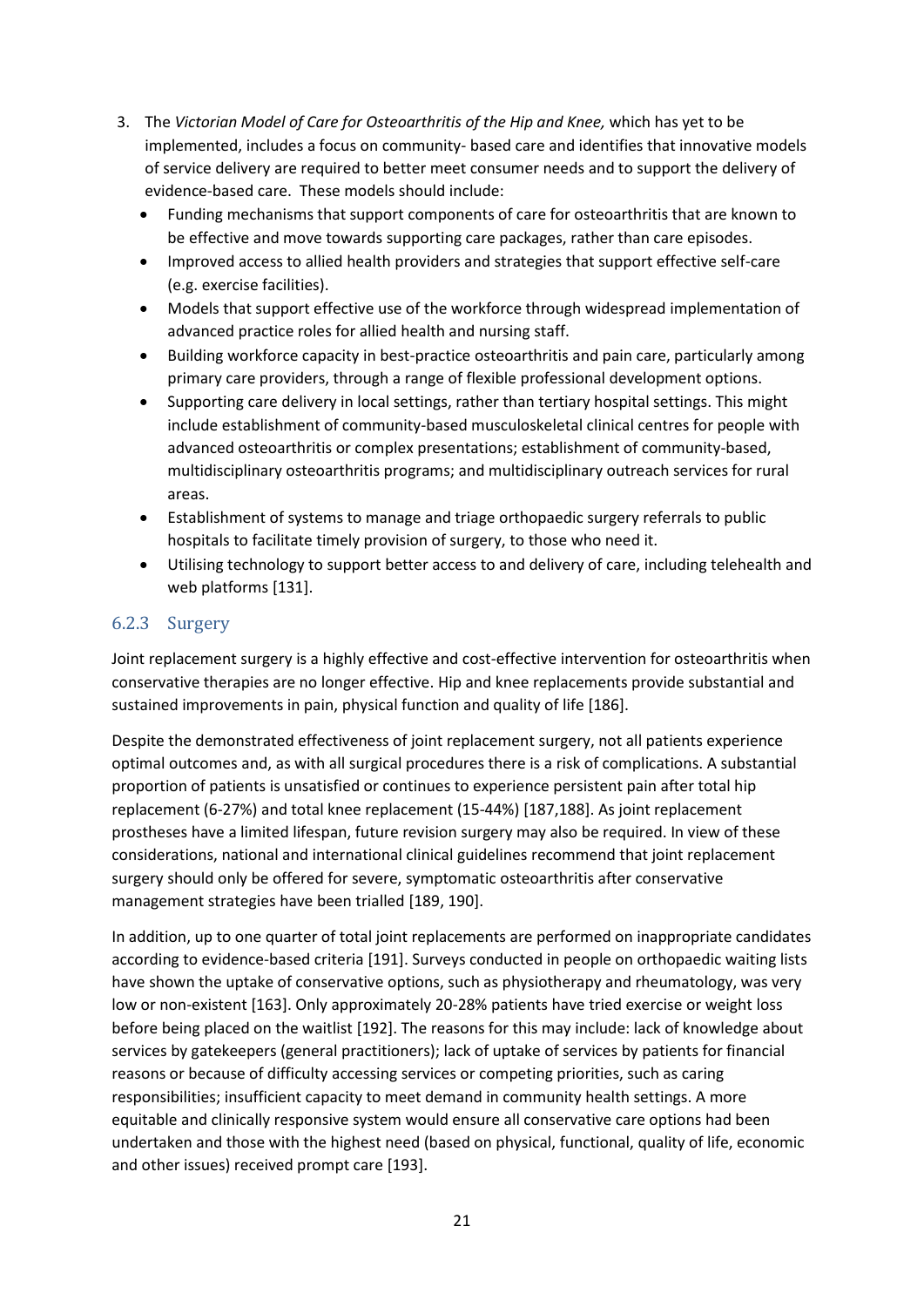3. The *Victorian Model of Care for Osteoarthritis of the Hip and Knee,* which has yet to be implemented, includes a focus on community- based care and identifies that innovative models of service delivery are required to better meet consumer needs and to support the delivery of evidence-based care. These models should include:
   - Funding mechanisms that support components of care for osteoarthritis that are known to be effective and move towards supporting care packages, rather than care episodes.
   - Improved access to allied health providers and strategies that support effective self-care (e.g. exercise facilities).
   - Models that support effective use of the workforce through widespread implementation of advanced practice roles for allied health and nursing staff.
   - Building workforce capacity in best-practice osteoarthritis and pain care, particularly among primary care providers, through a range of flexible professional development options.
   - Supporting care delivery in local settings, rather than tertiary hospital settings. This might include establishment of community-based musculoskeletal clinical centres for people with advanced osteoarthritis or complex presentations; establishment of community-based, multidisciplinary osteoarthritis programs; and multidisciplinary outreach services for rural areas.
   - Establishment of systems to manage and triage orthopaedic surgery referrals to public hospitals to facilitate timely provision of surgery, to those who need it.
   - Utilising technology to support better access to and delivery of care, including telehealth and web platforms [131].

### 6.2.3 Surgery

Joint replacement surgery is a highly effective and cost-effective intervention for osteoarthritis when conservative therapies are no longer effective. Hip and knee replacements provide substantial and sustained improvements in pain, physical function and quality of life [186].

Despite the demonstrated effectiveness of joint replacement surgery, not all patients experience optimal outcomes and, as with all surgical procedures there is a risk of complications. A substantial proportion of patients is unsatisfied or continues to experience persistent pain after total hip replacement (6-27%) and total knee replacement (15-44%) [187,188]. As joint replacement prostheses have a limited lifespan, future revision surgery may also be required. In view of these considerations, national and international clinical guidelines recommend that joint replacement surgery should only be offered for severe, symptomatic osteoarthritis after conservative management strategies have been trialled [189, 190].

In addition, up to one quarter of total joint replacements are performed on inappropriate candidates according to evidence-based criteria [191]. Surveys conducted in people on orthopaedic waiting lists have shown the uptake of conservative options, such as physiotherapy and rheumatology, was very low or non-existent [163]. Only approximately 20-28% patients have tried exercise or weight loss before being placed on the waitlist [192]. The reasons for this may include: lack of knowledge about services by gatekeepers (general practitioners); lack of uptake of services by patients for financial reasons or because of difficulty accessing services or competing priorities, such as caring responsibilities; insufficient capacity to meet demand in community health settings. A more equitable and clinically responsive system would ensure all conservative care options had been undertaken and those with the highest need (based on physical, functional, quality of life, economic and other issues) received prompt care [193].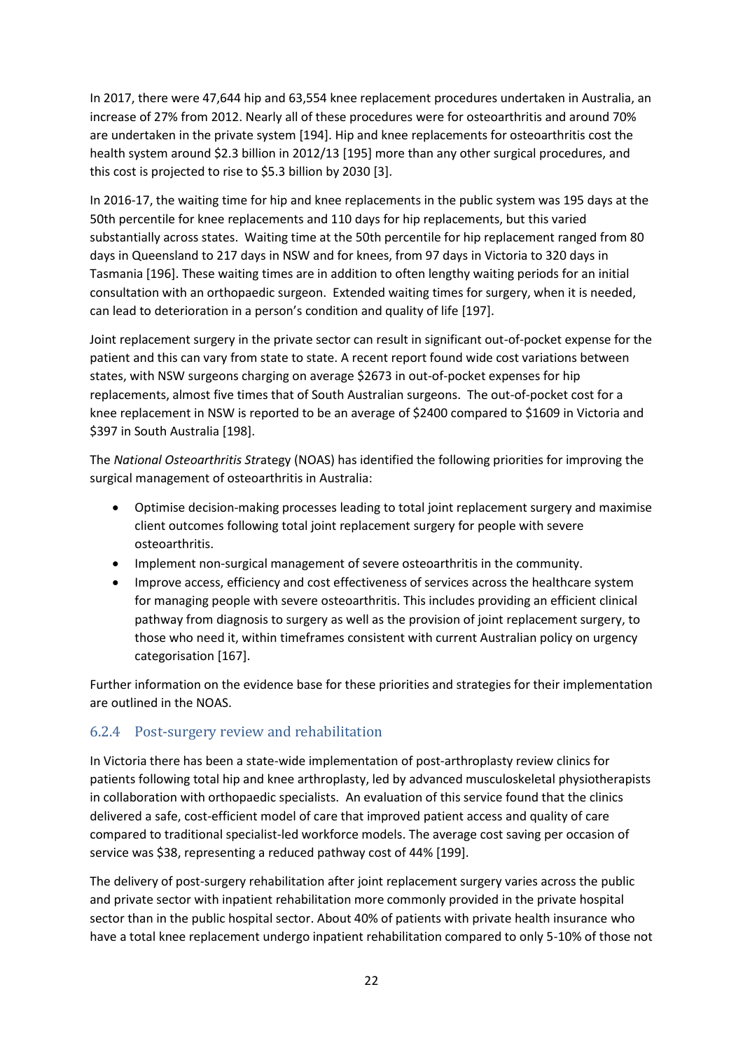In 2017, there were 47,644 hip and 63,554 knee replacement procedures undertaken in Australia, an increase of 27% from 2012. Nearly all of these procedures were for osteoarthritis and around 70% are undertaken in the private system [194]. Hip and knee replacements for osteoarthritis cost the health system around $2.3 billion in 2012/13 [195] more than any other surgical procedures, and this cost is projected to rise to $5.3 billion by 2030 [3].

In 2016-17, the waiting time for hip and knee replacements in the public system was 195 days at the 50th percentile for knee replacements and 110 days for hip replacements, but this varied substantially across states. Waiting time at the 50th percentile for hip replacement ranged from 80 days in Queensland to 217 days in NSW and for knees, from 97 days in Victoria to 320 days in Tasmania [196]. These waiting times are in addition to often lengthy waiting periods for an initial consultation with an orthopaedic surgeon. Extended waiting times for surgery, when it is needed, can lead to deterioration in a person's condition and quality of life [197].

Joint replacement surgery in the private sector can result in significant out-of-pocket expense for the patient and this can vary from state to state. A recent report found wide cost variations between states, with NSW surgeons charging on average $2673 in out-of-pocket expenses for hip replacements, almost five times that of South Australian surgeons. The out-of-pocket cost for a knee replacement in NSW is reported to be an average of $2400 compared to $1609 in Victoria and $397 in South Australia [198].

The *National Osteoarthritis Strategy* (NOAS) has identified the following priorities for improving the surgical management of osteoarthritis in Australia:

- Optimise decision-making processes leading to total joint replacement surgery and maximise client outcomes following total joint replacement surgery for people with severe osteoarthritis.
- Implement non-surgical management of severe osteoarthritis in the community.
- Improve access, efficiency and cost effectiveness of services across the healthcare system for managing people with severe osteoarthritis. This includes providing an efficient clinical pathway from diagnosis to surgery as well as the provision of joint replacement surgery, to those who need it, within timeframes consistent with current Australian policy on urgency categorisation [167].

Further information on the evidence base for these priorities and strategies for their implementation are outlined in the NOAS.

### 6.2.4 Post-surgery review and rehabilitation

In Victoria there has been a state-wide implementation of post-arthroplasty review clinics for patients following total hip and knee arthroplasty, led by advanced musculoskeletal physiotherapists in collaboration with orthopaedic specialists. An evaluation of this service found that the clinics delivered a safe, cost-efficient model of care that improved patient access and quality of care compared to traditional specialist-led workforce models. The average cost saving per occasion of service was $38, representing a reduced pathway cost of 44% [199].

The delivery of post-surgery rehabilitation after joint replacement surgery varies across the public and private sector with inpatient rehabilitation more commonly provided in the private hospital sector than in the public hospital sector. About 40% of patients with private health insurance who have a total knee replacement undergo inpatient rehabilitation compared to only 5-10% of those not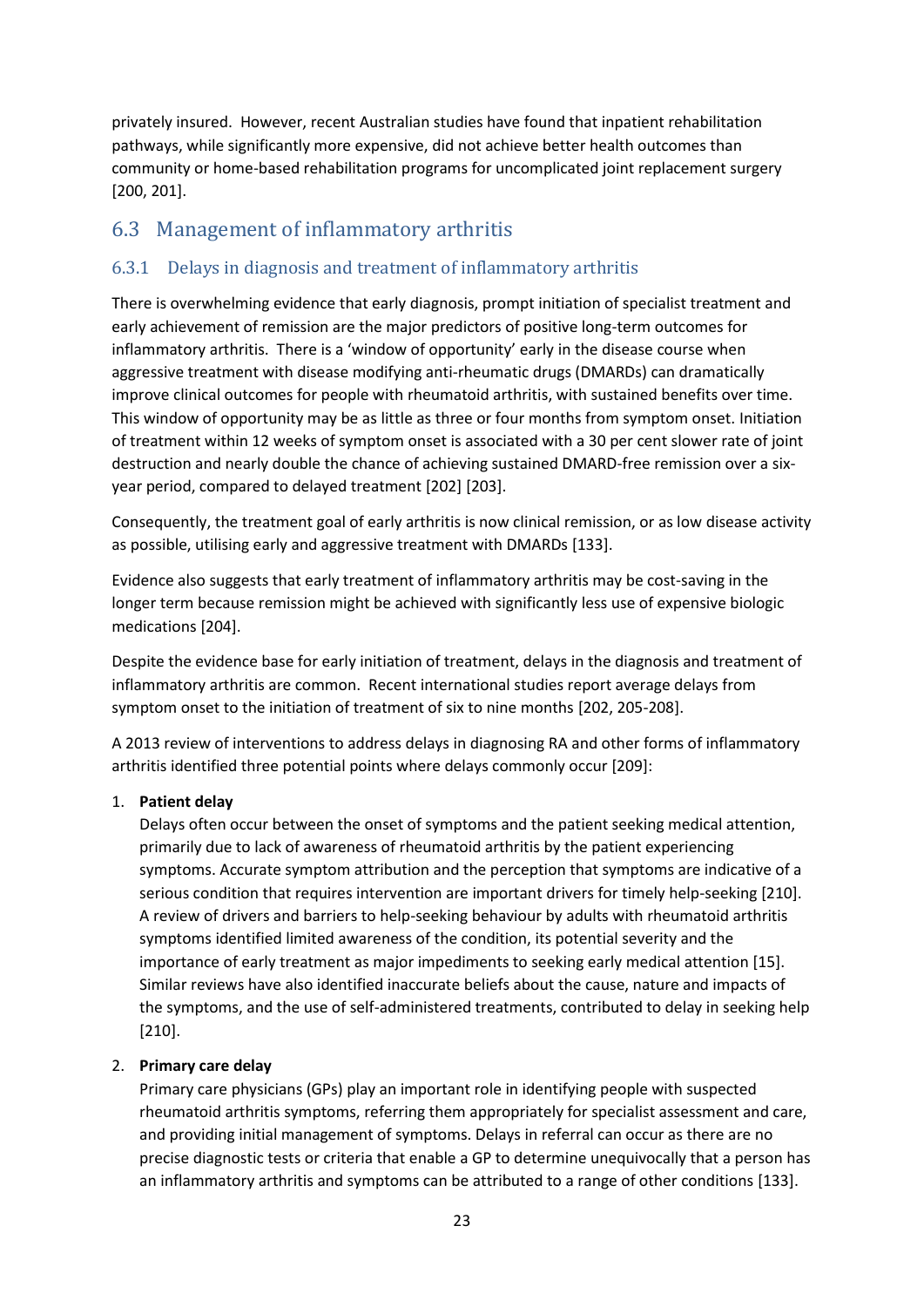privately insured. However, recent Australian studies have found that inpatient rehabilitation pathways, while significantly more expensive, did not achieve better health outcomes than community or home-based rehabilitation programs for uncomplicated joint replacement surgery [200, 201].

## 6.3 Management of inflammatory arthritis

### 6.3.1 Delays in diagnosis and treatment of inflammatory arthritis

There is overwhelming evidence that early diagnosis, prompt initiation of specialist treatment and early achievement of remission are the major predictors of positive long-term outcomes for inflammatory arthritis. There is a 'window of opportunity' early in the disease course when aggressive treatment with disease modifying anti-rheumatic drugs (DMARDs) can dramatically improve clinical outcomes for people with rheumatoid arthritis, with sustained benefits over time. This window of opportunity may be as little as three or four months from symptom onset. Initiation of treatment within 12 weeks of symptom onset is associated with a 30 per cent slower rate of joint destruction and nearly double the chance of achieving sustained DMARD-free remission over a six-year period, compared to delayed treatment [202] [203].

Consequently, the treatment goal of early arthritis is now clinical remission, or as low disease activity as possible, utilising early and aggressive treatment with DMARDs [133].

Evidence also suggests that early treatment of inflammatory arthritis may be cost-saving in the longer term because remission might be achieved with significantly less use of expensive biologic medications [204].

Despite the evidence base for early initiation of treatment, delays in the diagnosis and treatment of inflammatory arthritis are common. Recent international studies report average delays from symptom onset to the initiation of treatment of six to nine months [202, 205-208].

A 2013 review of interventions to address delays in diagnosing RA and other forms of inflammatory arthritis identified three potential points where delays commonly occur [209]:

1. **Patient delay**
   Delays often occur between the onset of symptoms and the patient seeking medical attention, primarily due to lack of awareness of rheumatoid arthritis by the patient experiencing symptoms. Accurate symptom attribution and the perception that symptoms are indicative of a serious condition that requires intervention are important drivers for timely help-seeking [210]. A review of drivers and barriers to help-seeking behaviour by adults with rheumatoid arthritis symptoms identified limited awareness of the condition, its potential severity and the importance of early treatment as major impediments to seeking early medical attention [15]. Similar reviews have also identified inaccurate beliefs about the cause, nature and impacts of the symptoms, and the use of self-administered treatments, contributed to delay in seeking help [210].

2. **Primary care delay**
   Primary care physicians (GPs) play an important role in identifying people with suspected rheumatoid arthritis symptoms, referring them appropriately for specialist assessment and care, and providing initial management of symptoms. Delays in referral can occur as there are no precise diagnostic tests or criteria that enable a GP to determine unequivocally that a person has an inflammatory arthritis and symptoms can be attributed to a range of other conditions [133].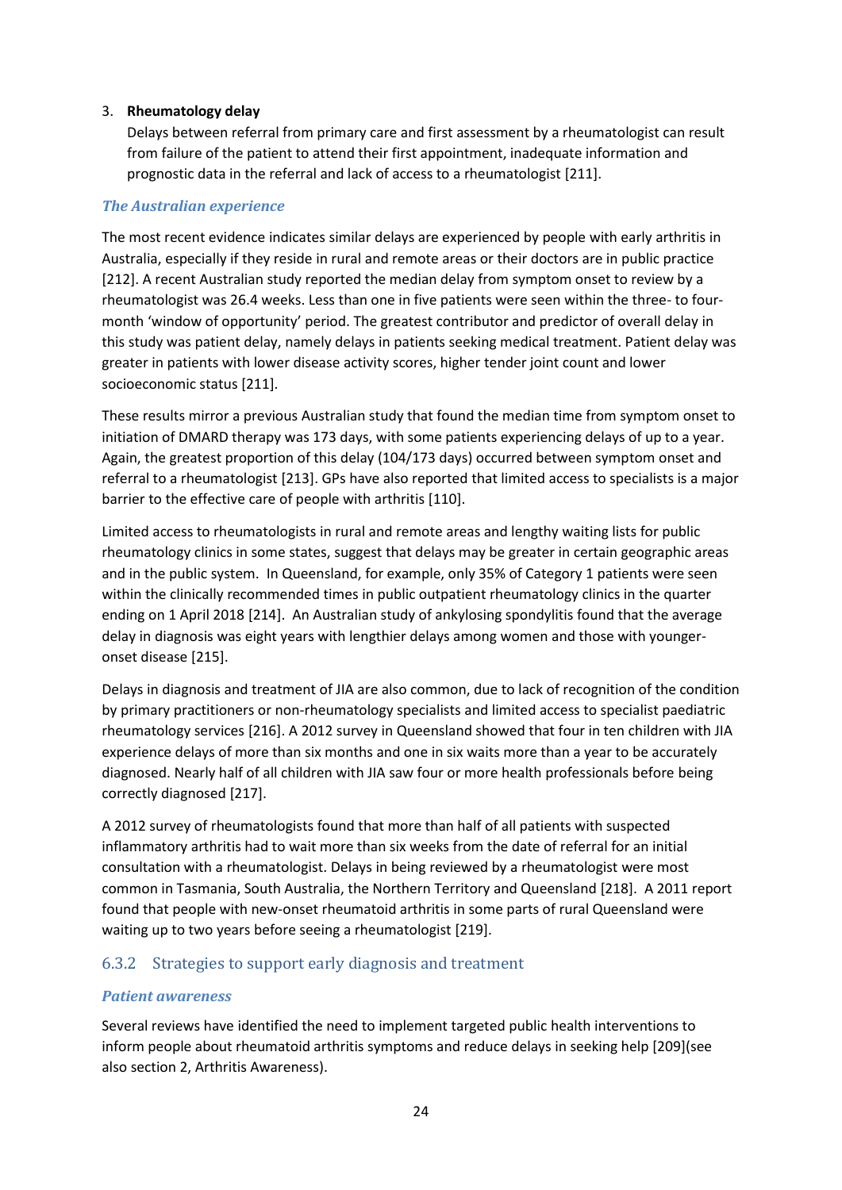3. **Rheumatology delay**
   Delays between referral from primary care and first assessment by a rheumatologist can result from failure of the patient to attend their first appointment, inadequate information and prognostic data in the referral and lack of access to a rheumatologist [211].

***The Australian experience***

The most recent evidence indicates similar delays are experienced by people with early arthritis in Australia, especially if they reside in rural and remote areas or their doctors are in public practice [212]. A recent Australian study reported the median delay from symptom onset to review by a rheumatologist was 26.4 weeks. Less than one in five patients were seen within the three- to four-month 'window of opportunity' period. The greatest contributor and predictor of overall delay in this study was patient delay, namely delays in patients seeking medical treatment. Patient delay was greater in patients with lower disease activity scores, higher tender joint count and lower socioeconomic status [211].

These results mirror a previous Australian study that found the median time from symptom onset to initiation of DMARD therapy was 173 days, with some patients experiencing delays of up to a year. Again, the greatest proportion of this delay (104/173 days) occurred between symptom onset and referral to a rheumatologist [213]. GPs have also reported that limited access to specialists is a major barrier to the effective care of people with arthritis [110].

Limited access to rheumatologists in rural and remote areas and lengthy waiting lists for public rheumatology clinics in some states, suggest that delays may be greater in certain geographic areas and in the public system. In Queensland, for example, only 35% of Category 1 patients were seen within the clinically recommended times in public outpatient rheumatology clinics in the quarter ending on 1 April 2018 [214]. An Australian study of ankylosing spondylitis found that the average delay in diagnosis was eight years with lengthier delays among women and those with younger-onset disease [215].

Delays in diagnosis and treatment of JIA are also common, due to lack of recognition of the condition by primary practitioners or non-rheumatology specialists and limited access to specialist paediatric rheumatology services [216]. A 2012 survey in Queensland showed that four in ten children with JIA experience delays of more than six months and one in six waits more than a year to be accurately diagnosed. Nearly half of all children with JIA saw four or more health professionals before being correctly diagnosed [217].

A 2012 survey of rheumatologists found that more than half of all patients with suspected inflammatory arthritis had to wait more than six weeks from the date of referral for an initial consultation with a rheumatologist. Delays in being reviewed by a rheumatologist were most common in Tasmania, South Australia, the Northern Territory and Queensland [218]. A 2011 report found that people with new-onset rheumatoid arthritis in some parts of rural Queensland were waiting up to two years before seeing a rheumatologist [219].

### 6.3.2 Strategies to support early diagnosis and treatment

***Patient awareness***

Several reviews have identified the need to implement targeted public health interventions to inform people about rheumatoid arthritis symptoms and reduce delays in seeking help [209](see also section 2, Arthritis Awareness).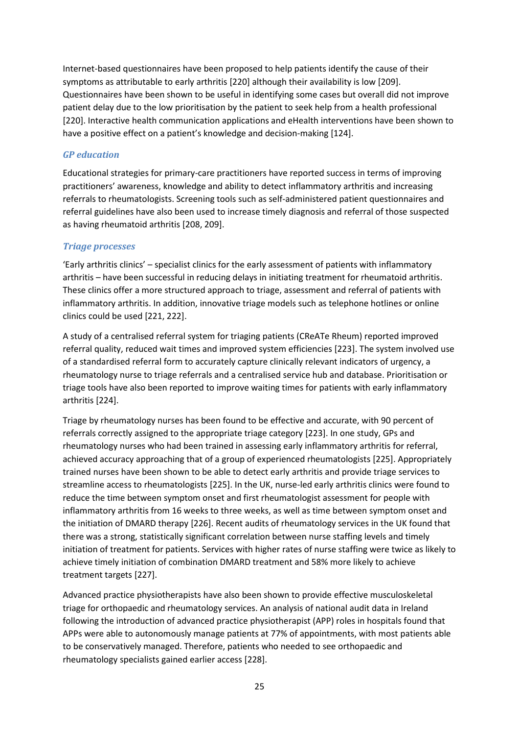Internet-based questionnaires have been proposed to help patients identify the cause of their symptoms as attributable to early arthritis [220] although their availability is low [209]. Questionnaires have been shown to be useful in identifying some cases but overall did not improve patient delay due to the low prioritisation by the patient to seek help from a health professional [220]. Interactive health communication applications and eHealth interventions have been shown to have a positive effect on a patient's knowledge and decision-making [124].

### *GP education*

Educational strategies for primary-care practitioners have reported success in terms of improving practitioners' awareness, knowledge and ability to detect inflammatory arthritis and increasing referrals to rheumatologists. Screening tools such as self-administered patient questionnaires and referral guidelines have also been used to increase timely diagnosis and referral of those suspected as having rheumatoid arthritis [208, 209].

### *Triage processes*

'Early arthritis clinics' – specialist clinics for the early assessment of patients with inflammatory arthritis – have been successful in reducing delays in initiating treatment for rheumatoid arthritis. These clinics offer a more structured approach to triage, assessment and referral of patients with inflammatory arthritis. In addition, innovative triage models such as telephone hotlines or online clinics could be used [221, 222].

A study of a centralised referral system for triaging patients (CReATe Rheum) reported improved referral quality, reduced wait times and improved system efficiencies [223]. The system involved use of a standardised referral form to accurately capture clinically relevant indicators of urgency, a rheumatology nurse to triage referrals and a centralised service hub and database. Prioritisation or triage tools have also been reported to improve waiting times for patients with early inflammatory arthritis [224].

Triage by rheumatology nurses has been found to be effective and accurate, with 90 percent of referrals correctly assigned to the appropriate triage category [223]. In one study, GPs and rheumatology nurses who had been trained in assessing early inflammatory arthritis for referral, achieved accuracy approaching that of a group of experienced rheumatologists [225]. Appropriately trained nurses have been shown to be able to detect early arthritis and provide triage services to streamline access to rheumatologists [225]. In the UK, nurse-led early arthritis clinics were found to reduce the time between symptom onset and first rheumatologist assessment for people with inflammatory arthritis from 16 weeks to three weeks, as well as time between symptom onset and the initiation of DMARD therapy [226]. Recent audits of rheumatology services in the UK found that there was a strong, statistically significant correlation between nurse staffing levels and timely initiation of treatment for patients. Services with higher rates of nurse staffing were twice as likely to achieve timely initiation of combination DMARD treatment and 58% more likely to achieve treatment targets [227].

Advanced practice physiotherapists have also been shown to provide effective musculoskeletal triage for orthopaedic and rheumatology services. An analysis of national audit data in Ireland following the introduction of advanced practice physiotherapist (APP) roles in hospitals found that APPs were able to autonomously manage patients at 77% of appointments, with most patients able to be conservatively managed. Therefore, patients who needed to see orthopaedic and rheumatology specialists gained earlier access [228].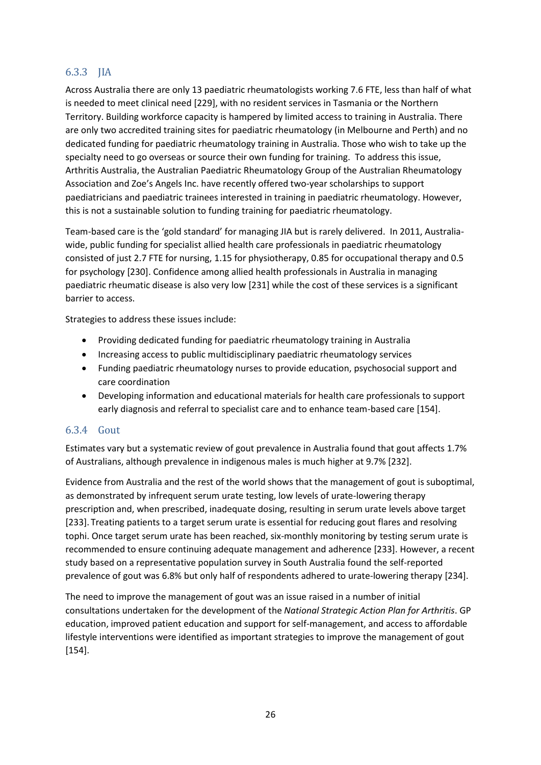### 6.3.3 JIA

Across Australia there are only 13 paediatric rheumatologists working 7.6 FTE, less than half of what is needed to meet clinical need [229], with no resident services in Tasmania or the Northern Territory. Building workforce capacity is hampered by limited access to training in Australia. There are only two accredited training sites for paediatric rheumatology (in Melbourne and Perth) and no dedicated funding for paediatric rheumatology training in Australia. Those who wish to take up the specialty need to go overseas or source their own funding for training. To address this issue, Arthritis Australia, the Australian Paediatric Rheumatology Group of the Australian Rheumatology Association and Zoe's Angels Inc. have recently offered two-year scholarships to support paediatricians and paediatric trainees interested in training in paediatric rheumatology. However, this is not a sustainable solution to funding training for paediatric rheumatology.

Team-based care is the 'gold standard' for managing JIA but is rarely delivered. In 2011, Australia-wide, public funding for specialist allied health care professionals in paediatric rheumatology consisted of just 2.7 FTE for nursing, 1.15 for physiotherapy, 0.85 for occupational therapy and 0.5 for psychology [230]. Confidence among allied health professionals in Australia in managing paediatric rheumatic disease is also very low [231] while the cost of these services is a significant barrier to access.

Strategies to address these issues include:

- Providing dedicated funding for paediatric rheumatology training in Australia
- Increasing access to public multidisciplinary paediatric rheumatology services
- Funding paediatric rheumatology nurses to provide education, psychosocial support and care coordination
- Developing information and educational materials for health care professionals to support early diagnosis and referral to specialist care and to enhance team-based care [154].

### 6.3.4 Gout

Estimates vary but a systematic review of gout prevalence in Australia found that gout affects 1.7% of Australians, although prevalence in indigenous males is much higher at 9.7% [232].

Evidence from Australia and the rest of the world shows that the management of gout is suboptimal, as demonstrated by infrequent serum urate testing, low levels of urate-lowering therapy prescription and, when prescribed, inadequate dosing, resulting in serum urate levels above target [233]. Treating patients to a target serum urate is essential for reducing gout flares and resolving tophi. Once target serum urate has been reached, six-monthly monitoring by testing serum urate is recommended to ensure continuing adequate management and adherence [233]. However, a recent study based on a representative population survey in South Australia found the self-reported prevalence of gout was 6.8% but only half of respondents adhered to urate-lowering therapy [234].

The need to improve the management of gout was an issue raised in a number of initial consultations undertaken for the development of the *National Strategic Action Plan for Arthritis*. GP education, improved patient education and support for self-management, and access to affordable lifestyle interventions were identified as important strategies to improve the management of gout [154].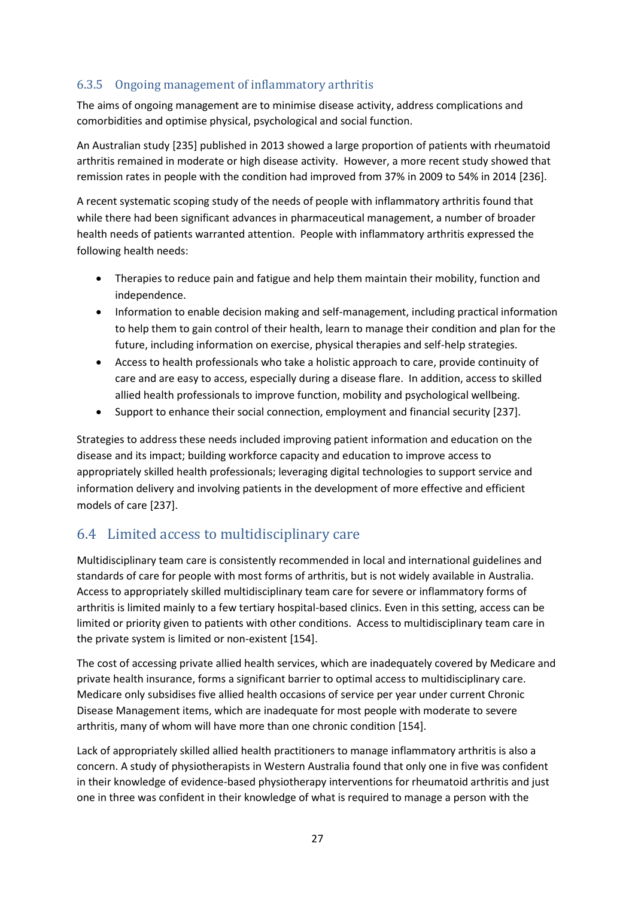### 6.3.5 Ongoing management of inflammatory arthritis

The aims of ongoing management are to minimise disease activity, address complications and comorbidities and optimise physical, psychological and social function.

An Australian study [235] published in 2013 showed a large proportion of patients with rheumatoid arthritis remained in moderate or high disease activity. However, a more recent study showed that remission rates in people with the condition had improved from 37% in 2009 to 54% in 2014 [236].

A recent systematic scoping study of the needs of people with inflammatory arthritis found that while there had been significant advances in pharmaceutical management, a number of broader health needs of patients warranted attention. People with inflammatory arthritis expressed the following health needs:

- Therapies to reduce pain and fatigue and help them maintain their mobility, function and independence.
- Information to enable decision making and self-management, including practical information to help them to gain control of their health, learn to manage their condition and plan for the future, including information on exercise, physical therapies and self-help strategies.
- Access to health professionals who take a holistic approach to care, provide continuity of care and are easy to access, especially during a disease flare. In addition, access to skilled allied health professionals to improve function, mobility and psychological wellbeing.
- Support to enhance their social connection, employment and financial security [237].

Strategies to address these needs included improving patient information and education on the disease and its impact; building workforce capacity and education to improve access to appropriately skilled health professionals; leveraging digital technologies to support service and information delivery and involving patients in the development of more effective and efficient models of care [237].

## 6.4 Limited access to multidisciplinary care

Multidisciplinary team care is consistently recommended in local and international guidelines and standards of care for people with most forms of arthritis, but is not widely available in Australia. Access to appropriately skilled multidisciplinary team care for severe or inflammatory forms of arthritis is limited mainly to a few tertiary hospital-based clinics. Even in this setting, access can be limited or priority given to patients with other conditions. Access to multidisciplinary team care in the private system is limited or non-existent [154].

The cost of accessing private allied health services, which are inadequately covered by Medicare and private health insurance, forms a significant barrier to optimal access to multidisciplinary care. Medicare only subsidises five allied health occasions of service per year under current Chronic Disease Management items, which are inadequate for most people with moderate to severe arthritis, many of whom will have more than one chronic condition [154].

Lack of appropriately skilled allied health practitioners to manage inflammatory arthritis is also a concern. A study of physiotherapists in Western Australia found that only one in five was confident in their knowledge of evidence-based physiotherapy interventions for rheumatoid arthritis and just one in three was confident in their knowledge of what is required to manage a person with the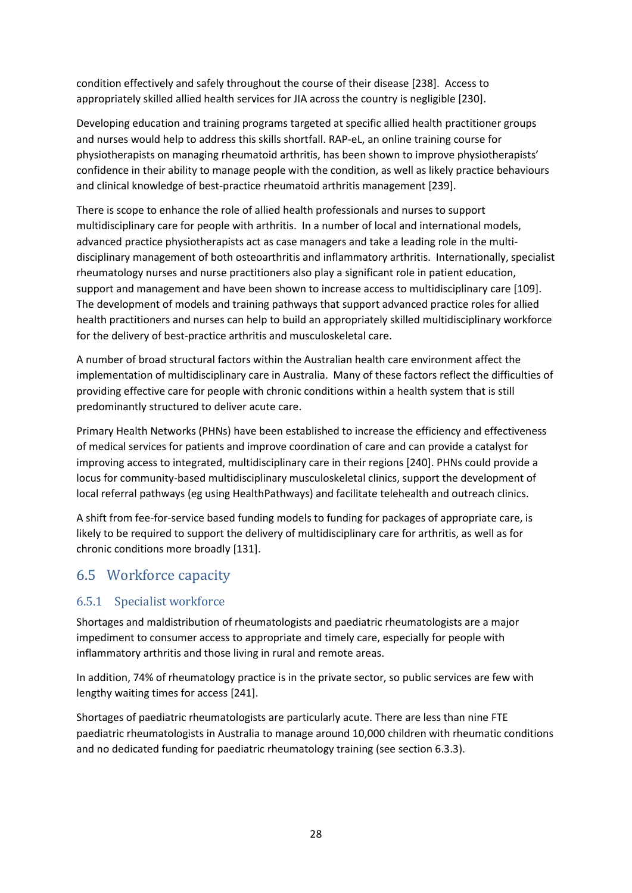condition effectively and safely throughout the course of their disease [238]. Access to appropriately skilled allied health services for JIA across the country is negligible [230].

Developing education and training programs targeted at specific allied health practitioner groups and nurses would help to address this skills shortfall. RAP-eL, an online training course for physiotherapists on managing rheumatoid arthritis, has been shown to improve physiotherapists' confidence in their ability to manage people with the condition, as well as likely practice behaviours and clinical knowledge of best-practice rheumatoid arthritis management [239].

There is scope to enhance the role of allied health professionals and nurses to support multidisciplinary care for people with arthritis. In a number of local and international models, advanced practice physiotherapists act as case managers and take a leading role in the multi-disciplinary management of both osteoarthritis and inflammatory arthritis. Internationally, specialist rheumatology nurses and nurse practitioners also play a significant role in patient education, support and management and have been shown to increase access to multidisciplinary care [109]. The development of models and training pathways that support advanced practice roles for allied health practitioners and nurses can help to build an appropriately skilled multidisciplinary workforce for the delivery of best-practice arthritis and musculoskeletal care.

A number of broad structural factors within the Australian health care environment affect the implementation of multidisciplinary care in Australia. Many of these factors reflect the difficulties of providing effective care for people with chronic conditions within a health system that is still predominantly structured to deliver acute care.

Primary Health Networks (PHNs) have been established to increase the efficiency and effectiveness of medical services for patients and improve coordination of care and can provide a catalyst for improving access to integrated, multidisciplinary care in their regions [240]. PHNs could provide a locus for community-based multidisciplinary musculoskeletal clinics, support the development of local referral pathways (eg using HealthPathways) and facilitate telehealth and outreach clinics.

A shift from fee-for-service based funding models to funding for packages of appropriate care, is likely to be required to support the delivery of multidisciplinary care for arthritis, as well as for chronic conditions more broadly [131].

## 6.5 Workforce capacity

### 6.5.1 Specialist workforce

Shortages and maldistribution of rheumatologists and paediatric rheumatologists are a major impediment to consumer access to appropriate and timely care, especially for people with inflammatory arthritis and those living in rural and remote areas.

In addition, 74% of rheumatology practice is in the private sector, so public services are few with lengthy waiting times for access [241].

Shortages of paediatric rheumatologists are particularly acute. There are less than nine FTE paediatric rheumatologists in Australia to manage around 10,000 children with rheumatic conditions and no dedicated funding for paediatric rheumatology training (see section 6.3.3).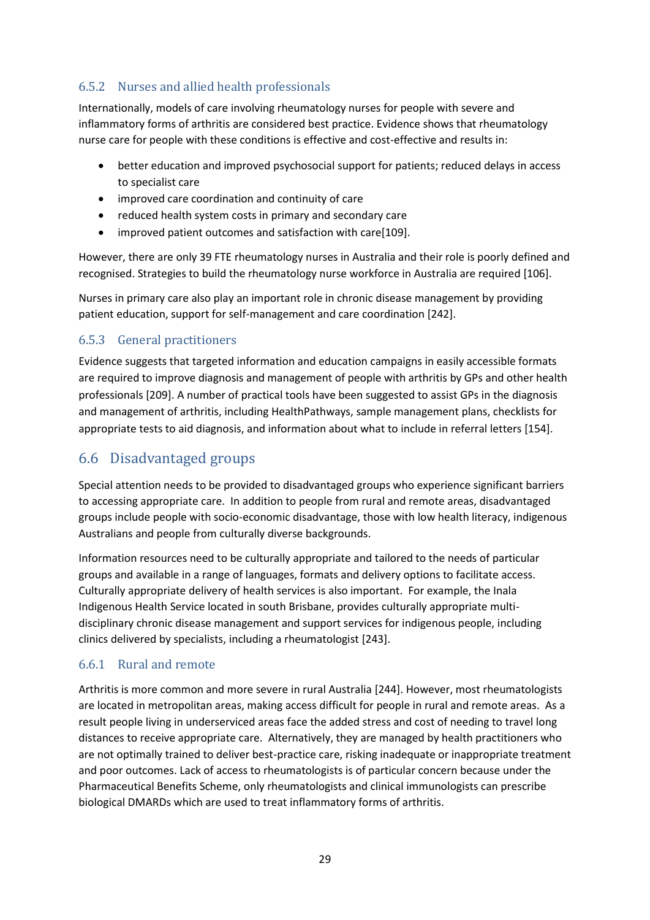### 6.5.2 Nurses and allied health professionals

Internationally, models of care involving rheumatology nurses for people with severe and inflammatory forms of arthritis are considered best practice. Evidence shows that rheumatology nurse care for people with these conditions is effective and cost-effective and results in:

- better education and improved psychosocial support for patients; reduced delays in access to specialist care
- improved care coordination and continuity of care
- reduced health system costs in primary and secondary care
- improved patient outcomes and satisfaction with care[109].

However, there are only 39 FTE rheumatology nurses in Australia and their role is poorly defined and recognised. Strategies to build the rheumatology nurse workforce in Australia are required [106].

Nurses in primary care also play an important role in chronic disease management by providing patient education, support for self-management and care coordination [242].

### 6.5.3 General practitioners

Evidence suggests that targeted information and education campaigns in easily accessible formats are required to improve diagnosis and management of people with arthritis by GPs and other health professionals [209]. A number of practical tools have been suggested to assist GPs in the diagnosis and management of arthritis, including HealthPathways, sample management plans, checklists for appropriate tests to aid diagnosis, and information about what to include in referral letters [154].

## 6.6 Disadvantaged groups

Special attention needs to be provided to disadvantaged groups who experience significant barriers to accessing appropriate care. In addition to people from rural and remote areas, disadvantaged groups include people with socio-economic disadvantage, those with low health literacy, indigenous Australians and people from culturally diverse backgrounds.

Information resources need to be culturally appropriate and tailored to the needs of particular groups and available in a range of languages, formats and delivery options to facilitate access. Culturally appropriate delivery of health services is also important. For example, the Inala Indigenous Health Service located in south Brisbane, provides culturally appropriate multi-disciplinary chronic disease management and support services for indigenous people, including clinics delivered by specialists, including a rheumatologist [243].

### 6.6.1 Rural and remote

Arthritis is more common and more severe in rural Australia [244]. However, most rheumatologists are located in metropolitan areas, making access difficult for people in rural and remote areas. As a result people living in underserviced areas face the added stress and cost of needing to travel long distances to receive appropriate care. Alternatively, they are managed by health practitioners who are not optimally trained to deliver best-practice care, risking inadequate or inappropriate treatment and poor outcomes. Lack of access to rheumatologists is of particular concern because under the Pharmaceutical Benefits Scheme, only rheumatologists and clinical immunologists can prescribe biological DMARDs which are used to treat inflammatory forms of arthritis.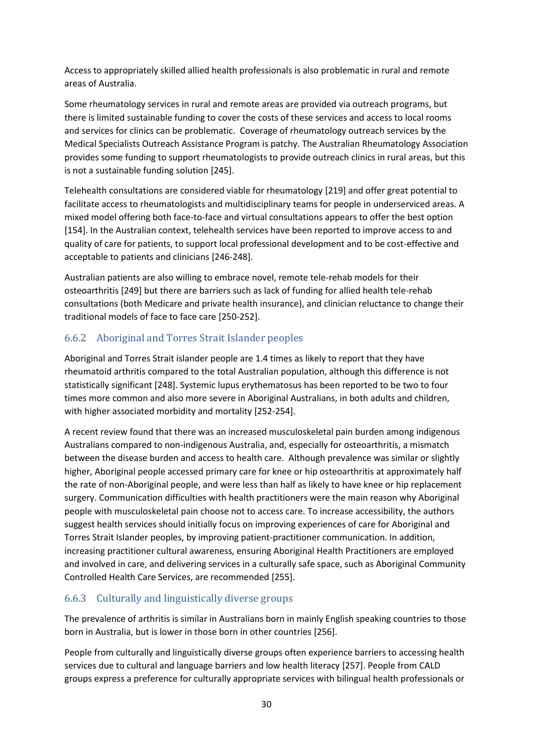Access to appropriately skilled allied health professionals is also problematic in rural and remote areas of Australia.

Some rheumatology services in rural and remote areas are provided via outreach programs, but there is limited sustainable funding to cover the costs of these services and access to local rooms and services for clinics can be problematic. Coverage of rheumatology outreach services by the Medical Specialists Outreach Assistance Program is patchy. The Australian Rheumatology Association provides some funding to support rheumatologists to provide outreach clinics in rural areas, but this is not a sustainable funding solution [245].

Telehealth consultations are considered viable for rheumatology [219] and offer great potential to facilitate access to rheumatologists and multidisciplinary teams for people in underserviced areas. A mixed model offering both face-to-face and virtual consultations appears to offer the best option [154]. In the Australian context, telehealth services have been reported to improve access to and quality of care for patients, to support local professional development and to be cost-effective and acceptable to patients and clinicians [246-248].

Australian patients are also willing to embrace novel, remote tele-rehab models for their osteoarthritis [249] but there are barriers such as lack of funding for allied health tele-rehab consultations (both Medicare and private health insurance), and clinician reluctance to change their traditional models of face to face care [250-252].

### 6.6.2 Aboriginal and Torres Strait Islander peoples

Aboriginal and Torres Strait islander people are 1.4 times as likely to report that they have rheumatoid arthritis compared to the total Australian population, although this difference is not statistically significant [248]. Systemic lupus erythematosus has been reported to be two to four times more common and also more severe in Aboriginal Australians, in both adults and children, with higher associated morbidity and mortality [252-254].

A recent review found that there was an increased musculoskeletal pain burden among indigenous Australians compared to non-indigenous Australia, and, especially for osteoarthritis, a mismatch between the disease burden and access to health care. Although prevalence was similar or slightly higher, Aboriginal people accessed primary care for knee or hip osteoarthritis at approximately half the rate of non-Aboriginal people, and were less than half as likely to have knee or hip replacement surgery. Communication difficulties with health practitioners were the main reason why Aboriginal people with musculoskeletal pain choose not to access care. To increase accessibility, the authors suggest health services should initially focus on improving experiences of care for Aboriginal and Torres Strait Islander peoples, by improving patient-practitioner communication. In addition, increasing practitioner cultural awareness, ensuring Aboriginal Health Practitioners are employed and involved in care, and delivering services in a culturally safe space, such as Aboriginal Community Controlled Health Care Services, are recommended [255].

### 6.6.3 Culturally and linguistically diverse groups

The prevalence of arthritis is similar in Australians born in mainly English speaking countries to those born in Australia, but is lower in those born in other countries [256].

People from culturally and linguistically diverse groups often experience barriers to accessing health services due to cultural and language barriers and low health literacy [257]. People from CALD groups express a preference for culturally appropriate services with bilingual health professionals or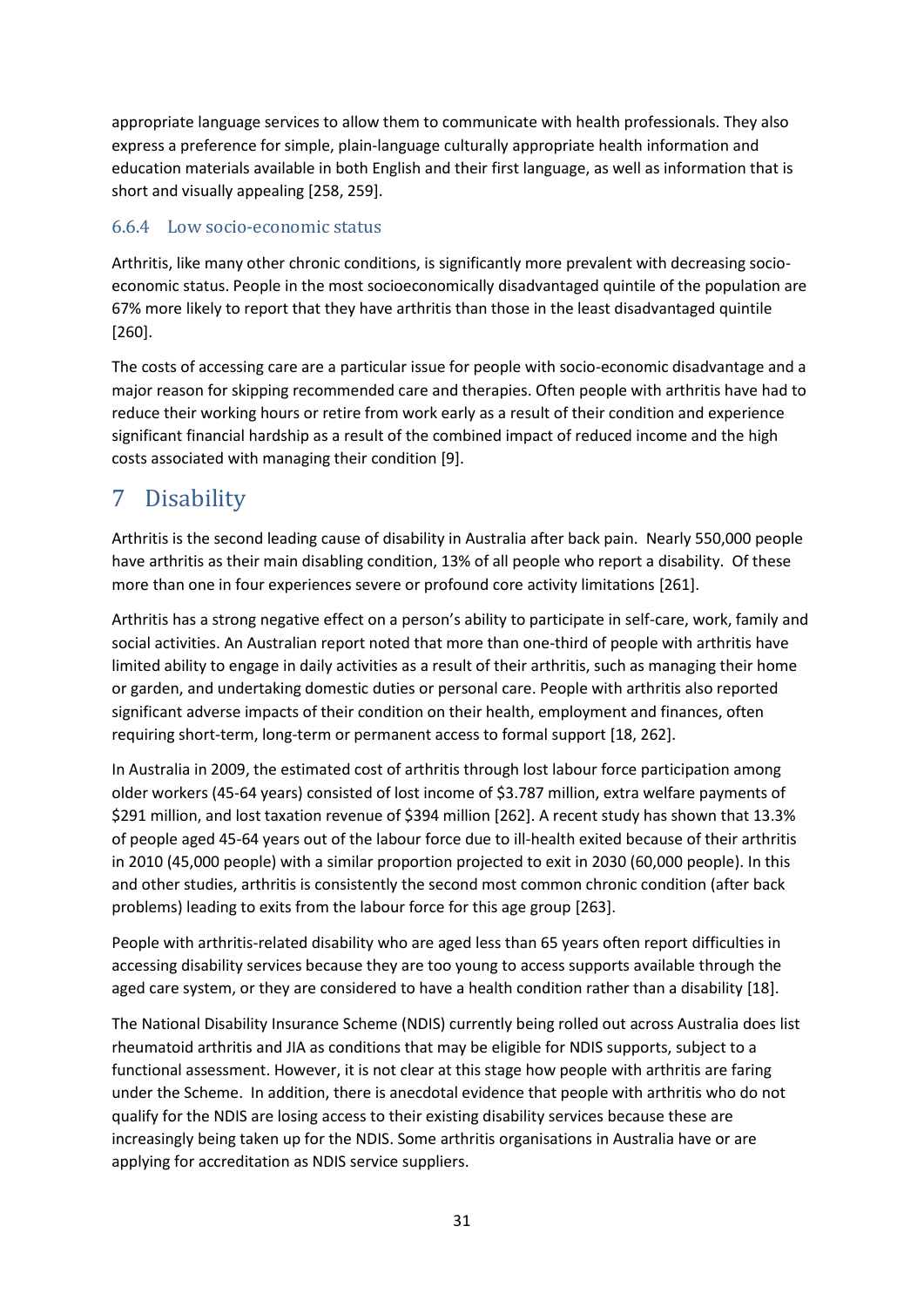appropriate language services to allow them to communicate with health professionals. They also express a preference for simple, plain-language culturally appropriate health information and education materials available in both English and their first language, as well as information that is short and visually appealing [258, 259].

### 6.6.4 Low socio-economic status

Arthritis, like many other chronic conditions, is significantly more prevalent with decreasing socio-economic status. People in the most socioeconomically disadvantaged quintile of the population are 67% more likely to report that they have arthritis than those in the least disadvantaged quintile [260].

The costs of accessing care are a particular issue for people with socio-economic disadvantage and a major reason for skipping recommended care and therapies. Often people with arthritis have had to reduce their working hours or retire from work early as a result of their condition and experience significant financial hardship as a result of the combined impact of reduced income and the high costs associated with managing their condition [9].

# 7 Disability

Arthritis is the second leading cause of disability in Australia after back pain. Nearly 550,000 people have arthritis as their main disabling condition, 13% of all people who report a disability. Of these more than one in four experiences severe or profound core activity limitations [261].

Arthritis has a strong negative effect on a person's ability to participate in self-care, work, family and social activities. An Australian report noted that more than one-third of people with arthritis have limited ability to engage in daily activities as a result of their arthritis, such as managing their home or garden, and undertaking domestic duties or personal care. People with arthritis also reported significant adverse impacts of their condition on their health, employment and finances, often requiring short-term, long-term or permanent access to formal support [18, 262].

In Australia in 2009, the estimated cost of arthritis through lost labour force participation among older workers (45-64 years) consisted of lost income of $3.787 million, extra welfare payments of $291 million, and lost taxation revenue of $394 million [262]. A recent study has shown that 13.3% of people aged 45-64 years out of the labour force due to ill-health exited because of their arthritis in 2010 (45,000 people) with a similar proportion projected to exit in 2030 (60,000 people). In this and other studies, arthritis is consistently the second most common chronic condition (after back problems) leading to exits from the labour force for this age group [263].

People with arthritis-related disability who are aged less than 65 years often report difficulties in accessing disability services because they are too young to access supports available through the aged care system, or they are considered to have a health condition rather than a disability [18].

The National Disability Insurance Scheme (NDIS) currently being rolled out across Australia does list rheumatoid arthritis and JIA as conditions that may be eligible for NDIS supports, subject to a functional assessment. However, it is not clear at this stage how people with arthritis are faring under the Scheme. In addition, there is anecdotal evidence that people with arthritis who do not qualify for the NDIS are losing access to their existing disability services because these are increasingly being taken up for the NDIS. Some arthritis organisations in Australia have or are applying for accreditation as NDIS service suppliers.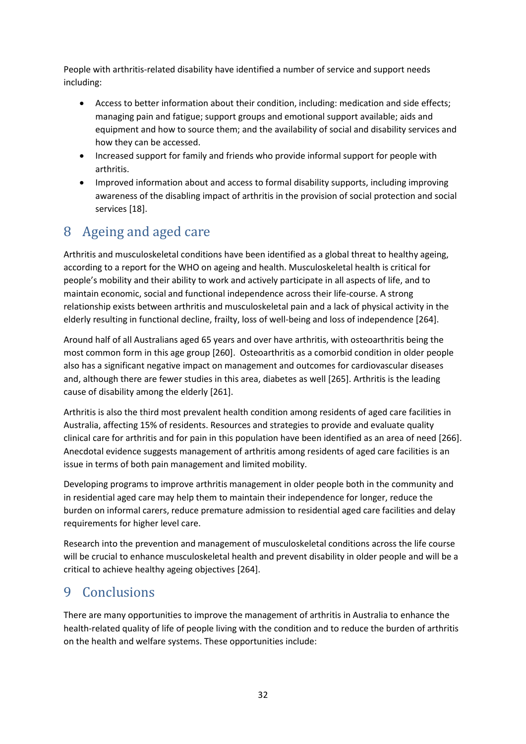People with arthritis-related disability have identified a number of service and support needs including:

- Access to better information about their condition, including: medication and side effects; managing pain and fatigue; support groups and emotional support available; aids and equipment and how to source them; and the availability of social and disability services and how they can be accessed.
- Increased support for family and friends who provide informal support for people with arthritis.
- Improved information about and access to formal disability supports, including improving awareness of the disabling impact of arthritis in the provision of social protection and social services [18].

# 8 Ageing and aged care

Arthritis and musculoskeletal conditions have been identified as a global threat to healthy ageing, according to a report for the WHO on ageing and health. Musculoskeletal health is critical for people's mobility and their ability to work and actively participate in all aspects of life, and to maintain economic, social and functional independence across their life-course. A strong relationship exists between arthritis and musculoskeletal pain and a lack of physical activity in the elderly resulting in functional decline, frailty, loss of well-being and loss of independence [264].

Around half of all Australians aged 65 years and over have arthritis, with osteoarthritis being the most common form in this age group [260]. Osteoarthritis as a comorbid condition in older people also has a significant negative impact on management and outcomes for cardiovascular diseases and, although there are fewer studies in this area, diabetes as well [265]. Arthritis is the leading cause of disability among the elderly [261].

Arthritis is also the third most prevalent health condition among residents of aged care facilities in Australia, affecting 15% of residents. Resources and strategies to provide and evaluate quality clinical care for arthritis and for pain in this population have been identified as an area of need [266]. Anecdotal evidence suggests management of arthritis among residents of aged care facilities is an issue in terms of both pain management and limited mobility.

Developing programs to improve arthritis management in older people both in the community and in residential aged care may help them to maintain their independence for longer, reduce the burden on informal carers, reduce premature admission to residential aged care facilities and delay requirements for higher level care.

Research into the prevention and management of musculoskeletal conditions across the life course will be crucial to enhance musculoskeletal health and prevent disability in older people and will be a critical to achieve healthy ageing objectives [264].

# 9 Conclusions

There are many opportunities to improve the management of arthritis in Australia to enhance the health-related quality of life of people living with the condition and to reduce the burden of arthritis on the health and welfare systems. These opportunities include: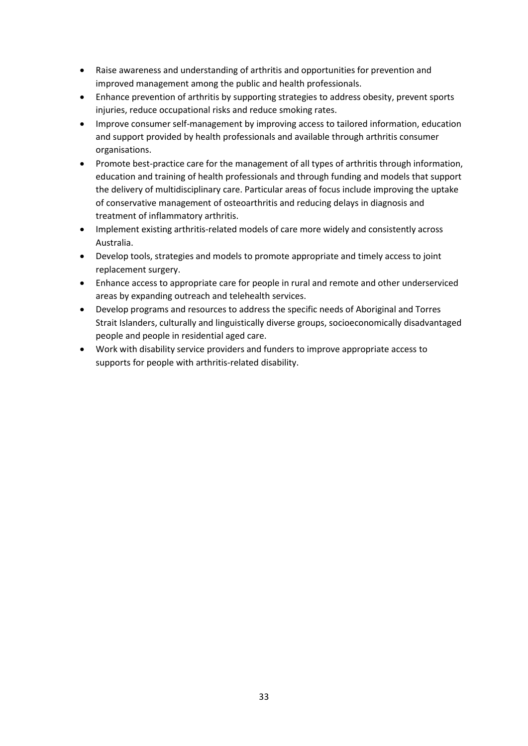- Raise awareness and understanding of arthritis and opportunities for prevention and improved management among the public and health professionals.
- Enhance prevention of arthritis by supporting strategies to address obesity, prevent sports injuries, reduce occupational risks and reduce smoking rates.
- Improve consumer self-management by improving access to tailored information, education and support provided by health professionals and available through arthritis consumer organisations.
- Promote best-practice care for the management of all types of arthritis through information, education and training of health professionals and through funding and models that support the delivery of multidisciplinary care. Particular areas of focus include improving the uptake of conservative management of osteoarthritis and reducing delays in diagnosis and treatment of inflammatory arthritis.
- Implement existing arthritis-related models of care more widely and consistently across Australia.
- Develop tools, strategies and models to promote appropriate and timely access to joint replacement surgery.
- Enhance access to appropriate care for people in rural and remote and other underserviced areas by expanding outreach and telehealth services.
- Develop programs and resources to address the specific needs of Aboriginal and Torres Strait Islanders, culturally and linguistically diverse groups, socioeconomically disadvantaged people and people in residential aged care.
- Work with disability service providers and funders to improve appropriate access to supports for people with arthritis-related disability.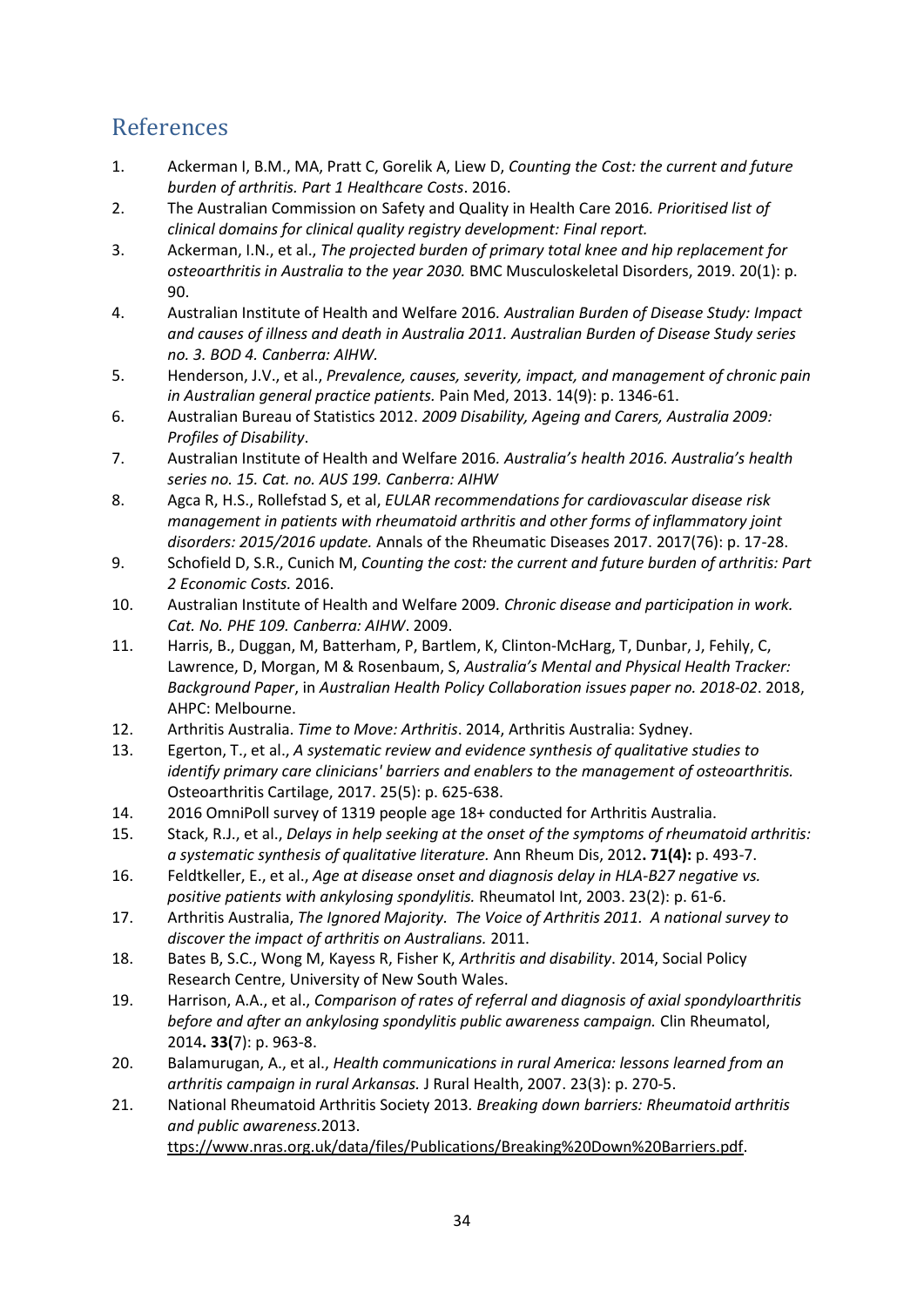## References

1. Ackerman I, B.M., MA, Pratt C, Gorelik A, Liew D, *Counting the Cost: the current and future burden of arthritis. Part 1 Healthcare Costs*. 2016.
2. The Australian Commission on Safety and Quality in Health Care 2016. *Prioritised list of clinical domains for clinical quality registry development: Final report.*
3. Ackerman, I.N., et al., *The projected burden of primary total knee and hip replacement for osteoarthritis in Australia to the year 2030.* BMC Musculoskeletal Disorders, 2019. 20(1): p. 90.
4. Australian Institute of Health and Welfare 2016. *Australian Burden of Disease Study: Impact and causes of illness and death in Australia 2011. Australian Burden of Disease Study series no. 3. BOD 4. Canberra: AIHW.*
5. Henderson, J.V., et al., *Prevalence, causes, severity, impact, and management of chronic pain in Australian general practice patients.* Pain Med, 2013. 14(9): p. 1346-61.
6. Australian Bureau of Statistics 2012. *2009 Disability, Ageing and Carers, Australia 2009: Profiles of Disability*.
7. Australian Institute of Health and Welfare 2016. *Australia's health 2016. Australia's health series no. 15. Cat. no. AUS 199. Canberra: AIHW*
8. Agca R, H.S., Rollefstad S, et al, *EULAR recommendations for cardiovascular disease risk management in patients with rheumatoid arthritis and other forms of inflammatory joint disorders: 2015/2016 update.* Annals of the Rheumatic Diseases 2017. 2017(76): p. 17-28.
9. Schofield D, S.R., Cunich M, *Counting the cost: the current and future burden of arthritis: Part 2 Economic Costs.* 2016.
10. Australian Institute of Health and Welfare 2009. *Chronic disease and participation in work. Cat. No. PHE 109. Canberra: AIHW*. 2009.
11. Harris, B., Duggan, M, Batterham, P, Bartlem, K, Clinton-McHarg, T, Dunbar, J, Fehily, C, Lawrence, D, Morgan, M & Rosenbaum, S, *Australia's Mental and Physical Health Tracker: Background Paper*, in *Australian Health Policy Collaboration issues paper no. 2018-02*. 2018, AHPC: Melbourne.
12. Arthritis Australia. *Time to Move: Arthritis*. 2014, Arthritis Australia: Sydney.
13. Egerton, T., et al., *A systematic review and evidence synthesis of qualitative studies to identify primary care clinicians' barriers and enablers to the management of osteoarthritis.* Osteoarthritis Cartilage, 2017. 25(5): p. 625-638.
14. 2016 OmniPoll survey of 1319 people age 18+ conducted for Arthritis Australia.
15. Stack, R.J., et al., *Delays in help seeking at the onset of the symptoms of rheumatoid arthritis: a systematic synthesis of qualitative literature.* Ann Rheum Dis, 2012**. 71(4):** p. 493-7.
16. Feldtkeller, E., et al., *Age at disease onset and diagnosis delay in HLA-B27 negative vs. positive patients with ankylosing spondylitis.* Rheumatol Int, 2003. 23(2): p. 61-6.
17. Arthritis Australia, *The Ignored Majority. The Voice of Arthritis 2011. A national survey to discover the impact of arthritis on Australians.* 2011.
18. Bates B, S.C., Wong M, Kayess R, Fisher K, *Arthritis and disability*. 2014, Social Policy Research Centre, University of New South Wales.
19. Harrison, A.A., et al., *Comparison of rates of referral and diagnosis of axial spondyloarthritis before and after an ankylosing spondylitis public awareness campaign.* Clin Rheumatol, 2014**. 33(**7): p. 963-8.
20. Balamurugan, A., et al., *Health communications in rural America: lessons learned from an arthritis campaign in rural Arkansas.* J Rural Health, 2007. 23(3): p. 270-5.
21. National Rheumatoid Arthritis Society 2013. *Breaking down barriers: Rheumatoid arthritis and public awareness.*2013. ttps://www.nras.org.uk/data/files/Publications/Breaking%20Down%20Barriers.pdf.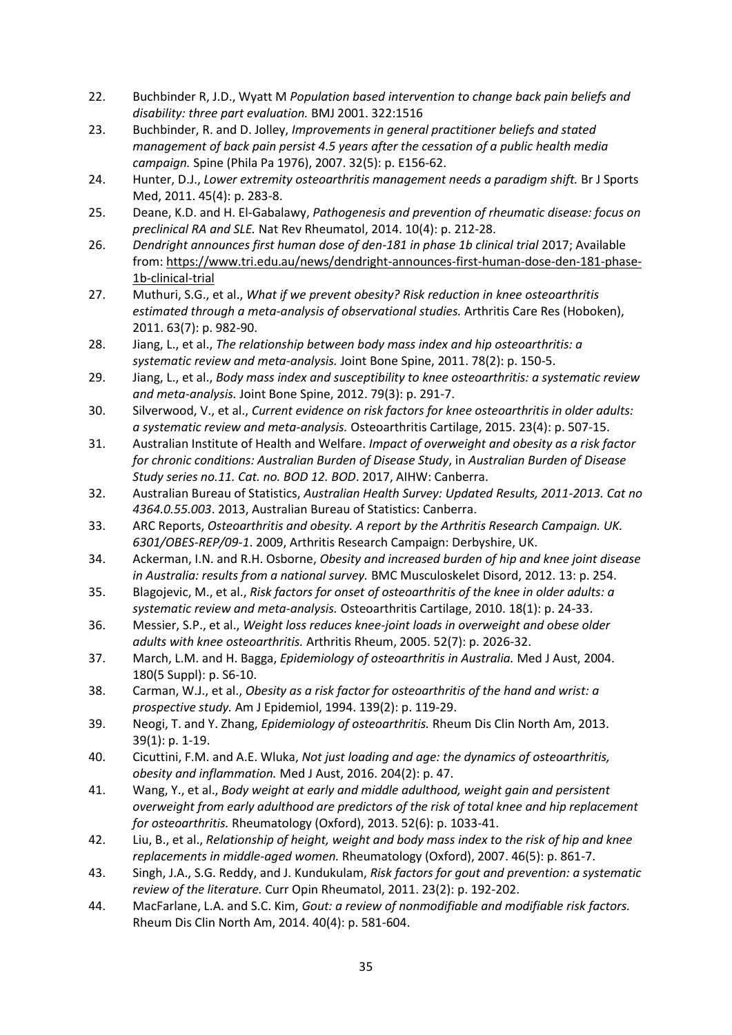22. Buchbinder R, J.D., Wyatt M *Population based intervention to change back pain beliefs and disability: three part evaluation.* BMJ 2001. 322:1516
23. Buchbinder, R. and D. Jolley, *Improvements in general practitioner beliefs and stated management of back pain persist 4.5 years after the cessation of a public health media campaign.* Spine (Phila Pa 1976), 2007. 32(5): p. E156-62.
24. Hunter, D.J., *Lower extremity osteoarthritis management needs a paradigm shift.* Br J Sports Med, 2011. 45(4): p. 283-8.
25. Deane, K.D. and H. El-Gabalawy, *Pathogenesis and prevention of rheumatic disease: focus on preclinical RA and SLE.* Nat Rev Rheumatol, 2014. 10(4): p. 212-28.
26. *Dendright announces first human dose of den-181 in phase 1b clinical trial* 2017; Available from: https://www.tri.edu.au/news/dendright-announces-first-human-dose-den-181-phase-1b-clinical-trial
27. Muthuri, S.G., et al., *What if we prevent obesity? Risk reduction in knee osteoarthritis estimated through a meta-analysis of observational studies.* Arthritis Care Res (Hoboken), 2011. 63(7): p. 982-90.
28. Jiang, L., et al., *The relationship between body mass index and hip osteoarthritis: a systematic review and meta-analysis.* Joint Bone Spine, 2011. 78(2): p. 150-5.
29. Jiang, L., et al., *Body mass index and susceptibility to knee osteoarthritis: a systematic review and meta-analysis.* Joint Bone Spine, 2012. 79(3): p. 291-7.
30. Silverwood, V., et al., *Current evidence on risk factors for knee osteoarthritis in older adults: a systematic review and meta-analysis.* Osteoarthritis Cartilage, 2015. 23(4): p. 507-15.
31. Australian Institute of Health and Welfare. *Impact of overweight and obesity as a risk factor for chronic conditions: Australian Burden of Disease Study*, in *Australian Burden of Disease Study series no.11. Cat. no. BOD 12. BOD*. 2017, AIHW: Canberra.
32. Australian Bureau of Statistics, *Australian Health Survey: Updated Results, 2011-2013. Cat no 4364.0.55.003*. 2013, Australian Bureau of Statistics: Canberra.
33. ARC Reports, *Osteoarthritis and obesity. A report by the Arthritis Research Campaign. UK. 6301/OBES-REP/09-1*. 2009, Arthritis Research Campaign: Derbyshire, UK.
34. Ackerman, I.N. and R.H. Osborne, *Obesity and increased burden of hip and knee joint disease in Australia: results from a national survey.* BMC Musculoskelet Disord, 2012. 13: p. 254.
35. Blagojevic, M., et al., *Risk factors for onset of osteoarthritis of the knee in older adults: a systematic review and meta-analysis.* Osteoarthritis Cartilage, 2010. 18(1): p. 24-33.
36. Messier, S.P., et al., *Weight loss reduces knee-joint loads in overweight and obese older adults with knee osteoarthritis.* Arthritis Rheum, 2005. 52(7): p. 2026-32.
37. March, L.M. and H. Bagga, *Epidemiology of osteoarthritis in Australia.* Med J Aust, 2004. 180(5 Suppl): p. S6-10.
38. Carman, W.J., et al., *Obesity as a risk factor for osteoarthritis of the hand and wrist: a prospective study.* Am J Epidemiol, 1994. 139(2): p. 119-29.
39. Neogi, T. and Y. Zhang, *Epidemiology of osteoarthritis.* Rheum Dis Clin North Am, 2013. 39(1): p. 1-19.
40. Cicuttini, F.M. and A.E. Wluka, *Not just loading and age: the dynamics of osteoarthritis, obesity and inflammation.* Med J Aust, 2016. 204(2): p. 47.
41. Wang, Y., et al., *Body weight at early and middle adulthood, weight gain and persistent overweight from early adulthood are predictors of the risk of total knee and hip replacement for osteoarthritis.* Rheumatology (Oxford), 2013. 52(6): p. 1033-41.
42. Liu, B., et al., *Relationship of height, weight and body mass index to the risk of hip and knee replacements in middle-aged women.* Rheumatology (Oxford), 2007. 46(5): p. 861-7.
43. Singh, J.A., S.G. Reddy, and J. Kundukulam, *Risk factors for gout and prevention: a systematic review of the literature.* Curr Opin Rheumatol, 2011. 23(2): p. 192-202.
44. MacFarlane, L.A. and S.C. Kim, *Gout: a review of nonmodifiable and modifiable risk factors.* Rheum Dis Clin North Am, 2014. 40(4): p. 581-604.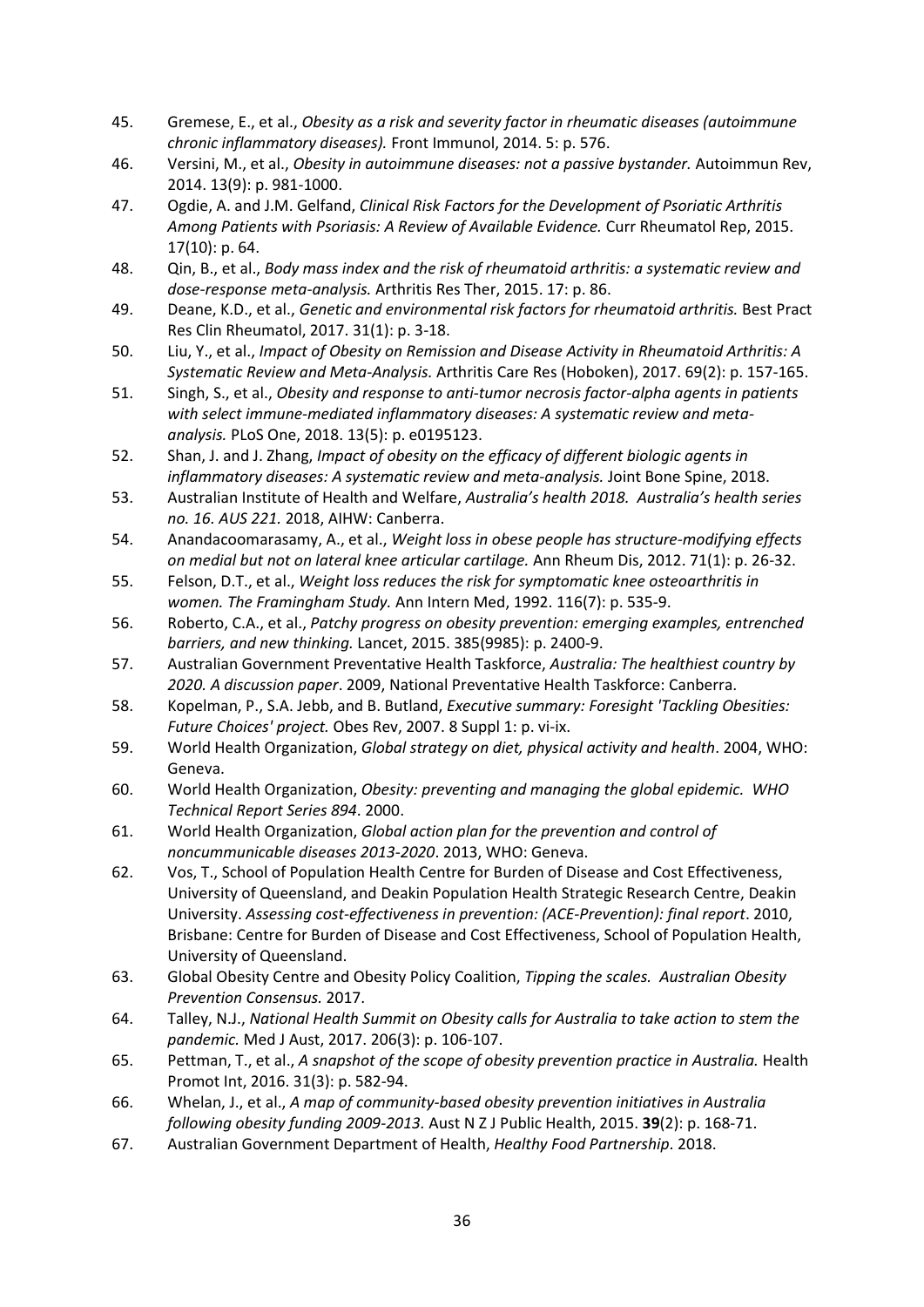45. Gremese, E., et al., *Obesity as a risk and severity factor in rheumatic diseases (autoimmune chronic inflammatory diseases).* Front Immunol, 2014. 5: p. 576.
46. Versini, M., et al., *Obesity in autoimmune diseases: not a passive bystander.* Autoimmun Rev, 2014. 13(9): p. 981-1000.
47. Ogdie, A. and J.M. Gelfand, *Clinical Risk Factors for the Development of Psoriatic Arthritis Among Patients with Psoriasis: A Review of Available Evidence.* Curr Rheumatol Rep, 2015. 17(10): p. 64.
48. Qin, B., et al., *Body mass index and the risk of rheumatoid arthritis: a systematic review and dose-response meta-analysis.* Arthritis Res Ther, 2015. 17: p. 86.
49. Deane, K.D., et al., *Genetic and environmental risk factors for rheumatoid arthritis.* Best Pract Res Clin Rheumatol, 2017. 31(1): p. 3-18.
50. Liu, Y., et al., *Impact of Obesity on Remission and Disease Activity in Rheumatoid Arthritis: A Systematic Review and Meta-Analysis.* Arthritis Care Res (Hoboken), 2017. 69(2): p. 157-165.
51. Singh, S., et al., *Obesity and response to anti-tumor necrosis factor-alpha agents in patients with select immune-mediated inflammatory diseases: A systematic review and meta-analysis.* PLoS One, 2018. 13(5): p. e0195123.
52. Shan, J. and J. Zhang, *Impact of obesity on the efficacy of different biologic agents in inflammatory diseases: A systematic review and meta-analysis.* Joint Bone Spine, 2018.
53. Australian Institute of Health and Welfare, *Australia's health 2018. Australia's health series no. 16. AUS 221.* 2018, AIHW: Canberra.
54. Anandacoomarasamy, A., et al., *Weight loss in obese people has structure-modifying effects on medial but not on lateral knee articular cartilage.* Ann Rheum Dis, 2012. 71(1): p. 26-32.
55. Felson, D.T., et al., *Weight loss reduces the risk for symptomatic knee osteoarthritis in women. The Framingham Study.* Ann Intern Med, 1992. 116(7): p. 535-9.
56. Roberto, C.A., et al., *Patchy progress on obesity prevention: emerging examples, entrenched barriers, and new thinking.* Lancet, 2015. 385(9985): p. 2400-9.
57. Australian Government Preventative Health Taskforce, *Australia: The healthiest country by 2020. A discussion paper*. 2009, National Preventative Health Taskforce: Canberra.
58. Kopelman, P., S.A. Jebb, and B. Butland, *Executive summary: Foresight 'Tackling Obesities: Future Choices' project.* Obes Rev, 2007. 8 Suppl 1: p. vi-ix.
59. World Health Organization, *Global strategy on diet, physical activity and health*. 2004, WHO: Geneva.
60. World Health Organization, *Obesity: preventing and managing the global epidemic. WHO Technical Report Series 894*. 2000.
61. World Health Organization, *Global action plan for the prevention and control of noncummunicable diseases 2013-2020*. 2013, WHO: Geneva.
62. Vos, T., School of Population Health Centre for Burden of Disease and Cost Effectiveness, University of Queensland, and Deakin Population Health Strategic Research Centre, Deakin University. *Assessing cost-effectiveness in prevention: (ACE-Prevention): final report*. 2010, Brisbane: Centre for Burden of Disease and Cost Effectiveness, School of Population Health, University of Queensland.
63. Global Obesity Centre and Obesity Policy Coalition, *Tipping the scales. Australian Obesity Prevention Consensus.* 2017.
64. Talley, N.J., *National Health Summit on Obesity calls for Australia to take action to stem the pandemic.* Med J Aust, 2017. 206(3): p. 106-107.
65. Pettman, T., et al., *A snapshot of the scope of obesity prevention practice in Australia.* Health Promot Int, 2016. 31(3): p. 582-94.
66. Whelan, J., et al., *A map of community-based obesity prevention initiatives in Australia following obesity funding 2009-2013.* Aust N Z J Public Health, 2015. **39**(2): p. 168-71.
67. Australian Government Department of Health, *Healthy Food Partnership*. 2018.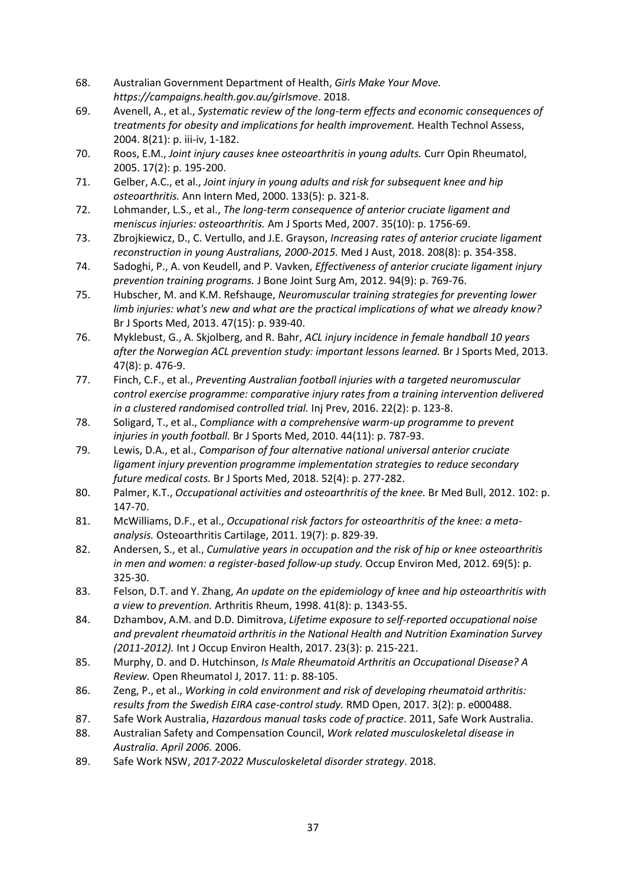68. Australian Government Department of Health, *Girls Make Your Move. https://campaigns.health.gov.au/girlsmove*. 2018.
69. Avenell, A., et al., *Systematic review of the long-term effects and economic consequences of treatments for obesity and implications for health improvement.* Health Technol Assess, 2004. 8(21): p. iii-iv, 1-182.
70. Roos, E.M., *Joint injury causes knee osteoarthritis in young adults.* Curr Opin Rheumatol, 2005. 17(2): p. 195-200.
71. Gelber, A.C., et al., *Joint injury in young adults and risk for subsequent knee and hip osteoarthritis.* Ann Intern Med, 2000. 133(5): p. 321-8.
72. Lohmander, L.S., et al., *The long-term consequence of anterior cruciate ligament and meniscus injuries: osteoarthritis.* Am J Sports Med, 2007. 35(10): p. 1756-69.
73. Zbrojkiewicz, D., C. Vertullo, and J.E. Grayson, *Increasing rates of anterior cruciate ligament reconstruction in young Australians, 2000-2015.* Med J Aust, 2018. 208(8): p. 354-358.
74. Sadoghi, P., A. von Keudell, and P. Vavken, *Effectiveness of anterior cruciate ligament injury prevention training programs.* J Bone Joint Surg Am, 2012. 94(9): p. 769-76.
75. Hubscher, M. and K.M. Refshauge, *Neuromuscular training strategies for preventing lower limb injuries: what's new and what are the practical implications of what we already know?* Br J Sports Med, 2013. 47(15): p. 939-40.
76. Myklebust, G., A. Skjolberg, and R. Bahr, *ACL injury incidence in female handball 10 years after the Norwegian ACL prevention study: important lessons learned.* Br J Sports Med, 2013. 47(8): p. 476-9.
77. Finch, C.F., et al., *Preventing Australian football injuries with a targeted neuromuscular control exercise programme: comparative injury rates from a training intervention delivered in a clustered randomised controlled trial.* Inj Prev, 2016. 22(2): p. 123-8.
78. Soligard, T., et al., *Compliance with a comprehensive warm-up programme to prevent injuries in youth football.* Br J Sports Med, 2010. 44(11): p. 787-93.
79. Lewis, D.A., et al., *Comparison of four alternative national universal anterior cruciate ligament injury prevention programme implementation strategies to reduce secondary future medical costs.* Br J Sports Med, 2018. 52(4): p. 277-282.
80. Palmer, K.T., *Occupational activities and osteoarthritis of the knee.* Br Med Bull, 2012. 102: p. 147-70.
81. McWilliams, D.F., et al., *Occupational risk factors for osteoarthritis of the knee: a meta-analysis.* Osteoarthritis Cartilage, 2011. 19(7): p. 829-39.
82. Andersen, S., et al., *Cumulative years in occupation and the risk of hip or knee osteoarthritis in men and women: a register-based follow-up study.* Occup Environ Med, 2012. 69(5): p. 325-30.
83. Felson, D.T. and Y. Zhang, *An update on the epidemiology of knee and hip osteoarthritis with a view to prevention.* Arthritis Rheum, 1998. 41(8): p. 1343-55.
84. Dzhambov, A.M. and D.D. Dimitrova, *Lifetime exposure to self-reported occupational noise and prevalent rheumatoid arthritis in the National Health and Nutrition Examination Survey (2011-2012).* Int J Occup Environ Health, 2017. 23(3): p. 215-221.
85. Murphy, D. and D. Hutchinson, *Is Male Rheumatoid Arthritis an Occupational Disease? A Review.* Open Rheumatol J, 2017. 11: p. 88-105.
86. Zeng, P., et al., *Working in cold environment and risk of developing rheumatoid arthritis: results from the Swedish EIRA case-control study.* RMD Open, 2017. 3(2): p. e000488.
87. Safe Work Australia, *Hazardous manual tasks code of practice*. 2011, Safe Work Australia.
88. Australian Safety and Compensation Council, *Work related musculoskeletal disease in Australia. April 2006.* 2006.
89. Safe Work NSW, *2017-2022 Musculoskeletal disorder strategy*. 2018.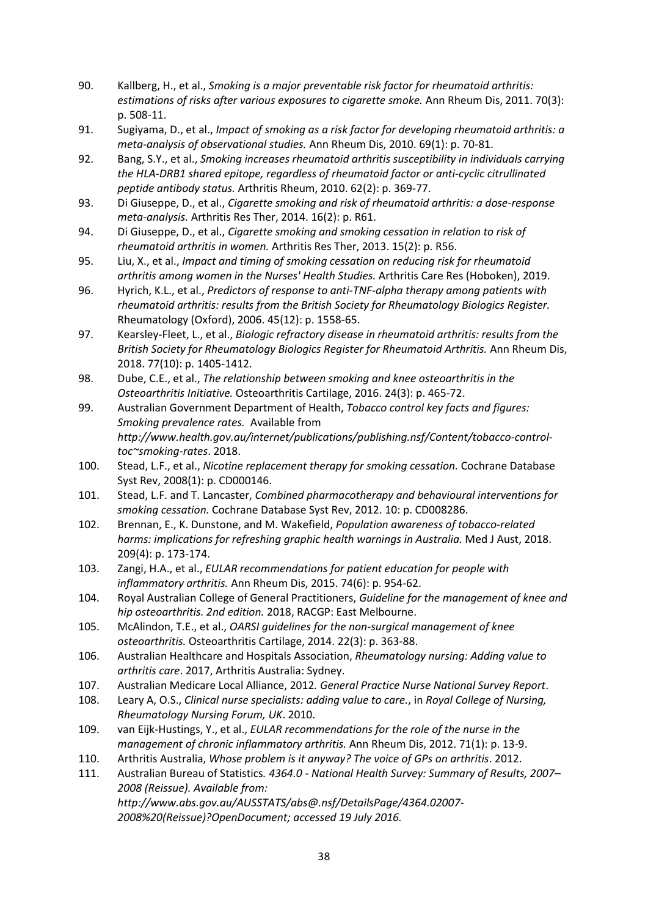90. Kallberg, H., et al., *Smoking is a major preventable risk factor for rheumatoid arthritis: estimations of risks after various exposures to cigarette smoke.* Ann Rheum Dis, 2011. 70(3): p. 508-11.
91. Sugiyama, D., et al., *Impact of smoking as a risk factor for developing rheumatoid arthritis: a meta-analysis of observational studies.* Ann Rheum Dis, 2010. 69(1): p. 70-81.
92. Bang, S.Y., et al., *Smoking increases rheumatoid arthritis susceptibility in individuals carrying the HLA-DRB1 shared epitope, regardless of rheumatoid factor or anti-cyclic citrullinated peptide antibody status.* Arthritis Rheum, 2010. 62(2): p. 369-77.
93. Di Giuseppe, D., et al., *Cigarette smoking and risk of rheumatoid arthritis: a dose-response meta-analysis.* Arthritis Res Ther, 2014. 16(2): p. R61.
94. Di Giuseppe, D., et al., *Cigarette smoking and smoking cessation in relation to risk of rheumatoid arthritis in women.* Arthritis Res Ther, 2013. 15(2): p. R56.
95. Liu, X., et al., *Impact and timing of smoking cessation on reducing risk for rheumatoid arthritis among women in the Nurses' Health Studies.* Arthritis Care Res (Hoboken), 2019.
96. Hyrich, K.L., et al., *Predictors of response to anti-TNF-alpha therapy among patients with rheumatoid arthritis: results from the British Society for Rheumatology Biologics Register.* Rheumatology (Oxford), 2006. 45(12): p. 1558-65.
97. Kearsley-Fleet, L., et al., *Biologic refractory disease in rheumatoid arthritis: results from the British Society for Rheumatology Biologics Register for Rheumatoid Arthritis.* Ann Rheum Dis, 2018. 77(10): p. 1405-1412.
98. Dube, C.E., et al., *The relationship between smoking and knee osteoarthritis in the Osteoarthritis Initiative.* Osteoarthritis Cartilage, 2016. 24(3): p. 465-72.
99. Australian Government Department of Health, *Tobacco control key facts and figures: Smoking prevalence rates.* Available from *http://www.health.gov.au/internet/publications/publishing.nsf/Content/tobacco-control-toc~smoking-rates*. 2018.
100. Stead, L.F., et al., *Nicotine replacement therapy for smoking cessation.* Cochrane Database Syst Rev, 2008(1): p. CD000146.
101. Stead, L.F. and T. Lancaster, *Combined pharmacotherapy and behavioural interventions for smoking cessation.* Cochrane Database Syst Rev, 2012. 10: p. CD008286.
102. Brennan, E., K. Dunstone, and M. Wakefield, *Population awareness of tobacco-related harms: implications for refreshing graphic health warnings in Australia.* Med J Aust, 2018. 209(4): p. 173-174.
103. Zangi, H.A., et al., *EULAR recommendations for patient education for people with inflammatory arthritis.* Ann Rheum Dis, 2015. 74(6): p. 954-62.
104. Royal Australian College of General Practitioners, *Guideline for the management of knee and hip osteoarthritis. 2nd edition.* 2018, RACGP: East Melbourne.
105. McAlindon, T.E., et al., *OARSI guidelines for the non-surgical management of knee osteoarthritis.* Osteoarthritis Cartilage, 2014. 22(3): p. 363-88.
106. Australian Healthcare and Hospitals Association, *Rheumatology nursing: Adding value to arthritis care*. 2017, Arthritis Australia: Sydney.
107. Australian Medicare Local Alliance, 2012*. General Practice Nurse National Survey Report*.
108. Leary A, O.S., *Clinical nurse specialists: adding value to care.*, in *Royal College of Nursing, Rheumatology Nursing Forum, UK*. 2010.
109. van Eijk-Hustings, Y., et al., *EULAR recommendations for the role of the nurse in the management of chronic inflammatory arthritis.* Ann Rheum Dis, 2012. 71(1): p. 13-9.
110. Arthritis Australia, *Whose problem is it anyway? The voice of GPs on arthritis*. 2012.
111. Australian Bureau of Statistics*. 4364.0 - National Health Survey: Summary of Results, 2007–2008 (Reissue). Available from: http://www.abs.gov.au/AUSSTATS/abs@.nsf/DetailsPage/4364.02007-2008%20(Reissue)?OpenDocument; accessed 19 July 2016.*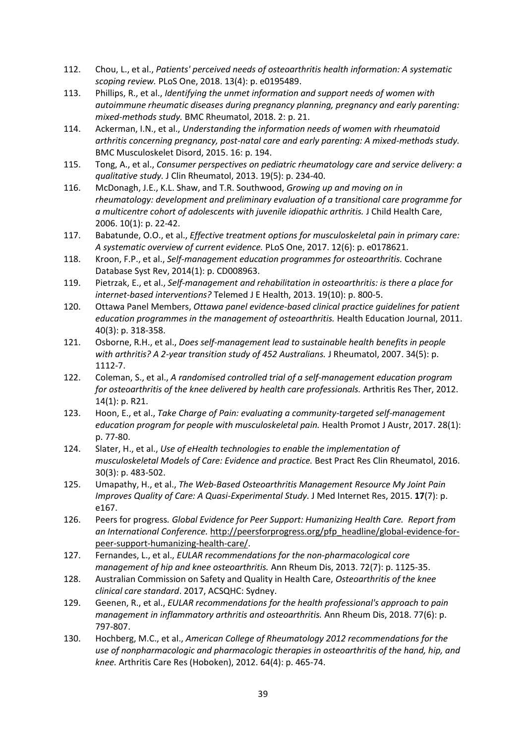112. Chou, L., et al., *Patients' perceived needs of osteoarthritis health information: A systematic scoping review.* PLoS One, 2018. 13(4): p. e0195489.
113. Phillips, R., et al., *Identifying the unmet information and support needs of women with autoimmune rheumatic diseases during pregnancy planning, pregnancy and early parenting: mixed-methods study.* BMC Rheumatol, 2018. 2: p. 21.
114. Ackerman, I.N., et al., *Understanding the information needs of women with rheumatoid arthritis concerning pregnancy, post-natal care and early parenting: A mixed-methods study.* BMC Musculoskelet Disord, 2015. 16: p. 194.
115. Tong, A., et al., *Consumer perspectives on pediatric rheumatology care and service delivery: a qualitative study.* J Clin Rheumatol, 2013. 19(5): p. 234-40.
116. McDonagh, J.E., K.L. Shaw, and T.R. Southwood, *Growing up and moving on in rheumatology: development and preliminary evaluation of a transitional care programme for a multicentre cohort of adolescents with juvenile idiopathic arthritis.* J Child Health Care, 2006. 10(1): p. 22-42.
117. Babatunde, O.O., et al., *Effective treatment options for musculoskeletal pain in primary care: A systematic overview of current evidence.* PLoS One, 2017. 12(6): p. e0178621.
118. Kroon, F.P., et al., *Self-management education programmes for osteoarthritis.* Cochrane Database Syst Rev, 2014(1): p. CD008963.
119. Pietrzak, E., et al., *Self-management and rehabilitation in osteoarthritis: is there a place for internet-based interventions?* Telemed J E Health, 2013. 19(10): p. 800-5.
120. Ottawa Panel Members, *Ottawa panel evidence-based clinical practice guidelines for patient education programmes in the management of osteoarthritis.* Health Education Journal, 2011. 40(3): p. 318-358.
121. Osborne, R.H., et al., *Does self-management lead to sustainable health benefits in people with arthritis? A 2-year transition study of 452 Australians.* J Rheumatol, 2007. 34(5): p. 1112-7.
122. Coleman, S., et al., *A randomised controlled trial of a self-management education program for osteoarthritis of the knee delivered by health care professionals.* Arthritis Res Ther, 2012. 14(1): p. R21.
123. Hoon, E., et al., *Take Charge of Pain: evaluating a community-targeted self-management education program for people with musculoskeletal pain.* Health Promot J Austr, 2017. 28(1): p. 77-80.
124. Slater, H., et al., *Use of eHealth technologies to enable the implementation of musculoskeletal Models of Care: Evidence and practice.* Best Pract Res Clin Rheumatol, 2016. 30(3): p. 483-502.
125. Umapathy, H., et al., *The Web-Based Osteoarthritis Management Resource My Joint Pain Improves Quality of Care: A Quasi-Experimental Study.* J Med Internet Res, 2015. **17**(7): p. e167.
126. Peers for progress. *Global Evidence for Peer Support: Humanizing Health Care. Report from an International Conference.* http://peersforprogress.org/pfp_headline/global-evidence-for-peer-support-humanizing-health-care/.
127. Fernandes, L., et al., *EULAR recommendations for the non-pharmacological core management of hip and knee osteoarthritis.* Ann Rheum Dis, 2013. 72(7): p. 1125-35.
128. Australian Commission on Safety and Quality in Health Care, *Osteoarthritis of the knee clinical care standard*. 2017, ACSQHC: Sydney.
129. Geenen, R., et al., *EULAR recommendations for the health professional's approach to pain management in inflammatory arthritis and osteoarthritis.* Ann Rheum Dis, 2018. 77(6): p. 797-807.
130. Hochberg, M.C., et al., *American College of Rheumatology 2012 recommendations for the use of nonpharmacologic and pharmacologic therapies in osteoarthritis of the hand, hip, and knee.* Arthritis Care Res (Hoboken), 2012. 64(4): p. 465-74.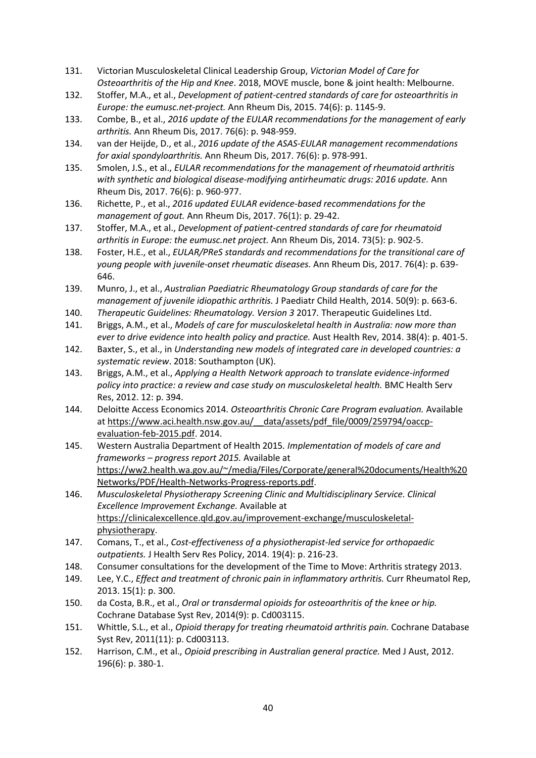131. Victorian Musculoskeletal Clinical Leadership Group, *Victorian Model of Care for Osteoarthritis of the Hip and Knee*. 2018, MOVE muscle, bone & joint health: Melbourne.
132. Stoffer, M.A., et al., *Development of patient-centred standards of care for osteoarthritis in Europe: the eumusc.net-project.* Ann Rheum Dis, 2015. 74(6): p. 1145-9.
133. Combe, B., et al., *2016 update of the EULAR recommendations for the management of early arthritis.* Ann Rheum Dis, 2017. 76(6): p. 948-959.
134. van der Heijde, D., et al., *2016 update of the ASAS-EULAR management recommendations for axial spondyloarthritis.* Ann Rheum Dis, 2017. 76(6): p. 978-991.
135. Smolen, J.S., et al., *EULAR recommendations for the management of rheumatoid arthritis with synthetic and biological disease-modifying antirheumatic drugs: 2016 update.* Ann Rheum Dis, 2017. 76(6): p. 960-977.
136. Richette, P., et al., *2016 updated EULAR evidence-based recommendations for the management of gout.* Ann Rheum Dis, 2017. 76(1): p. 29-42.
137. Stoffer, M.A., et al., *Development of patient-centred standards of care for rheumatoid arthritis in Europe: the eumusc.net project.* Ann Rheum Dis, 2014. 73(5): p. 902-5.
138. Foster, H.E., et al., *EULAR/PReS standards and recommendations for the transitional care of young people with juvenile-onset rheumatic diseases.* Ann Rheum Dis, 2017. 76(4): p. 639-646.
139. Munro, J., et al., *Australian Paediatric Rheumatology Group standards of care for the management of juvenile idiopathic arthritis.* J Paediatr Child Health, 2014. 50(9): p. 663-6.
140. *Therapeutic Guidelines: Rheumatology. Version 3* 2017*.* Therapeutic Guidelines Ltd.
141. Briggs, A.M., et al., *Models of care for musculoskeletal health in Australia: now more than ever to drive evidence into health policy and practice.* Aust Health Rev, 2014. 38(4): p. 401-5.
142. Baxter, S., et al., in *Understanding new models of integrated care in developed countries: a systematic review*. 2018: Southampton (UK).
143. Briggs, A.M., et al., *Applying a Health Network approach to translate evidence-informed policy into practice: a review and case study on musculoskeletal health.* BMC Health Serv Res, 2012. 12: p. 394.
144. Deloitte Access Economics 2014*. Osteoarthritis Chronic Care Program evaluation.* Available at https://www.aci.health.nsw.gov.au/__data/assets/pdf_file/0009/259794/oaccp-evaluation-feb-2015.pdf. 2014.
145. Western Australia Department of Health 2015*. Implementation of models of care and frameworks – progress report 2015.* Available at https://ww2.health.wa.gov.au/~/media/Files/Corporate/general%20documents/Health%20Networks/PDF/Health-Networks-Progress-reports.pdf.
146. *Musculoskeletal Physiotherapy Screening Clinic and Multidisciplinary Service. Clinical Excellence Improvement Exchange.* Available at https://clinicalexcellence.qld.gov.au/improvement-exchange/musculoskeletal-physiotherapy.
147. Comans, T., et al., *Cost-effectiveness of a physiotherapist-led service for orthopaedic outpatients.* J Health Serv Res Policy, 2014. 19(4): p. 216-23.
148. Consumer consultations for the development of the Time to Move: Arthritis strategy 2013.
149. Lee, Y.C., *Effect and treatment of chronic pain in inflammatory arthritis.* Curr Rheumatol Rep, 2013. 15(1): p. 300.
150. da Costa, B.R., et al., *Oral or transdermal opioids for osteoarthritis of the knee or hip.* Cochrane Database Syst Rev, 2014(9): p. Cd003115.
151. Whittle, S.L., et al., *Opioid therapy for treating rheumatoid arthritis pain.* Cochrane Database Syst Rev, 2011(11): p. Cd003113.
152. Harrison, C.M., et al., *Opioid prescribing in Australian general practice.* Med J Aust, 2012. 196(6): p. 380-1.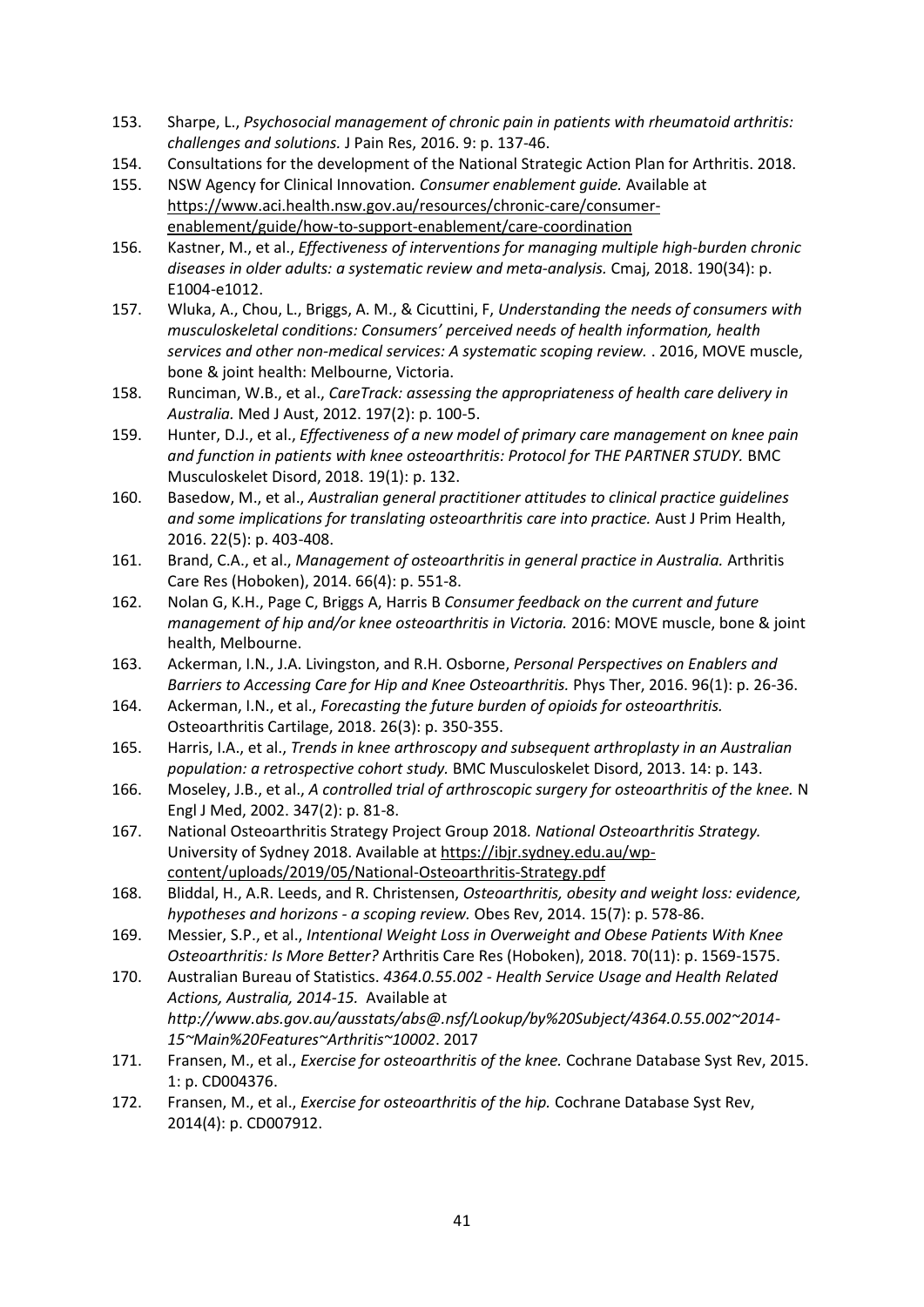153. Sharpe, L., *Psychosocial management of chronic pain in patients with rheumatoid arthritis: challenges and solutions.* J Pain Res, 2016. 9: p. 137-46.
154. Consultations for the development of the National Strategic Action Plan for Arthritis. 2018.
155. NSW Agency for Clinical Innovation. *Consumer enablement guide.* Available at https://www.aci.health.nsw.gov.au/resources/chronic-care/consumer-enablement/guide/how-to-support-enablement/care-coordination
156. Kastner, M., et al., *Effectiveness of interventions for managing multiple high-burden chronic diseases in older adults: a systematic review and meta-analysis.* Cmaj, 2018. 190(34): p. E1004-e1012.
157. Wluka, A., Chou, L., Briggs, A. M., & Cicuttini, F, *Understanding the needs of consumers with musculoskeletal conditions: Consumers' perceived needs of health information, health services and other non-medical services: A systematic scoping review.* . 2016, MOVE muscle, bone & joint health: Melbourne, Victoria.
158. Runciman, W.B., et al., *CareTrack: assessing the appropriateness of health care delivery in Australia.* Med J Aust, 2012. 197(2): p. 100-5.
159. Hunter, D.J., et al., *Effectiveness of a new model of primary care management on knee pain and function in patients with knee osteoarthritis: Protocol for THE PARTNER STUDY.* BMC Musculoskelet Disord, 2018. 19(1): p. 132.
160. Basedow, M., et al., *Australian general practitioner attitudes to clinical practice guidelines and some implications for translating osteoarthritis care into practice.* Aust J Prim Health, 2016. 22(5): p. 403-408.
161. Brand, C.A., et al., *Management of osteoarthritis in general practice in Australia.* Arthritis Care Res (Hoboken), 2014. 66(4): p. 551-8.
162. Nolan G, K.H., Page C, Briggs A, Harris B *Consumer feedback on the current and future management of hip and/or knee osteoarthritis in Victoria.* 2016: MOVE muscle, bone & joint health, Melbourne.
163. Ackerman, I.N., J.A. Livingston, and R.H. Osborne, *Personal Perspectives on Enablers and Barriers to Accessing Care for Hip and Knee Osteoarthritis.* Phys Ther, 2016. 96(1): p. 26-36.
164. Ackerman, I.N., et al., *Forecasting the future burden of opioids for osteoarthritis.* Osteoarthritis Cartilage, 2018. 26(3): p. 350-355.
165. Harris, I.A., et al., *Trends in knee arthroscopy and subsequent arthroplasty in an Australian population: a retrospective cohort study.* BMC Musculoskelet Disord, 2013. 14: p. 143.
166. Moseley, J.B., et al., *A controlled trial of arthroscopic surgery for osteoarthritis of the knee.* N Engl J Med, 2002. 347(2): p. 81-8.
167. National Osteoarthritis Strategy Project Group 2018. *National Osteoarthritis Strategy.* University of Sydney 2018. Available at https://ibjr.sydney.edu.au/wp-content/uploads/2019/05/National-Osteoarthritis-Strategy.pdf
168. Bliddal, H., A.R. Leeds, and R. Christensen, *Osteoarthritis, obesity and weight loss: evidence, hypotheses and horizons - a scoping review.* Obes Rev, 2014. 15(7): p. 578-86.
169. Messier, S.P., et al., *Intentional Weight Loss in Overweight and Obese Patients With Knee Osteoarthritis: Is More Better?* Arthritis Care Res (Hoboken), 2018. 70(11): p. 1569-1575.
170. Australian Bureau of Statistics. *4364.0.55.002 - Health Service Usage and Health Related Actions, Australia, 2014-15.* Available at *http://www.abs.gov.au/ausstats/abs@.nsf/Lookup/by%20Subject/4364.0.55.002~2014-15~Main%20Features~Arthritis~10002*. 2017
171. Fransen, M., et al., *Exercise for osteoarthritis of the knee.* Cochrane Database Syst Rev, 2015. 1: p. CD004376.
172. Fransen, M., et al., *Exercise for osteoarthritis of the hip.* Cochrane Database Syst Rev, 2014(4): p. CD007912.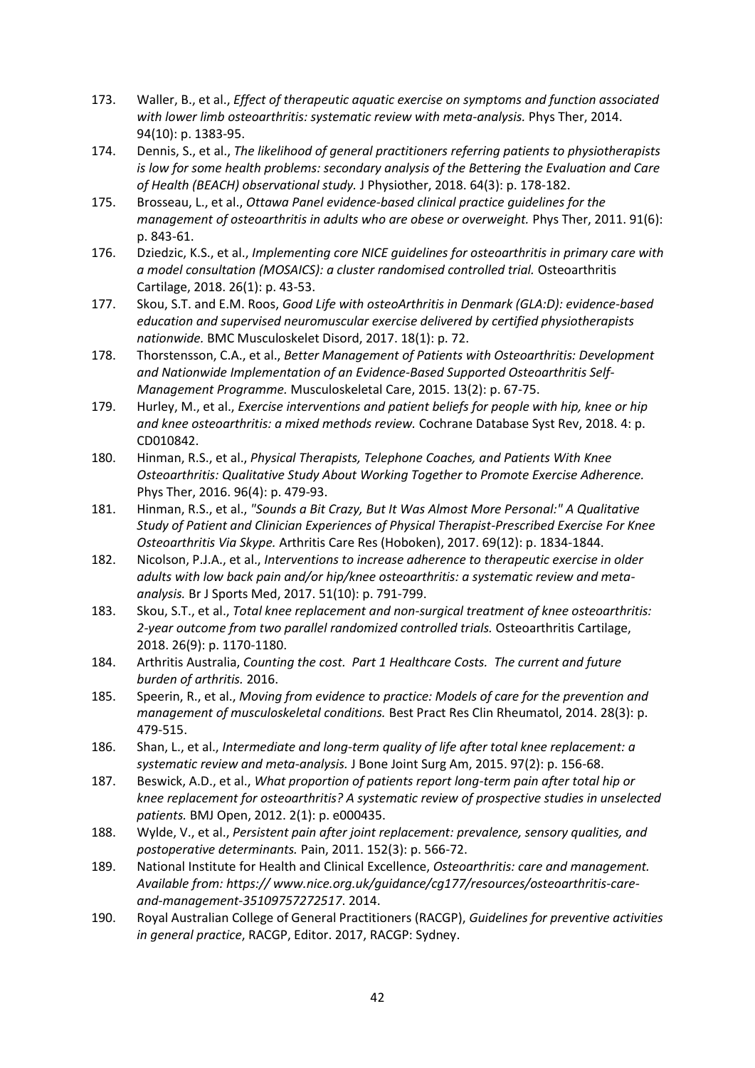173. Waller, B., et al., *Effect of therapeutic aquatic exercise on symptoms and function associated with lower limb osteoarthritis: systematic review with meta-analysis.* Phys Ther, 2014. 94(10): p. 1383-95.
174. Dennis, S., et al., *The likelihood of general practitioners referring patients to physiotherapists is low for some health problems: secondary analysis of the Bettering the Evaluation and Care of Health (BEACH) observational study.* J Physiother, 2018. 64(3): p. 178-182.
175. Brosseau, L., et al., *Ottawa Panel evidence-based clinical practice guidelines for the management of osteoarthritis in adults who are obese or overweight.* Phys Ther, 2011. 91(6): p. 843-61.
176. Dziedzic, K.S., et al., *Implementing core NICE guidelines for osteoarthritis in primary care with a model consultation (MOSAICS): a cluster randomised controlled trial.* Osteoarthritis Cartilage, 2018. 26(1): p. 43-53.
177. Skou, S.T. and E.M. Roos, *Good Life with osteoArthritis in Denmark (GLA:D): evidence-based education and supervised neuromuscular exercise delivered by certified physiotherapists nationwide.* BMC Musculoskelet Disord, 2017. 18(1): p. 72.
178. Thorstensson, C.A., et al., *Better Management of Patients with Osteoarthritis: Development and Nationwide Implementation of an Evidence-Based Supported Osteoarthritis Self-Management Programme.* Musculoskeletal Care, 2015. 13(2): p. 67-75.
179. Hurley, M., et al., *Exercise interventions and patient beliefs for people with hip, knee or hip and knee osteoarthritis: a mixed methods review.* Cochrane Database Syst Rev, 2018. 4: p. CD010842.
180. Hinman, R.S., et al., *Physical Therapists, Telephone Coaches, and Patients With Knee Osteoarthritis: Qualitative Study About Working Together to Promote Exercise Adherence.* Phys Ther, 2016. 96(4): p. 479-93.
181. Hinman, R.S., et al., *"Sounds a Bit Crazy, But It Was Almost More Personal:" A Qualitative Study of Patient and Clinician Experiences of Physical Therapist-Prescribed Exercise For Knee Osteoarthritis Via Skype.* Arthritis Care Res (Hoboken), 2017. 69(12): p. 1834-1844.
182. Nicolson, P.J.A., et al., *Interventions to increase adherence to therapeutic exercise in older adults with low back pain and/or hip/knee osteoarthritis: a systematic review and meta-analysis.* Br J Sports Med, 2017. 51(10): p. 791-799.
183. Skou, S.T., et al., *Total knee replacement and non-surgical treatment of knee osteoarthritis: 2-year outcome from two parallel randomized controlled trials.* Osteoarthritis Cartilage, 2018. 26(9): p. 1170-1180.
184. Arthritis Australia, *Counting the cost. Part 1 Healthcare Costs. The current and future burden of arthritis.* 2016.
185. Speerin, R., et al., *Moving from evidence to practice: Models of care for the prevention and management of musculoskeletal conditions.* Best Pract Res Clin Rheumatol, 2014. 28(3): p. 479-515.
186. Shan, L., et al., *Intermediate and long-term quality of life after total knee replacement: a systematic review and meta-analysis.* J Bone Joint Surg Am, 2015. 97(2): p. 156-68.
187. Beswick, A.D., et al., *What proportion of patients report long-term pain after total hip or knee replacement for osteoarthritis? A systematic review of prospective studies in unselected patients.* BMJ Open, 2012. 2(1): p. e000435.
188. Wylde, V., et al., *Persistent pain after joint replacement: prevalence, sensory qualities, and postoperative determinants.* Pain, 2011. 152(3): p. 566-72.
189. National Institute for Health and Clinical Excellence, *Osteoarthritis: care and management. Available from: https:// www.nice.org.uk/guidance/cg177/resources/osteoarthritis-care-and-management-35109757272517*. 2014.
190. Royal Australian College of General Practitioners (RACGP), *Guidelines for preventive activities in general practice*, RACGP, Editor. 2017, RACGP: Sydney.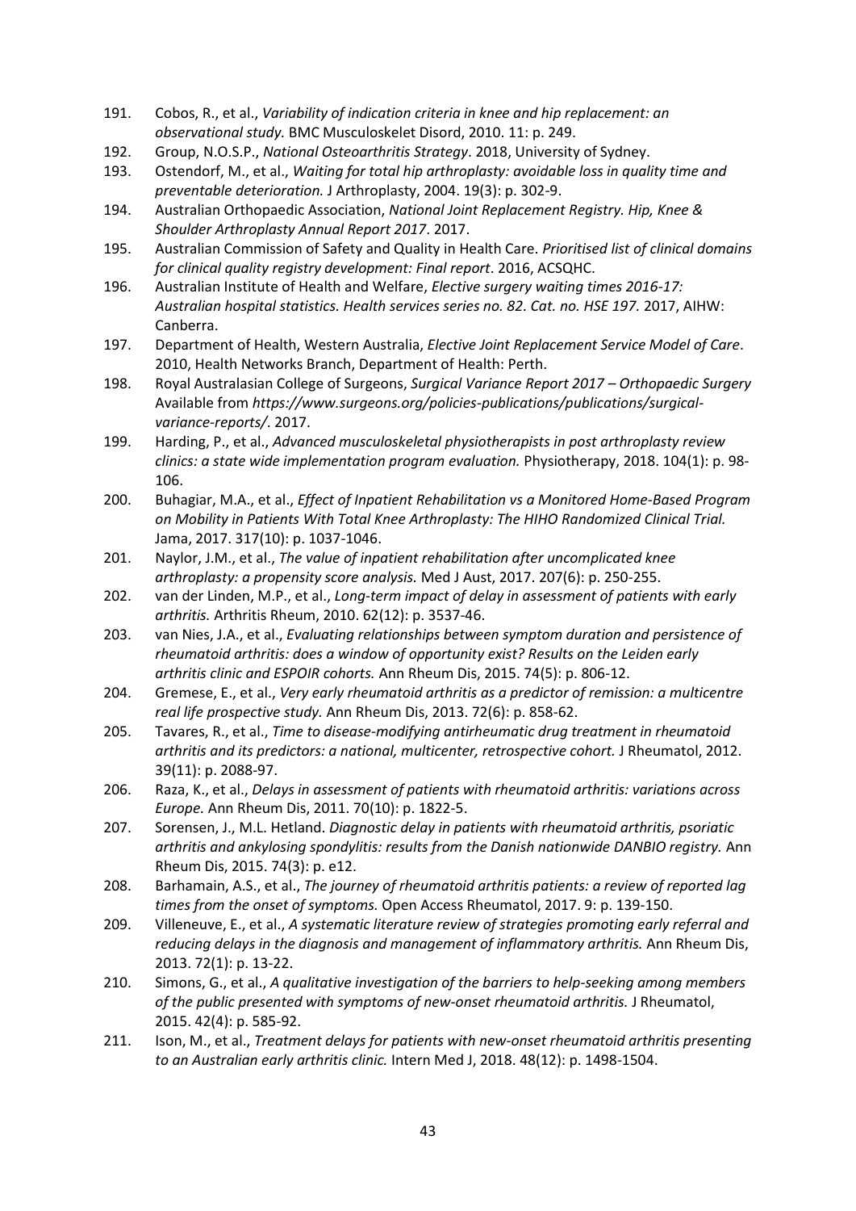191. Cobos, R., et al., *Variability of indication criteria in knee and hip replacement: an observational study.* BMC Musculoskelet Disord, 2010. 11: p. 249.
192. Group, N.O.S.P., *National Osteoarthritis Strategy*. 2018, University of Sydney.
193. Ostendorf, M., et al., *Waiting for total hip arthroplasty: avoidable loss in quality time and preventable deterioration.* J Arthroplasty, 2004. 19(3): p. 302-9.
194. Australian Orthopaedic Association, *National Joint Replacement Registry. Hip, Knee & Shoulder Arthroplasty Annual Report 2017*. 2017.
195. Australian Commission of Safety and Quality in Health Care. *Prioritised list of clinical domains for clinical quality registry development: Final report*. 2016, ACSQHC.
196. Australian Institute of Health and Welfare, *Elective surgery waiting times 2016-17: Australian hospital statistics. Health services series no. 82. Cat. no. HSE 197.* 2017, AIHW: Canberra.
197. Department of Health, Western Australia, *Elective Joint Replacement Service Model of Care*. 2010, Health Networks Branch, Department of Health: Perth.
198. Royal Australasian College of Surgeons, *Surgical Variance Report 2017 – Orthopaedic Surgery* Available from *https://www.surgeons.org/policies-publications/publications/surgical-variance-reports/*. 2017.
199. Harding, P., et al., *Advanced musculoskeletal physiotherapists in post arthroplasty review clinics: a state wide implementation program evaluation.* Physiotherapy, 2018. 104(1): p. 98-106.
200. Buhagiar, M.A., et al., *Effect of Inpatient Rehabilitation vs a Monitored Home-Based Program on Mobility in Patients With Total Knee Arthroplasty: The HIHO Randomized Clinical Trial.* Jama, 2017. 317(10): p. 1037-1046.
201. Naylor, J.M., et al., *The value of inpatient rehabilitation after uncomplicated knee arthroplasty: a propensity score analysis.* Med J Aust, 2017. 207(6): p. 250-255.
202. van der Linden, M.P., et al., *Long-term impact of delay in assessment of patients with early arthritis.* Arthritis Rheum, 2010. 62(12): p. 3537-46.
203. van Nies, J.A., et al., *Evaluating relationships between symptom duration and persistence of rheumatoid arthritis: does a window of opportunity exist? Results on the Leiden early arthritis clinic and ESPOIR cohorts.* Ann Rheum Dis, 2015. 74(5): p. 806-12.
204. Gremese, E., et al., *Very early rheumatoid arthritis as a predictor of remission: a multicentre real life prospective study.* Ann Rheum Dis, 2013. 72(6): p. 858-62.
205. Tavares, R., et al., *Time to disease-modifying antirheumatic drug treatment in rheumatoid arthritis and its predictors: a national, multicenter, retrospective cohort.* J Rheumatol, 2012. 39(11): p. 2088-97.
206. Raza, K., et al., *Delays in assessment of patients with rheumatoid arthritis: variations across Europe.* Ann Rheum Dis, 2011. 70(10): p. 1822-5.
207. Sorensen, J., M.L. Hetland. *Diagnostic delay in patients with rheumatoid arthritis, psoriatic arthritis and ankylosing spondylitis: results from the Danish nationwide DANBIO registry.* Ann Rheum Dis, 2015. 74(3): p. e12.
208. Barhamain, A.S., et al., *The journey of rheumatoid arthritis patients: a review of reported lag times from the onset of symptoms.* Open Access Rheumatol, 2017. 9: p. 139-150.
209. Villeneuve, E., et al., *A systematic literature review of strategies promoting early referral and reducing delays in the diagnosis and management of inflammatory arthritis.* Ann Rheum Dis, 2013. 72(1): p. 13-22.
210. Simons, G., et al., *A qualitative investigation of the barriers to help-seeking among members of the public presented with symptoms of new-onset rheumatoid arthritis.* J Rheumatol, 2015. 42(4): p. 585-92.
211. Ison, M., et al., *Treatment delays for patients with new-onset rheumatoid arthritis presenting to an Australian early arthritis clinic.* Intern Med J, 2018. 48(12): p. 1498-1504.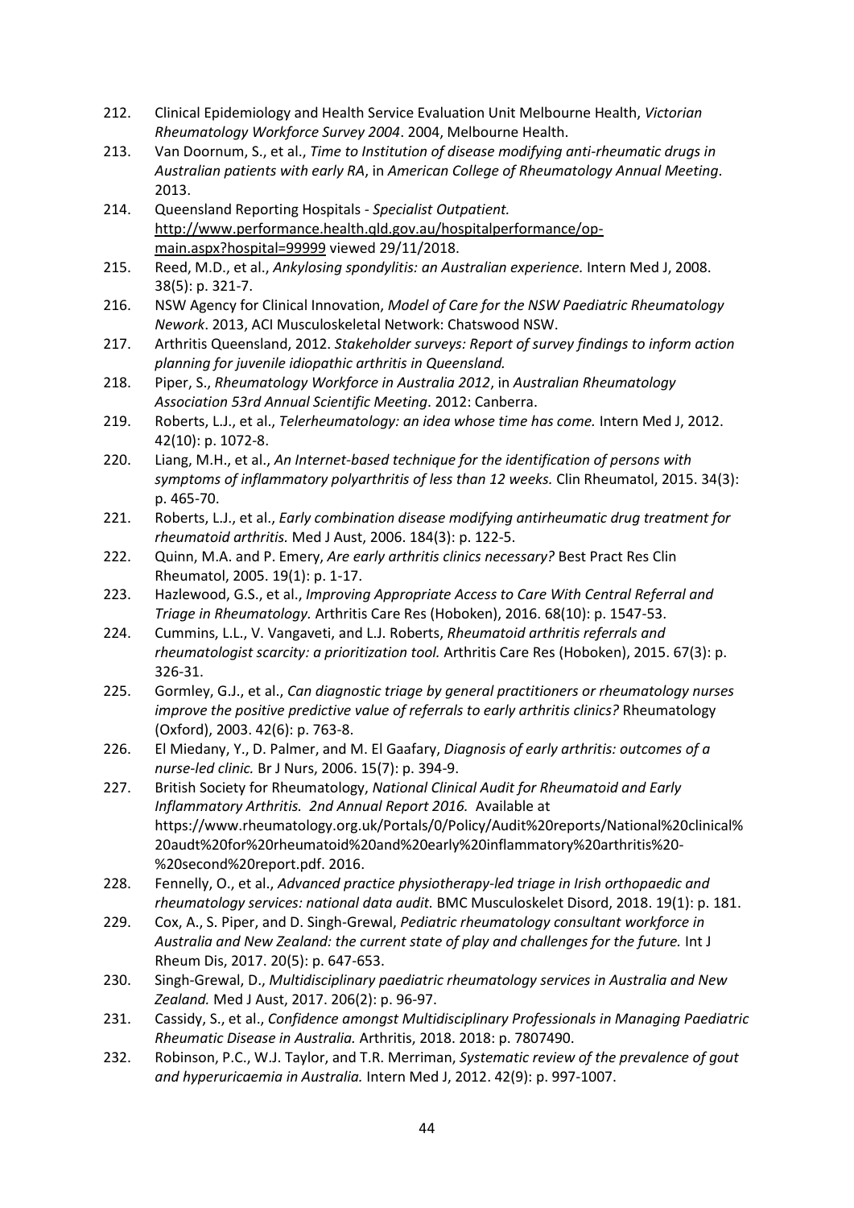212. Clinical Epidemiology and Health Service Evaluation Unit Melbourne Health, *Victorian Rheumatology Workforce Survey 2004*. 2004, Melbourne Health.
213. Van Doornum, S., et al., *Time to Institution of disease modifying anti-rheumatic drugs in Australian patients with early RA*, in *American College of Rheumatology Annual Meeting*. 2013.
214. Queensland Reporting Hospitals - *Specialist Outpatient.* http://www.performance.health.qld.gov.au/hospitalperformance/op-main.aspx?hospital=99999 viewed 29/11/2018.
215. Reed, M.D., et al., *Ankylosing spondylitis: an Australian experience.* Intern Med J, 2008. 38(5): p. 321-7.
216. NSW Agency for Clinical Innovation, *Model of Care for the NSW Paediatric Rheumatology Nework*. 2013, ACI Musculoskeletal Network: Chatswood NSW.
217. Arthritis Queensland, 2012. *Stakeholder surveys: Report of survey findings to inform action planning for juvenile idiopathic arthritis in Queensland.*
218. Piper, S., *Rheumatology Workforce in Australia 2012*, in *Australian Rheumatology Association 53rd Annual Scientific Meeting*. 2012: Canberra.
219. Roberts, L.J., et al., *Telerheumatology: an idea whose time has come.* Intern Med J, 2012. 42(10): p. 1072-8.
220. Liang, M.H., et al., *An Internet-based technique for the identification of persons with symptoms of inflammatory polyarthritis of less than 12 weeks.* Clin Rheumatol, 2015. 34(3): p. 465-70.
221. Roberts, L.J., et al., *Early combination disease modifying antirheumatic drug treatment for rheumatoid arthritis.* Med J Aust, 2006. 184(3): p. 122-5.
222. Quinn, M.A. and P. Emery, *Are early arthritis clinics necessary?* Best Pract Res Clin Rheumatol, 2005. 19(1): p. 1-17.
223. Hazlewood, G.S., et al., *Improving Appropriate Access to Care With Central Referral and Triage in Rheumatology.* Arthritis Care Res (Hoboken), 2016. 68(10): p. 1547-53.
224. Cummins, L.L., V. Vangaveti, and L.J. Roberts, *Rheumatoid arthritis referrals and rheumatologist scarcity: a prioritization tool.* Arthritis Care Res (Hoboken), 2015. 67(3): p. 326-31.
225. Gormley, G.J., et al., *Can diagnostic triage by general practitioners or rheumatology nurses improve the positive predictive value of referrals to early arthritis clinics?* Rheumatology (Oxford), 2003. 42(6): p. 763-8.
226. El Miedany, Y., D. Palmer, and M. El Gaafary, *Diagnosis of early arthritis: outcomes of a nurse-led clinic.* Br J Nurs, 2006. 15(7): p. 394-9.
227. British Society for Rheumatology, *National Clinical Audit for Rheumatoid and Early Inflammatory Arthritis. 2nd Annual Report 2016.* Available at https://www.rheumatology.org.uk/Portals/0/Policy/Audit%20reports/National%20clinical%20audt%20for%20rheumatoid%20and%20early%20inflammatory%20arthritis%20-%20second%20report.pdf. 2016.
228. Fennelly, O., et al., *Advanced practice physiotherapy-led triage in Irish orthopaedic and rheumatology services: national data audit.* BMC Musculoskelet Disord, 2018. 19(1): p. 181.
229. Cox, A., S. Piper, and D. Singh-Grewal, *Pediatric rheumatology consultant workforce in Australia and New Zealand: the current state of play and challenges for the future.* Int J Rheum Dis, 2017. 20(5): p. 647-653.
230. Singh-Grewal, D., *Multidisciplinary paediatric rheumatology services in Australia and New Zealand.* Med J Aust, 2017. 206(2): p. 96-97.
231. Cassidy, S., et al., *Confidence amongst Multidisciplinary Professionals in Managing Paediatric Rheumatic Disease in Australia.* Arthritis, 2018. 2018: p. 7807490.
232. Robinson, P.C., W.J. Taylor, and T.R. Merriman, *Systematic review of the prevalence of gout and hyperuricaemia in Australia.* Intern Med J, 2012. 42(9): p. 997-1007.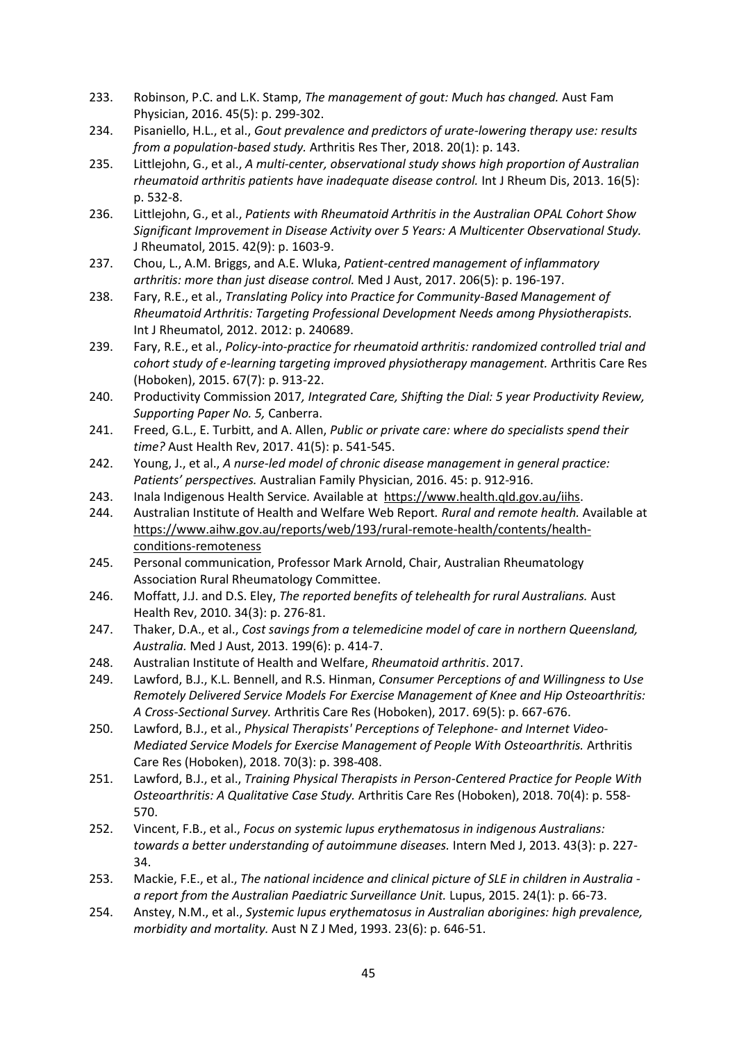233. Robinson, P.C. and L.K. Stamp, *The management of gout: Much has changed.* Aust Fam Physician, 2016. 45(5): p. 299-302.
234. Pisaniello, H.L., et al., *Gout prevalence and predictors of urate-lowering therapy use: results from a population-based study.* Arthritis Res Ther, 2018. 20(1): p. 143.
235. Littlejohn, G., et al., *A multi-center, observational study shows high proportion of Australian rheumatoid arthritis patients have inadequate disease control.* Int J Rheum Dis, 2013. 16(5): p. 532-8.
236. Littlejohn, G., et al., *Patients with Rheumatoid Arthritis in the Australian OPAL Cohort Show Significant Improvement in Disease Activity over 5 Years: A Multicenter Observational Study.* J Rheumatol, 2015. 42(9): p. 1603-9.
237. Chou, L., A.M. Briggs, and A.E. Wluka, *Patient-centred management of inflammatory arthritis: more than just disease control.* Med J Aust, 2017. 206(5): p. 196-197.
238. Fary, R.E., et al., *Translating Policy into Practice for Community-Based Management of Rheumatoid Arthritis: Targeting Professional Development Needs among Physiotherapists.* Int J Rheumatol, 2012. 2012: p. 240689.
239. Fary, R.E., et al., *Policy-into-practice for rheumatoid arthritis: randomized controlled trial and cohort study of e-learning targeting improved physiotherapy management.* Arthritis Care Res (Hoboken), 2015. 67(7): p. 913-22.
240. Productivity Commission 2017*, Integrated Care, Shifting the Dial: 5 year Productivity Review, Supporting Paper No. 5,* Canberra.
241. Freed, G.L., E. Turbitt, and A. Allen, *Public or private care: where do specialists spend their time?* Aust Health Rev, 2017. 41(5): p. 541-545.
242. Young, J., et al., *A nurse-led model of chronic disease management in general practice: Patients' perspectives.* Australian Family Physician, 2016. 45: p. 912-916.
243. Inala Indigenous Health Service*.* Available at https://www.health.qld.gov.au/iihs.
244. Australian Institute of Health and Welfare Web Report*. Rural and remote health.* Available at https://www.aihw.gov.au/reports/web/193/rural-remote-health/contents/health-conditions-remoteness
245. Personal communication, Professor Mark Arnold, Chair, Australian Rheumatology Association Rural Rheumatology Committee.
246. Moffatt, J.J. and D.S. Eley, *The reported benefits of telehealth for rural Australians.* Aust Health Rev, 2010. 34(3): p. 276-81.
247. Thaker, D.A., et al., *Cost savings from a telemedicine model of care in northern Queensland, Australia.* Med J Aust, 2013. 199(6): p. 414-7.
248. Australian Institute of Health and Welfare, *Rheumatoid arthritis*. 2017.
249. Lawford, B.J., K.L. Bennell, and R.S. Hinman, *Consumer Perceptions of and Willingness to Use Remotely Delivered Service Models For Exercise Management of Knee and Hip Osteoarthritis: A Cross-Sectional Survey.* Arthritis Care Res (Hoboken), 2017. 69(5): p. 667-676.
250. Lawford, B.J., et al., *Physical Therapists' Perceptions of Telephone- and Internet Video-Mediated Service Models for Exercise Management of People With Osteoarthritis.* Arthritis Care Res (Hoboken), 2018. 70(3): p. 398-408.
251. Lawford, B.J., et al., *Training Physical Therapists in Person-Centered Practice for People With Osteoarthritis: A Qualitative Case Study.* Arthritis Care Res (Hoboken), 2018. 70(4): p. 558-570.
252. Vincent, F.B., et al., *Focus on systemic lupus erythematosus in indigenous Australians: towards a better understanding of autoimmune diseases.* Intern Med J, 2013. 43(3): p. 227-34.
253. Mackie, F.E., et al., *The national incidence and clinical picture of SLE in children in Australia - a report from the Australian Paediatric Surveillance Unit.* Lupus, 2015. 24(1): p. 66-73.
254. Anstey, N.M., et al., *Systemic lupus erythematosus in Australian aborigines: high prevalence, morbidity and mortality.* Aust N Z J Med, 1993. 23(6): p. 646-51.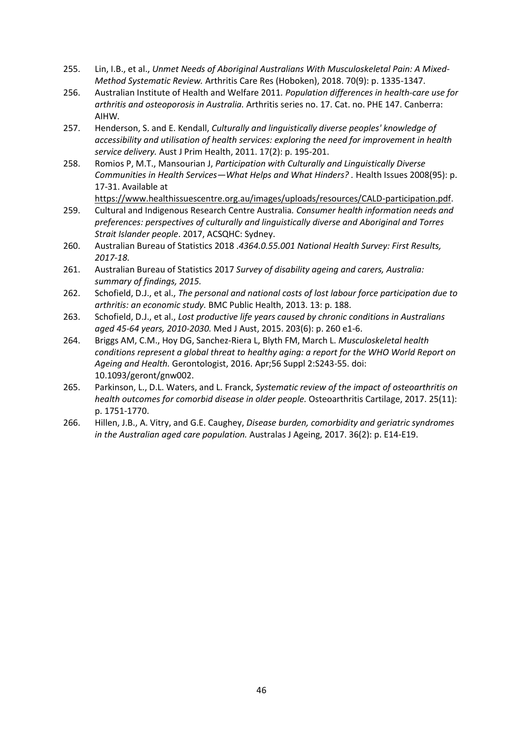255. Lin, I.B., et al., *Unmet Needs of Aboriginal Australians With Musculoskeletal Pain: A Mixed-Method Systematic Review.* Arthritis Care Res (Hoboken), 2018. 70(9): p. 1335-1347.
256. Australian Institute of Health and Welfare 2011. *Population differences in health-care use for arthritis and osteoporosis in Australia.* Arthritis series no. 17. Cat. no. PHE 147. Canberra: AIHW.
257. Henderson, S. and E. Kendall, *Culturally and linguistically diverse peoples' knowledge of accessibility and utilisation of health services: exploring the need for improvement in health service delivery.* Aust J Prim Health, 2011. 17(2): p. 195-201.
258. Romios P, M.T., Mansourian J, *Participation with Culturally and Linguistically Diverse Communities in Health Services—What Helps and What Hinders? .* Health Issues 2008(95): p. 17-31. Available at https://www.healthissuescentre.org.au/images/uploads/resources/CALD-participation.pdf.
259. Cultural and Indigenous Research Centre Australia*. Consumer health information needs and preferences: perspectives of culturally and linguistically diverse and Aboriginal and Torres Strait Islander people*. 2017, ACSQHC: Sydney.
260. Australian Bureau of Statistics 2018 *.4364.0.55.001 National Health Survey: First Results, 2017-18.*
261. Australian Bureau of Statistics 2017 *Survey of disability ageing and carers, Australia: summary of findings, 2015.*
262. Schofield, D.J., et al., *The personal and national costs of lost labour force participation due to arthritis: an economic study.* BMC Public Health, 2013. 13: p. 188.
263. Schofield, D.J., et al., *Lost productive life years caused by chronic conditions in Australians aged 45-64 years, 2010-2030.* Med J Aust, 2015. 203(6): p. 260 e1-6.
264. Briggs AM, C.M., Hoy DG, Sanchez-Riera L, Blyth FM, March L. *Musculoskeletal health conditions represent a global threat to healthy aging: a report for the WHO World Report on Ageing and Health.* Gerontologist, 2016. Apr;56 Suppl 2:S243-55. doi: 10.1093/geront/gnw002.
265. Parkinson, L., D.L. Waters, and L. Franck, *Systematic review of the impact of osteoarthritis on health outcomes for comorbid disease in older people.* Osteoarthritis Cartilage, 2017. 25(11): p. 1751-1770.
266. Hillen, J.B., A. Vitry, and G.E. Caughey, *Disease burden, comorbidity and geriatric syndromes in the Australian aged care population.* Australas J Ageing, 2017. 36(2): p. E14-E19.